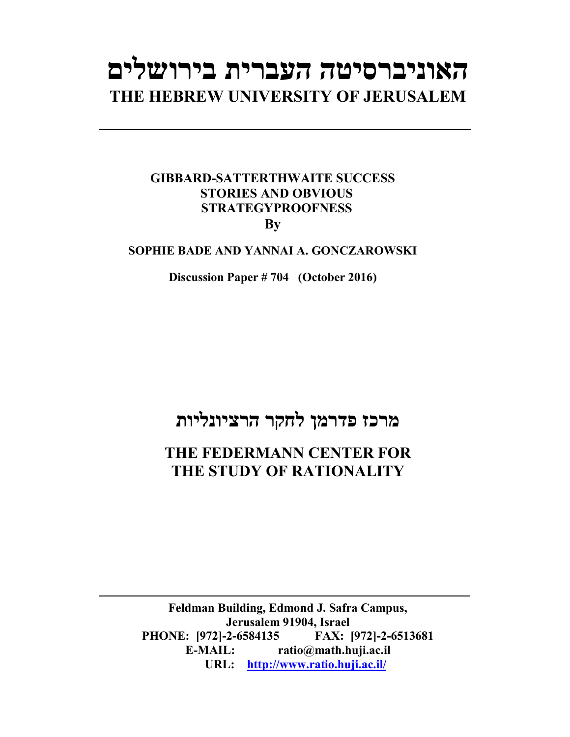# האוניברסיטה העברית בירושלים
# THE HEBREW UNIVERSITY OF JERUSALEM

---

**GIBBARD-SATTERTHWAITE SUCCESS STORIES AND OBVIOUS STRATEGYPROOFNESS**

**By**

**SOPHIE BADE AND YANNAI A. GONCZAROWSKI**

**Discussion Paper # 704 (October 2016)**

## מרכז פדרמן לחקר הרציונליות

## THE FEDERMANN CENTER FOR THE STUDY OF RATIONALITY

---

**Feldman Building, Edmond J. Safra Campus, Jerusalem 91904, Israel**

**PHONE: [972]-2-6584135 FAX: [972]-2-6513681**

**E-MAIL: ratio@math.huji.ac.il**

**URL: http://www.ratio.huji.ac.il/**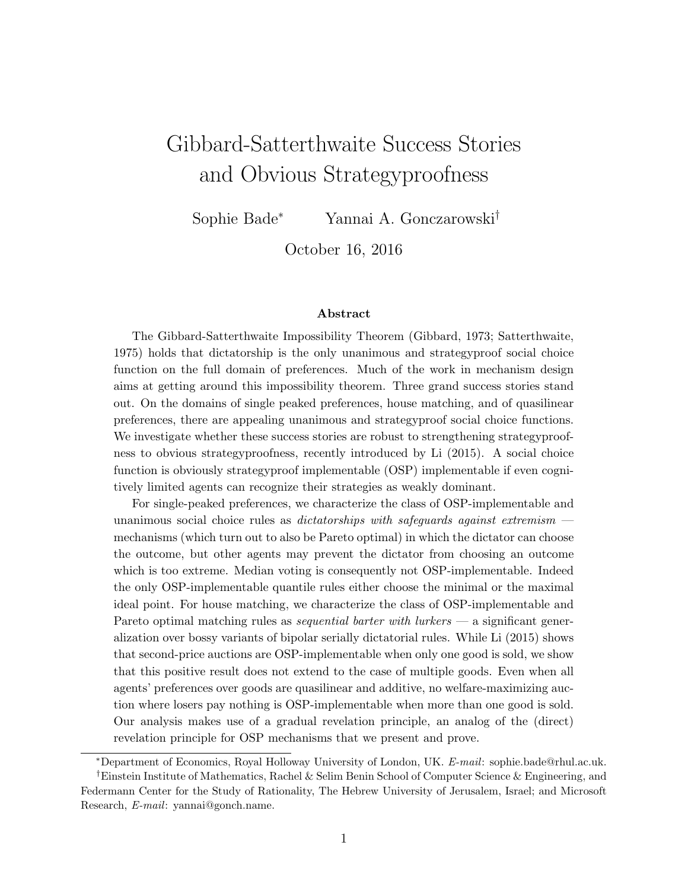# Gibbard-Satterthwaite Success Stories and Obvious Strategyproofness

Sophie Bade* Yannai A. Gonczarowski†

October 16, 2016

### Abstract

The Gibbard-Satterthwaite Impossibility Theorem (Gibbard, 1973; Satterthwaite, 1975) holds that dictatorship is the only unanimous and strategyproof social choice function on the full domain of preferences. Much of the work in mechanism design aims at getting around this impossibility theorem. Three grand success stories stand out. On the domains of single peaked preferences, house matching, and of quasilinear preferences, there are appealing unanimous and strategyproof social choice functions. We investigate whether these success stories are robust to strengthening strategyproofness to obvious strategyproofness, recently introduced by Li (2015). A social choice function is obviously strategyproof implementable (OSP) implementable if even cognitively limited agents can recognize their strategies as weakly dominant.

For single-peaked preferences, we characterize the class of OSP-implementable and unanimous social choice rules as *dictatorships with safeguards against extremism* — mechanisms (which turn out to also be Pareto optimal) in which the dictator can choose the outcome, but other agents may prevent the dictator from choosing an outcome which is too extreme. Median voting is consequently not OSP-implementable. Indeed the only OSP-implementable quantile rules either choose the minimal or the maximal ideal point. For house matching, we characterize the class of OSP-implementable and Pareto optimal matching rules as *sequential barter with lurkers* — a significant generalization over bossy variants of bipolar serially dictatorial rules. While Li (2015) shows that second-price auctions are OSP-implementable when only one good is sold, we show that this positive result does not extend to the case of multiple goods. Even when all agents' preferences over goods are quasilinear and additive, no welfare-maximizing auction where losers pay nothing is OSP-implementable when more than one good is sold. Our analysis makes use of a gradual revelation principle, an analog of the (direct) revelation principle for OSP mechanisms that we present and prove.

---

*Department of Economics, Royal Holloway University of London, UK. *E-mail*: sophie.bade@rhul.ac.uk.

†Einstein Institute of Mathematics, Rachel & Selim Benin School of Computer Science & Engineering, and Federmann Center for the Study of Rationality, The Hebrew University of Jerusalem, Israel; and Microsoft Research, *E-mail*: yannai@gonch.name.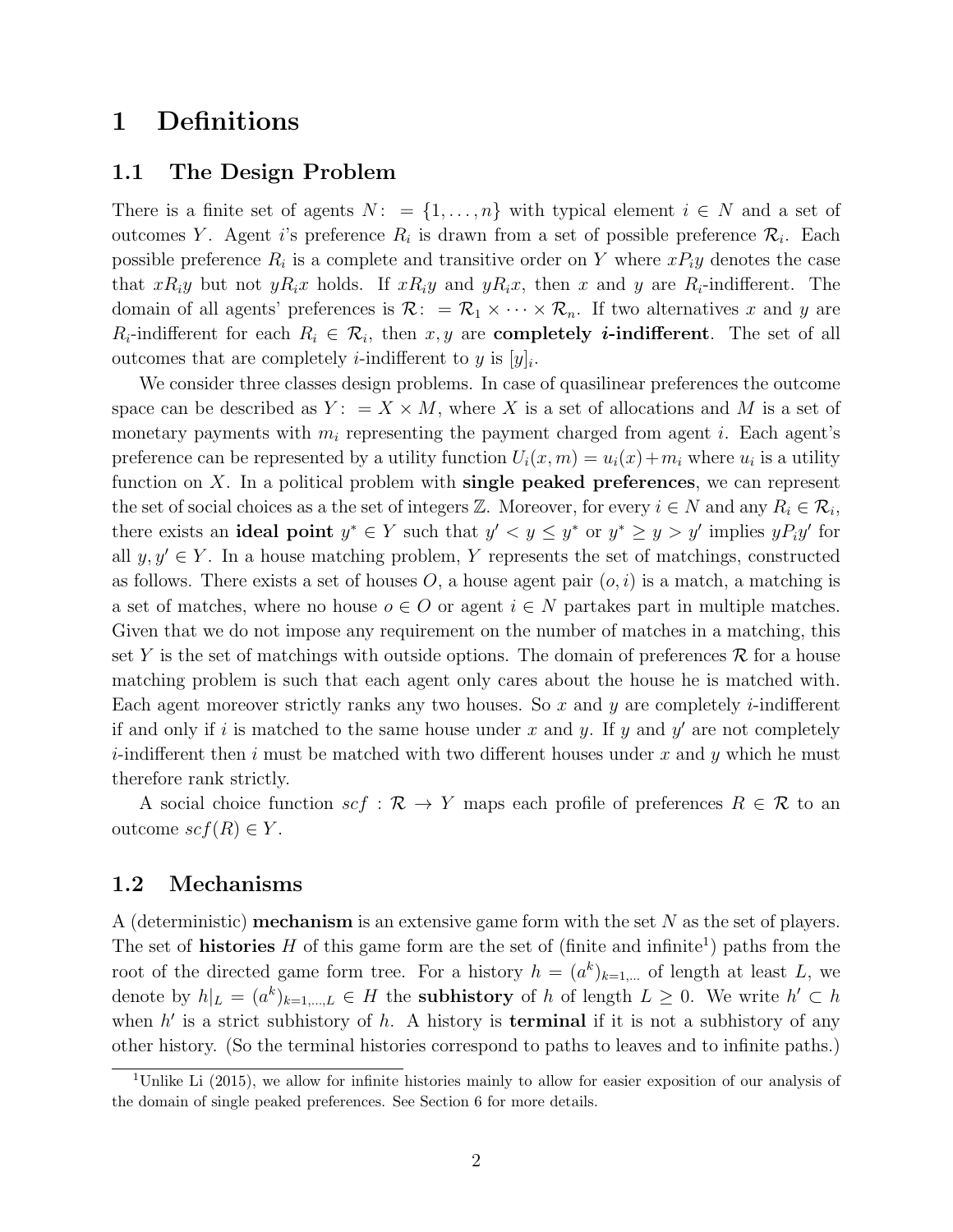# 1 Definitions

## 1.1 The Design Problem

There is a finite set of agents $N := \{1, \ldots, n\}$ with typical element $i \in N$ and a set of outcomes $Y$. Agent $i$'s preference $R_i$ is drawn from a set of possible preference $\mathcal{R}_i$. Each possible preference $R_i$ is a complete and transitive order on $Y$ where $xP_iy$ denotes the case that $xR_iy$ but not $yR_ix$ holds. If $xR_iy$ and $yR_ix$, then $x$ and $y$ are $R_i$-indifferent. The domain of all agents' preferences is $\mathcal{R} := \mathcal{R}_1 \times \cdots \times \mathcal{R}_n$. If two alternatives $x$ and $y$ are $R_i$-indifferent for each $R_i \in \mathcal{R}_i$, then $x, y$ are **completely *i*-indifferent**. The set of all outcomes that are completely $i$-indifferent to $y$ is $[y]_i$.

We consider three classes design problems. In case of quasilinear preferences the outcome space can be described as $Y := X \times M$, where $X$ is a set of allocations and $M$ is a set of monetary payments with $m_i$ representing the payment charged from agent $i$. Each agent's preference can be represented by a utility function $U_i(x, m) = u_i(x) + m_i$ where $u_i$ is a utility function on $X$. In a political problem with **single peaked preferences**, we can represent the set of social choices as a the set of integers $\mathbb{Z}$. Moreover, for every $i \in N$ and any $R_i \in \mathcal{R}_i$, there exists an **ideal point** $y^* \in Y$ such that $y' < y \leq y^*$ or $y^* \geq y > y'$ implies $yP_iy'$ for all $y, y' \in Y$. In a house matching problem, $Y$ represents the set of matchings, constructed as follows. There exists a set of houses $O$, a house agent pair $(o, i)$ is a match, a matching is a set of matches, where no house $o \in O$ or agent $i \in N$ partakes part in multiple matches. Given that we do not impose any requirement on the number of matches in a matching, this set $Y$ is the set of matchings with outside options. The domain of preferences $\mathcal{R}$ for a house matching problem is such that each agent only cares about the house he is matched with. Each agent moreover strictly ranks any two houses. So $x$ and $y$ are completely $i$-indifferent if and only if $i$ is matched to the same house under $x$ and $y$. If $y$ and $y'$ are not completely $i$-indifferent then $i$ must be matched with two different houses under $x$ and $y$ which he must therefore rank strictly.

A social choice function $scf : \mathcal{R} \to Y$ maps each profile of preferences $R \in \mathcal{R}$ to an outcome $scf(R) \in Y$.

## 1.2 Mechanisms

A (deterministic) **mechanism** is an extensive game form with the set $N$ as the set of players. The set of **histories** $H$ of this game form are the set of (finite and infinite[1]) paths from the root of the directed game form tree. For a history $h = (a^k)_{k=1,\ldots}$ of length at least $L$, we denote by $h|_L = (a^k)_{k=1,\ldots,L} \in H$ the **subhistory** of $h$ of length $L \geq 0$. We write $h' \subset h$ when $h'$ is a strict subhistory of $h$. A history is **terminal** if it is not a subhistory of any other history. (So the terminal histories correspond to paths to leaves and to infinite paths.)

[1] Unlike Li (2015), we allow for infinite histories mainly to allow for easier exposition of our analysis of the domain of single peaked preferences. See Section 6 for more details.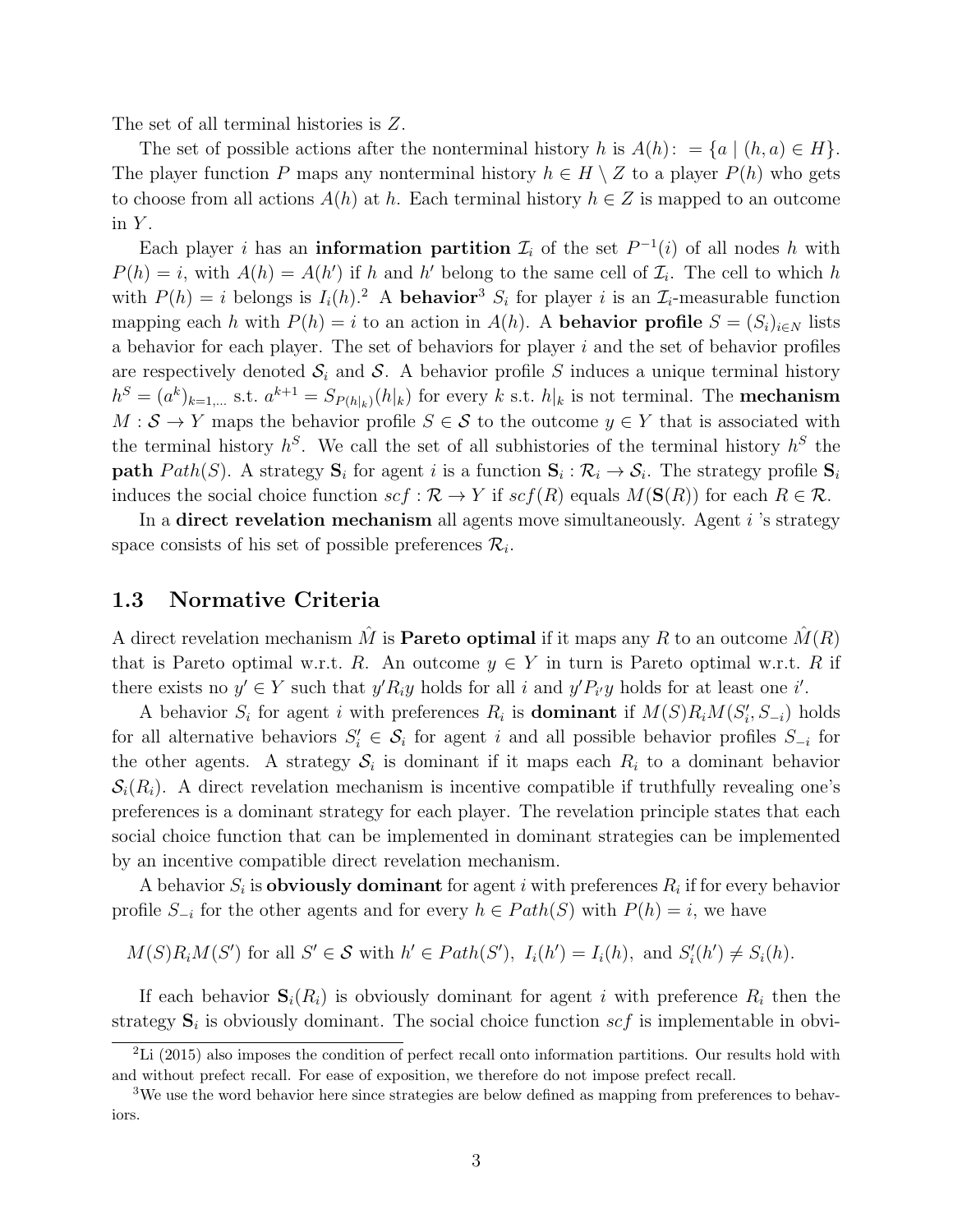The set of all terminal histories is $Z$.

The set of possible actions after the nonterminal history $h$ is $A(h) :=\{a \mid (h, a) \in H\}$. The player function $P$ maps any nonterminal history $h \in H \setminus Z$ to a player $P(h)$ who gets to choose from all actions $A(h)$ at $h$. Each terminal history $h \in Z$ is mapped to an outcome in $Y$.

Each player $i$ has an **information partition** $\mathcal{I}_i$ of the set $P^{-1}(i)$ of all nodes $h$ with $P(h) = i$, with $A(h) = A(h')$ if $h$ and $h'$ belong to the same cell of $\mathcal{I}_i$. The cell to which $h$ with $P(h) = i$ belongs is $I_i(h)$.[2] A **behavior**[3] $S_i$ for player $i$ is an $\mathcal{I}_i$-measurable function mapping each $h$ with $P(h) = i$ to an action in $A(h)$. A **behavior profile** $S = (S_i)_{i \in N}$ lists a behavior for each player. The set of behaviors for player $i$ and the set of behavior profiles are respectively denoted $\mathcal{S}_i$ and $\mathcal{S}$. A behavior profile $S$ induces a unique terminal history $h^S = (a^k)_{k=1,\ldots}$ s.t. $a^{k+1} = S_{P(h|_k)}(h|_k)$ for every $k$ s.t. $h|_k$ is not terminal. The **mechanism** $M : \mathcal{S} \to Y$ maps the behavior profile $S \in \mathcal{S}$ to the outcome $y \in Y$ that is associated with the terminal history $h^S$. We call the set of all subhistories of the terminal history $h^S$ the **path** $Path(S)$. A strategy $\mathbf{S}_i$ for agent $i$ is a function $\mathbf{S}_i : \mathcal{R}_i \to \mathcal{S}_i$. The strategy profile $\mathbf{S}_i$ induces the social choice function $scf : \mathcal{R} \to Y$ if $scf(R)$ equals $M(\mathbf{S}(R))$ for each $R \in \mathcal{R}$.

In a **direct revelation mechanism** all agents move simultaneously. Agent $i$ 's strategy space consists of his set of possible preferences $\mathcal{R}_i$.

## 1.3 Normative Criteria

A direct revelation mechanism $\hat{M}$ is **Pareto optimal** if it maps any $R$ to an outcome $\hat{M}(R)$ that is Pareto optimal w.r.t. $R$. An outcome $y \in Y$ in turn is Pareto optimal w.r.t. $R$ if there exists no $y' \in Y$ such that $y' R_i y$ holds for all $i$ and $y' P_{i'} y$ holds for at least one $i'$.

A behavior $S_i$ for agent $i$ with preferences $R_i$ is **dominant** if $M(S) R_i M(S'_i, S_{-i})$ holds for all alternative behaviors $S'_i \in \mathcal{S}_i$ for agent $i$ and all possible behavior profiles $S_{-i}$ for the other agents. A strategy $\mathcal{S}_i$ is dominant if it maps each $R_i$ to a dominant behavior $\mathcal{S}_i(R_i)$. A direct revelation mechanism is incentive compatible if truthfully revealing one's preferences is a dominant strategy for each player. The revelation principle states that each social choice function that can be implemented in dominant strategies can be implemented by an incentive compatible direct revelation mechanism.

A behavior $S_i$ is **obviously dominant** for agent $i$ with preferences $R_i$ if for every behavior profile $S_{-i}$ for the other agents and for every $h \in Path(S)$ with $P(h) = i$, we have

$$M(S) R_i M(S') \text{ for all } S' \in \mathcal{S} \text{ with } h' \in Path(S'),\ I_i(h') = I_i(h), \text{ and } S'_i(h') \neq S_i(h).$$

If each behavior $\mathbf{S}_i(R_i)$ is obviously dominant for agent $i$ with preference $R_i$ then the strategy $\mathbf{S}_i$ is obviously dominant. The social choice function $scf$ is implementable in obvi-

[2] Li (2015) also imposes the condition of perfect recall onto information partitions. Our results hold with and without prefect recall. For ease of exposition, we therefore do not impose prefect recall.

[3] We use the word behavior here since strategies are below defined as mapping from preferences to behaviors.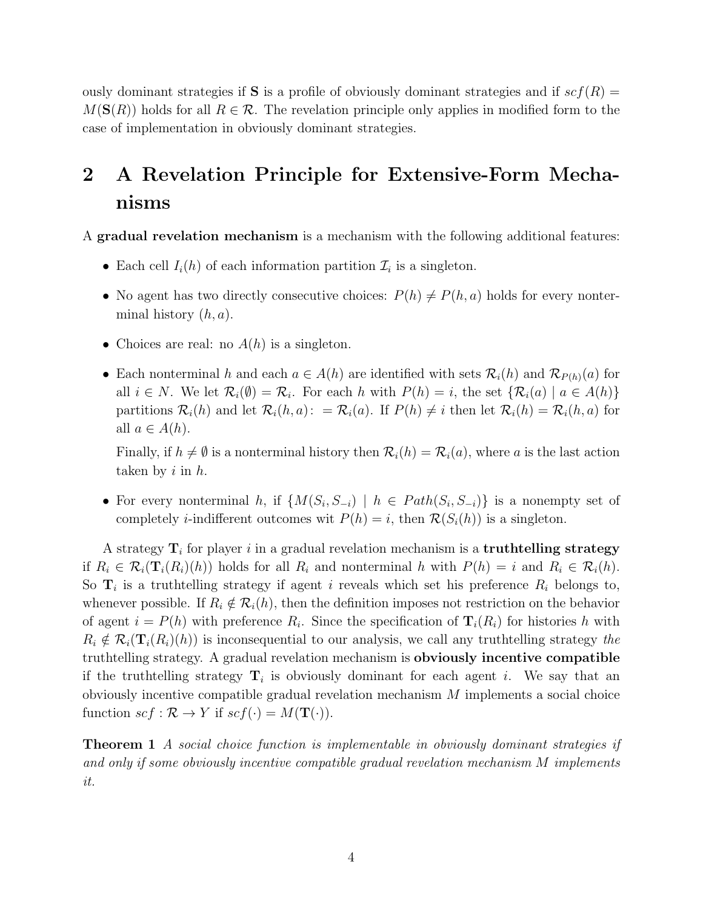ously dominant strategies if $\mathbf{S}$ is a profile of obviously dominant strategies and if $scf(R) = M(\mathbf{S}(R))$ holds for all $R \in \mathcal{R}$. The revelation principle only applies in modified form to the case of implementation in obviously dominant strategies.

## 2 A Revelation Principle for Extensive-Form Mechanisms

A **gradual revelation mechanism** is a mechanism with the following additional features:

- Each cell $I_i(h)$ of each information partition $\mathcal{I}_i$ is a singleton.
- No agent has two directly consecutive choices: $P(h) \neq P(h, a)$ holds for every nonterminal history $(h, a)$.
- Choices are real: no $A(h)$ is a singleton.
- Each nonterminal $h$ and each $a \in A(h)$ are identified with sets $\mathcal{R}_i(h)$ and $\mathcal{R}_{P(h)}(a)$ for all $i \in N$. We let $\mathcal{R}_i(\emptyset) = \mathcal{R}_i$. For each $h$ with $P(h) = i$, the set $\{\mathcal{R}_i(a) \mid a \in A(h)\}$ partitions $\mathcal{R}_i(h)$ and let $\mathcal{R}_i(h, a) := \mathcal{R}_i(a)$. If $P(h) \neq i$ then let $\mathcal{R}_i(h) = \mathcal{R}_i(h, a)$ for all $a \in A(h)$.

  Finally, if $h \neq \emptyset$ is a nonterminal history then $\mathcal{R}_i(h) = \mathcal{R}_i(a)$, where $a$ is the last action taken by $i$ in $h$.
- For every nonterminal $h$, if $\{M(S_i, S_{-i}) \mid h \in Path(S_i, S_{-i})\}$ is a nonempty set of completely $i$-indifferent outcomes wit $P(h) = i$, then $\mathcal{R}(S_i(h))$ is a singleton.

A strategy $\mathbf{T}_i$ for player $i$ in a gradual revelation mechanism is a **truthtelling strategy** if $R_i \in \mathcal{R}_i(\mathbf{T}_i(R_i)(h))$ holds for all $R_i$ and nonterminal $h$ with $P(h) = i$ and $R_i \in \mathcal{R}_i(h)$. So $\mathbf{T}_i$ is a truthtelling strategy if agent $i$ reveals which set his preference $R_i$ belongs to, whenever possible. If $R_i \notin \mathcal{R}_i(h)$, then the definition imposes not restriction on the behavior of agent $i = P(h)$ with preference $R_i$. Since the specification of $\mathbf{T}_i(R_i)$ for histories $h$ with $R_i \notin \mathcal{R}_i(\mathbf{T}_i(R_i)(h))$ is inconsequential to our analysis, we call any truthtelling strategy *the* truthtelling strategy. A gradual revelation mechanism is **obviously incentive compatible** if the truthtelling strategy $\mathbf{T}_i$ is obviously dominant for each agent $i$. We say that an obviously incentive compatible gradual revelation mechanism $M$ implements a social choice function $scf : \mathcal{R} \to Y$ if $scf(\cdot) = M(\mathbf{T}(\cdot))$.

**Theorem 1** *A social choice function is implementable in obviously dominant strategies if and only if some obviously incentive compatible gradual revelation mechanism $M$ implements it.*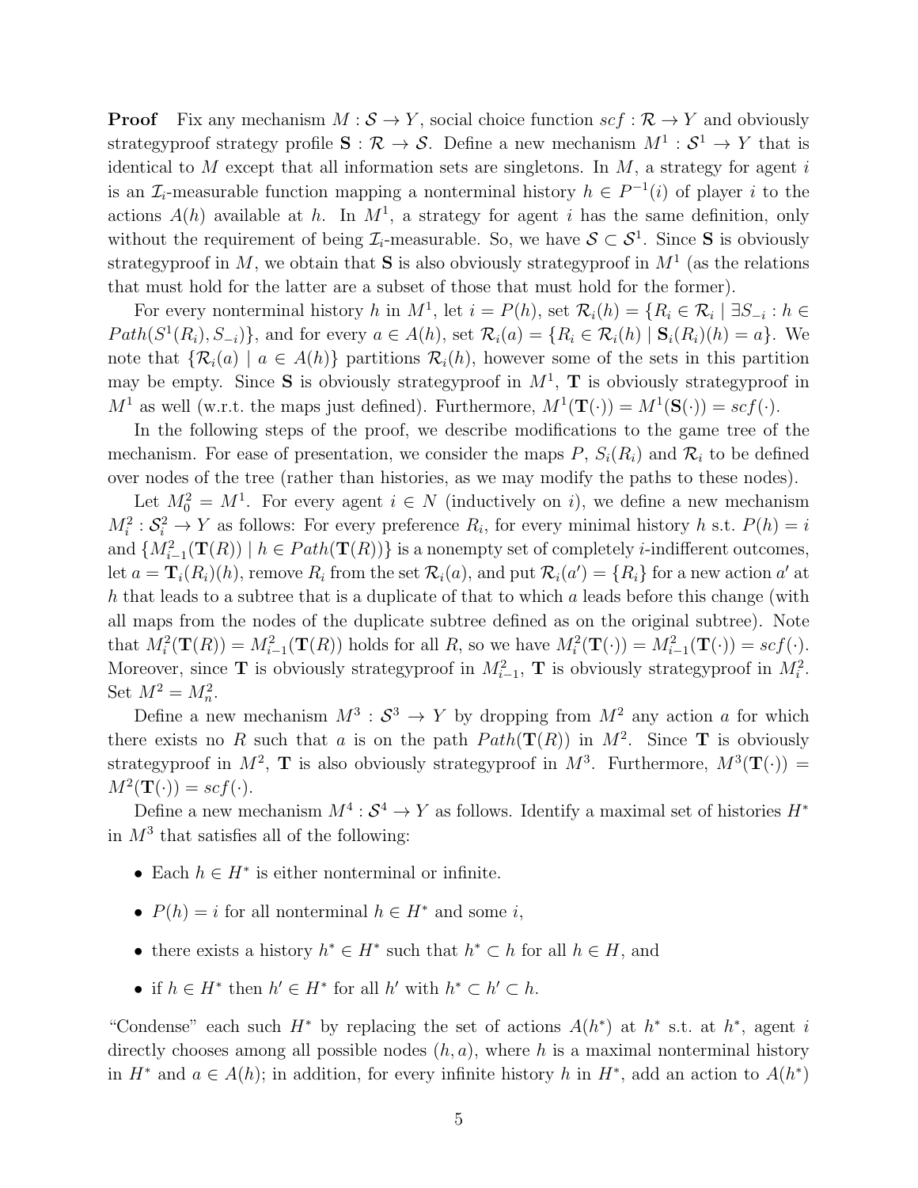**Proof** Fix any mechanism $M : \mathcal{S} \to Y$, social choice function $scf : \mathcal{R} \to Y$ and obviously strategyproof strategy profile $\mathbf{S} : \mathcal{R} \to \mathcal{S}$. Define a new mechanism $M^1 : \mathcal{S}^1 \to Y$ that is identical to $M$ except that all information sets are singletons. In $M$, a strategy for agent $i$ is an $\mathcal{I}_i$-measurable function mapping a nonterminal history $h \in P^{-1}(i)$ of player $i$ to the actions $A(h)$ available at $h$. In $M^1$, a strategy for agent $i$ has the same definition, only without the requirement of being $\mathcal{I}_i$-measurable. So, we have $\mathcal{S} \subset \mathcal{S}^1$. Since $\mathbf{S}$ is obviously strategyproof in $M$, we obtain that $\mathbf{S}$ is also obviously strategyproof in $M^1$ (as the relations that must hold for the latter are a subset of those that must hold for the former).

For every nonterminal history $h$ in $M^1$, let $i = P(h)$, set $\mathcal{R}_i(h) = \{R_i \in \mathcal{R}_i \mid \exists S_{-i} : h \in Path(S^1(R_i), S_{-i})\}$, and for every $a \in A(h)$, set $\mathcal{R}_i(a) = \{R_i \in \mathcal{R}_i(h) \mid \mathbf{S}_i(R_i)(h) = a\}$. We note that $\{\mathcal{R}_i(a) \mid a \in A(h)\}$ partitions $\mathcal{R}_i(h)$, however some of the sets in this partition may be empty. Since $\mathbf{S}$ is obviously strategyproof in $M^1$, $\mathbf{T}$ is obviously strategyproof in $M^1$ as well (w.r.t. the maps just defined). Furthermore, $M^1(\mathbf{T}(\cdot)) = M^1(\mathbf{S}(\cdot)) = scf(\cdot)$.

In the following steps of the proof, we describe modifications to the game tree of the mechanism. For ease of presentation, we consider the maps $P$, $S_i(R_i)$ and $\mathcal{R}_i$ to be defined over nodes of the tree (rather than histories, as we may modify the paths to these nodes).

Let $M^2_0 = M^1$. For every agent $i \in N$ (inductively on $i$), we define a new mechanism $M^2_i : \mathcal{S}^2_i \to Y$ as follows: For every preference $R_i$, for every minimal history $h$ s.t. $P(h) = i$ and $\{M^2_{i-1}(\mathbf{T}(R)) \mid h \in Path(\mathbf{T}(R))\}$ is a nonempty set of completely $i$-indifferent outcomes, let $a = \mathbf{T}_i(R_i)(h)$, remove $R_i$ from the set $\mathcal{R}_i(a)$, and put $\mathcal{R}_i(a') = \{R_i\}$ for a new action $a'$ at $h$ that leads to a subtree that is a duplicate of that to which $a$ leads before this change (with all maps from the nodes of the duplicate subtree defined as on the original subtree). Note that $M^2_i(\mathbf{T}(R)) = M^2_{i-1}(\mathbf{T}(R))$ holds for all $R$, so we have $M^2_i(\mathbf{T}(\cdot)) = M^2_{i-1}(\mathbf{T}(\cdot)) = scf(\cdot)$. Moreover, since $\mathbf{T}$ is obviously strategyproof in $M^2_{i-1}$, $\mathbf{T}$ is obviously strategyproof in $M^2_i$. Set $M^2 = M^2_n$.

Define a new mechanism $M^3 : \mathcal{S}^3 \to Y$ by dropping from $M^2$ any action $a$ for which there exists no $R$ such that $a$ is on the path $Path(\mathbf{T}(R))$ in $M^2$. Since $\mathbf{T}$ is obviously strategyproof in $M^2$, $\mathbf{T}$ is also obviously strategyproof in $M^3$. Furthermore, $M^3(\mathbf{T}(\cdot)) = M^2(\mathbf{T}(\cdot)) = scf(\cdot)$.

Define a new mechanism $M^4 : \mathcal{S}^4 \to Y$ as follows. Identify a maximal set of histories $H^*$ in $M^3$ that satisfies all of the following:

- Each $h \in H^*$ is either nonterminal or infinite.
- $P(h) = i$ for all nonterminal $h \in H^*$ and some $i$,
- there exists a history $h^* \in H^*$ such that $h^* \subset h$ for all $h \in H$, and
- if $h \in H^*$ then $h' \in H^*$ for all $h'$ with $h^* \subset h' \subset h$.

"Condense" each such $H^*$ by replacing the set of actions $A(h^*)$ at $h^*$ s.t. at $h^*$, agent $i$ directly chooses among all possible nodes $(h, a)$, where $h$ is a maximal nonterminal history in $H^*$ and $a \in A(h)$; in addition, for every infinite history $h$ in $H^*$, add an action to $A(h^*)$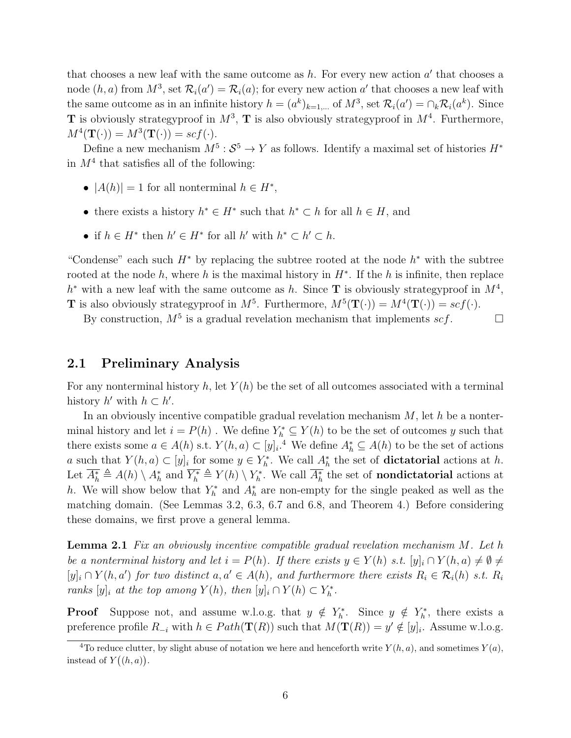that chooses a new leaf with the same outcome as $h$. For every new action $a'$ that chooses a node $(h, a)$ from $M^3$, set $\mathcal{R}_i(a') = \mathcal{R}_i(a)$; for every new action $a'$ that chooses a new leaf with the same outcome as in an infinite history $h = (a^k)_{k=1,\ldots}$ of $M^3$, set $\mathcal{R}_i(a') = \cap_k \mathcal{R}_i(a^k)$. Since $\mathbf{T}$ is obviously strategyproof in $M^3$, $\mathbf{T}$ is also obviously strategyproof in $M^4$. Furthermore, $M^4(\mathbf{T}(\cdot)) = M^3(\mathbf{T}(\cdot)) = scf(\cdot)$.

Define a new mechanism $M^5 : \mathcal{S}^5 \to Y$ as follows. Identify a maximal set of histories $H^*$ in $M^4$ that satisfies all of the following:

- $|A(h)| = 1$ for all nonterminal $h \in H^*$,
- there exists a history $h^* \in H^*$ such that $h^* \subset h$ for all $h \in H$, and
- if $h \in H^*$ then $h' \in H^*$ for all $h'$ with $h^* \subset h' \subset h$.

"Condense" each such $H^*$ by replacing the subtree rooted at the node $h^*$ with the subtree rooted at the node $h$, where $h$ is the maximal history in $H^*$. If the $h$ is infinite, then replace $h^*$ with a new leaf with the same outcome as $h$. Since $\mathbf{T}$ is obviously strategyproof in $M^4$, $\mathbf{T}$ is also obviously strategyproof in $M^5$. Furthermore, $M^5(\mathbf{T}(\cdot)) = M^4(\mathbf{T}(\cdot)) = scf(\cdot)$.

By construction, $M^5$ is a gradual revelation mechanism that implements $scf$. $\square$

## 2.1 Preliminary Analysis

For any nonterminal history $h$, let $Y(h)$ be the set of all outcomes associated with a terminal history $h'$ with $h \subset h'$.

In an obviously incentive compatible gradual revelation mechanism $M$, let $h$ be a nonterminal history and let $i = P(h)$ . We define $Y_h^* \subseteq Y(h)$ to be the set of outcomes $y$ such that there exists some $a \in A(h)$ s.t. $Y(h, a) \subset [y]_i$.[4] We define $A_h^* \subseteq A(h)$ to be the set of actions $a$ such that $Y(h, a) \subset [y]_i$ for some $y \in Y_h^*$. We call $A_h^*$ the set of **dictatorial** actions at $h$. Let $\overline{A_h^*} \triangleq A(h) \setminus A_h^*$ and $\overline{Y_h^*} \triangleq Y(h) \setminus Y_h^*$. We call $\overline{A_h^*}$ the set of **nondictatorial** actions at $h$. We will show below that $Y_h^*$ and $A_h^*$ are non-empty for the single peaked as well as the matching domain. (See Lemmas 3.2, 6.3, 6.7 and 6.8, and Theorem 4.) Before considering these domains, we first prove a general lemma.

**Lemma 2.1** *Fix an obviously incentive compatible gradual revelation mechanism $M$. Let $h$ be a nonterminal history and let $i = P(h)$. If there exists $y \in Y(h)$ s.t. $[y]_i \cap Y(h, a) \neq \emptyset \neq [y]_i \cap Y(h, a')$ for two distinct $a, a' \in A(h)$, and furthermore there exists $R_i \in \mathcal{R}_i(h)$ s.t. $R_i$ ranks $[y]_i$ at the top among $Y(h)$, then $[y]_i \cap Y(h) \subset Y_h^*$.*

**Proof** Suppose not, and assume w.l.o.g. that $y \notin Y_h^*$. Since $y \notin Y_h^*$, there exists a preference profile $R_{-i}$ with $h \in Path(\mathbf{T}(R))$ such that $M(\mathbf{T}(R)) = y' \notin [y]_i$. Assume w.l.o.g.

[4] To reduce clutter, by slight abuse of notation we here and henceforth write $Y(h, a)$, and sometimes $Y(a)$, instead of $Y\big((h, a)\big)$.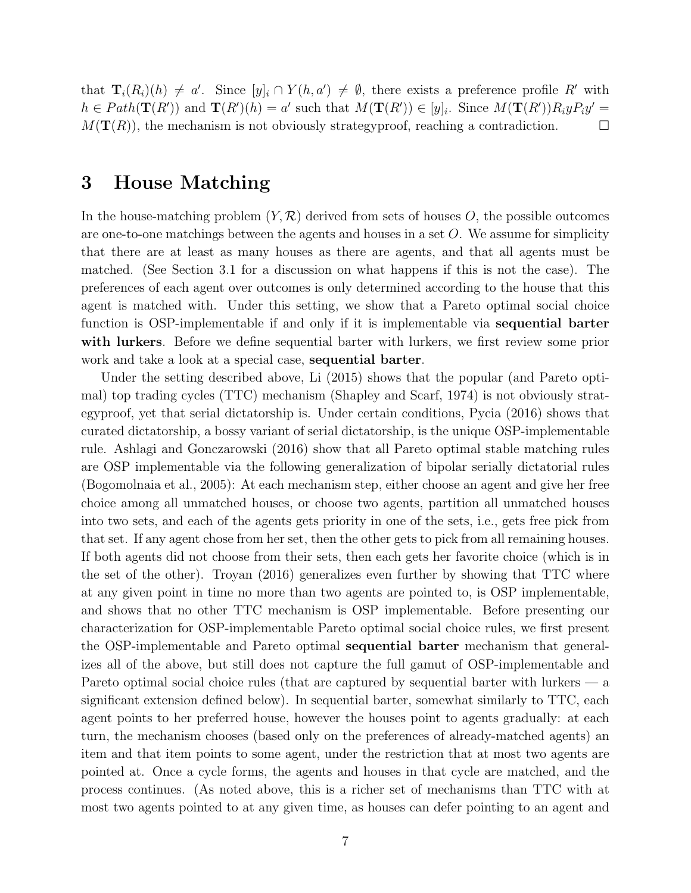that $\mathbf{T}_i(R_i)(h) \neq a'$. Since $[y]_i \cap Y(h, a') \neq \emptyset$, there exists a preference profile $R'$ with $h \in Path(\mathbf{T}(R'))$ and $\mathbf{T}(R')(h) = a'$ such that $M(\mathbf{T}(R')) \in [y]_i$. Since $M(\mathbf{T}(R')) R_i y P_i y' = M(\mathbf{T}(R))$, the mechanism is not obviously strategyproof, reaching a contradiction. □

# 3 House Matching

In the house-matching problem $(Y, \mathcal{R})$ derived from sets of houses $O$, the possible outcomes are one-to-one matchings between the agents and houses in a set $O$. We assume for simplicity that there are at least as many houses as there are agents, and that all agents must be matched. (See Section 3.1 for a discussion on what happens if this is not the case). The preferences of each agent over outcomes is only determined according to the house that this agent is matched with. Under this setting, we show that a Pareto optimal social choice function is OSP-implementable if and only if it is implementable via **sequential barter with lurkers**. Before we define sequential barter with lurkers, we first review some prior work and take a look at a special case, **sequential barter**.

Under the setting described above, Li (2015) shows that the popular (and Pareto optimal) top trading cycles (TTC) mechanism (Shapley and Scarf, 1974) is not obviously strategyproof, yet that serial dictatorship is. Under certain conditions, Pycia (2016) shows that curated dictatorship, a bossy variant of serial dictatorship, is the unique OSP-implementable rule. Ashlagi and Gonczarowski (2016) show that all Pareto optimal stable matching rules are OSP implementable via the following generalization of bipolar serially dictatorial rules (Bogomolnaia et al., 2005): At each mechanism step, either choose an agent and give her free choice among all unmatched houses, or choose two agents, partition all unmatched houses into two sets, and each of the agents gets priority in one of the sets, i.e., gets free pick from that set. If any agent chose from her set, then the other gets to pick from all remaining houses. If both agents did not choose from their sets, then each gets her favorite choice (which is in the set of the other). Troyan (2016) generalizes even further by showing that TTC where at any given point in time no more than two agents are pointed to, is OSP implementable, and shows that no other TTC mechanism is OSP implementable. Before presenting our characterization for OSP-implementable Pareto optimal social choice rules, we first present the OSP-implementable and Pareto optimal **sequential barter** mechanism that generalizes all of the above, but still does not capture the full gamut of OSP-implementable and Pareto optimal social choice rules (that are captured by sequential barter with lurkers — a significant extension defined below). In sequential barter, somewhat similarly to TTC, each agent points to her preferred house, however the houses point to agents gradually: at each turn, the mechanism chooses (based only on the preferences of already-matched agents) an item and that item points to some agent, under the restriction that at most two agents are pointed at. Once a cycle forms, the agents and houses in that cycle are matched, and the process continues. (As noted above, this is a richer set of mechanisms than TTC with at most two agents pointed to at any given time, as houses can defer pointing to an agent and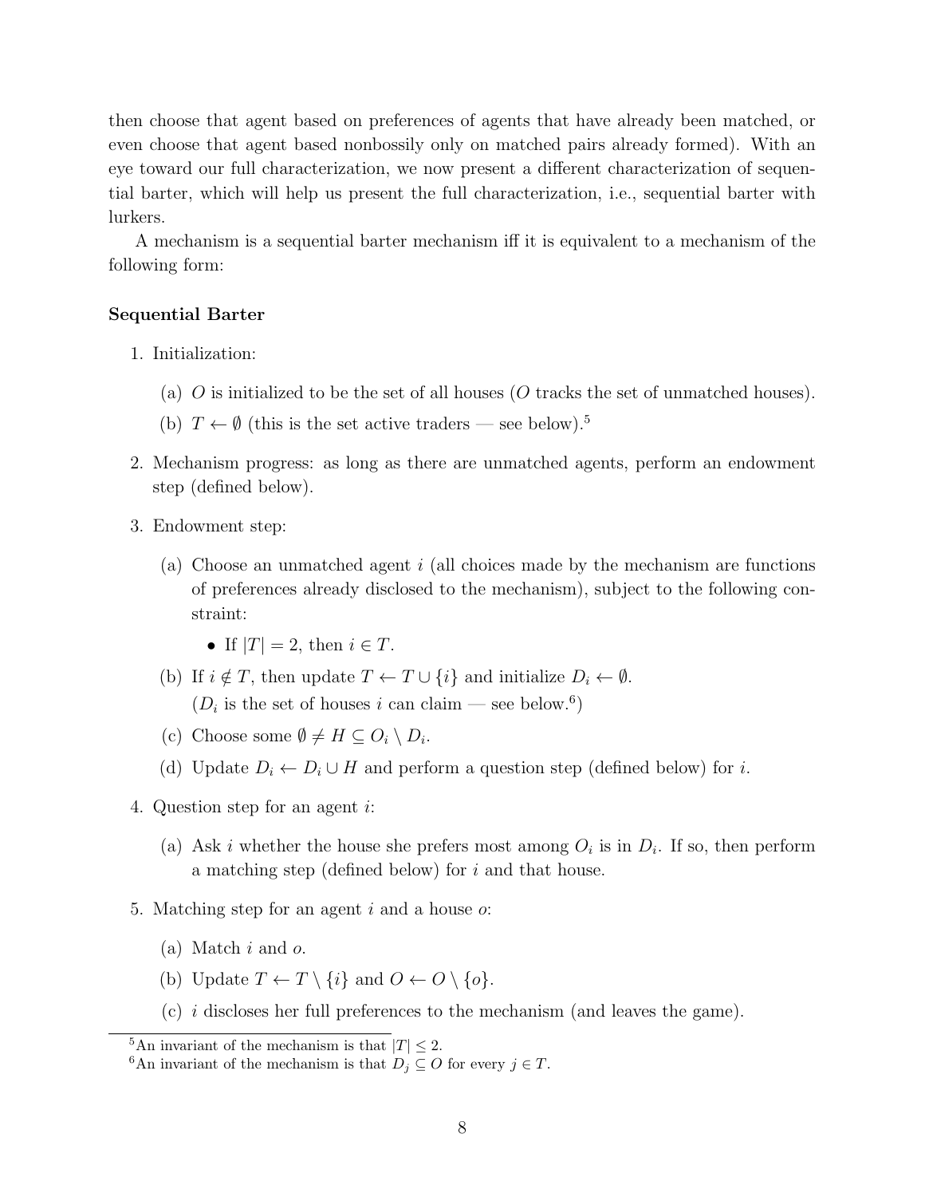then choose that agent based on preferences of agents that have already been matched, or even choose that agent based nonbossily only on matched pairs already formed). With an eye toward our full characterization, we now present a different characterization of sequential barter, which will help us present the full characterization, i.e., sequential barter with lurkers.

A mechanism is a sequential barter mechanism iff it is equivalent to a mechanism of the following form:

**Sequential Barter**

1. Initialization:
   (a) $O$ is initialized to be the set of all houses ($O$ tracks the set of unmatched houses).
   (b) $T \leftarrow \emptyset$ (this is the set active traders — see below).[5]

2. Mechanism progress: as long as there are unmatched agents, perform an endowment step (defined below).

3. Endowment step:
   (a) Choose an unmatched agent $i$ (all choices made by the mechanism are functions of preferences already disclosed to the mechanism), subject to the following constraint:
      - If $|T| = 2$, then $i \in T$.

   (b) If $i \notin T$, then update $T \leftarrow T \cup \{i\}$ and initialize $D_i \leftarrow \emptyset$.
   ($D_i$ is the set of houses $i$ can claim — see below.[6])
   (c) Choose some $\emptyset \neq H \subseteq O_i \setminus D_i$.
   (d) Update $D_i \leftarrow D_i \cup H$ and perform a question step (defined below) for $i$.

4. Question step for an agent $i$:
   (a) Ask $i$ whether the house she prefers most among $O_i$ is in $D_i$. If so, then perform a matching step (defined below) for $i$ and that house.

5. Matching step for an agent $i$ and a house $o$:
   (a) Match $i$ and $o$.
   (b) Update $T \leftarrow T \setminus \{i\}$ and $O \leftarrow O \setminus \{o\}$.
   (c) $i$ discloses her full preferences to the mechanism (and leaves the game).

[5] An invariant of the mechanism is that $|T| \leq 2$.

[6] An invariant of the mechanism is that $D_j \subseteq O$ for every $j \in T$.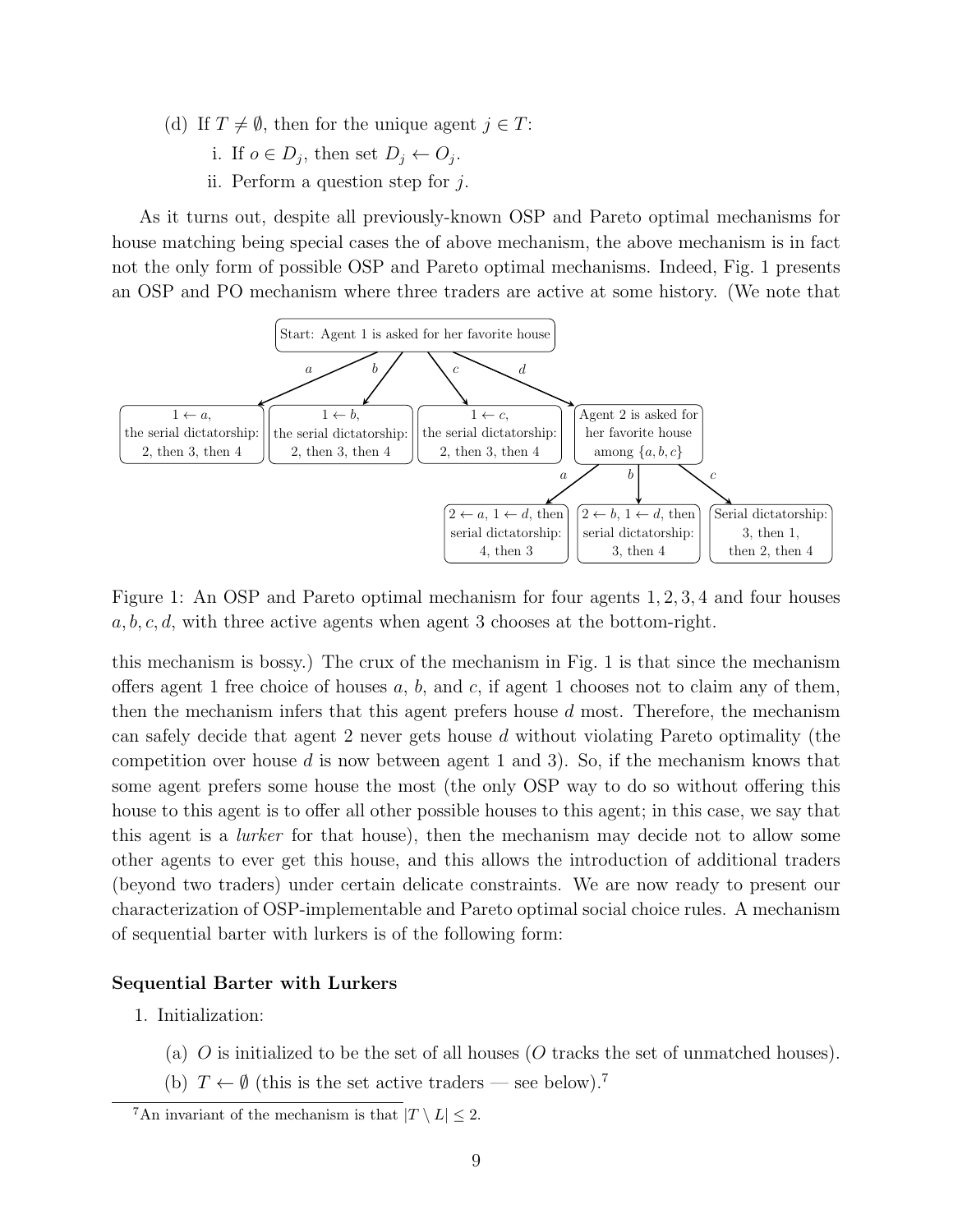(d) If $T \neq \emptyset$, then for the unique agent $j \in T$:

  i. If $o \in D_j$, then set $D_j \leftarrow O_j$.

  ii. Perform a question step for $j$.

As it turns out, despite all previously-known OSP and Pareto optimal mechanisms for house matching being special cases the of above mechanism, the above mechanism is in fact not the only form of possible OSP and Pareto optimal mechanisms. Indeed, Fig. 1 presents an OSP and PO mechanism where three traders are active at some history. (We note that this mechanism is bossy.) The crux of the mechanism in Fig. 1 is that since the mechanism offers agent 1 free choice of houses $a$, $b$, and $c$, if agent 1 chooses not to claim any of them, then the mechanism infers that this agent prefers house $d$ most. Therefore, the mechanism can safely decide that agent 2 never gets house $d$ without violating Pareto optimality (the competition over house $d$ is now between agent 1 and 3). So, if the mechanism knows that some agent prefers some house the most (the only OSP way to do so without offering this house to this agent is to offer all other possible houses to this agent; in this case, we say that this agent is a *lurker* for that house), then the mechanism may decide not to allow some other agents to ever get this house, and this allows the introduction of additional traders (beyond two traders) under certain delicate constraints. We are now ready to present our characterization of OSP-implementable and Pareto optimal social choice rules. A mechanism of sequential barter with lurkers is of the following form:

Figure 1: An OSP and Pareto optimal mechanism for four agents 1, 2, 3, 4 and four houses $a, b, c, d$, with three active agents when agent 3 chooses at the bottom-right.

**Sequential Barter with Lurkers**

1. Initialization:

   (a) $O$ is initialized to be the set of all houses ($O$ tracks the set of unmatched houses).

   (b) $T \leftarrow \emptyset$ (this is the set active traders — see below).[7]

[7] An invariant of the mechanism is that $|T \setminus L| \leq 2$.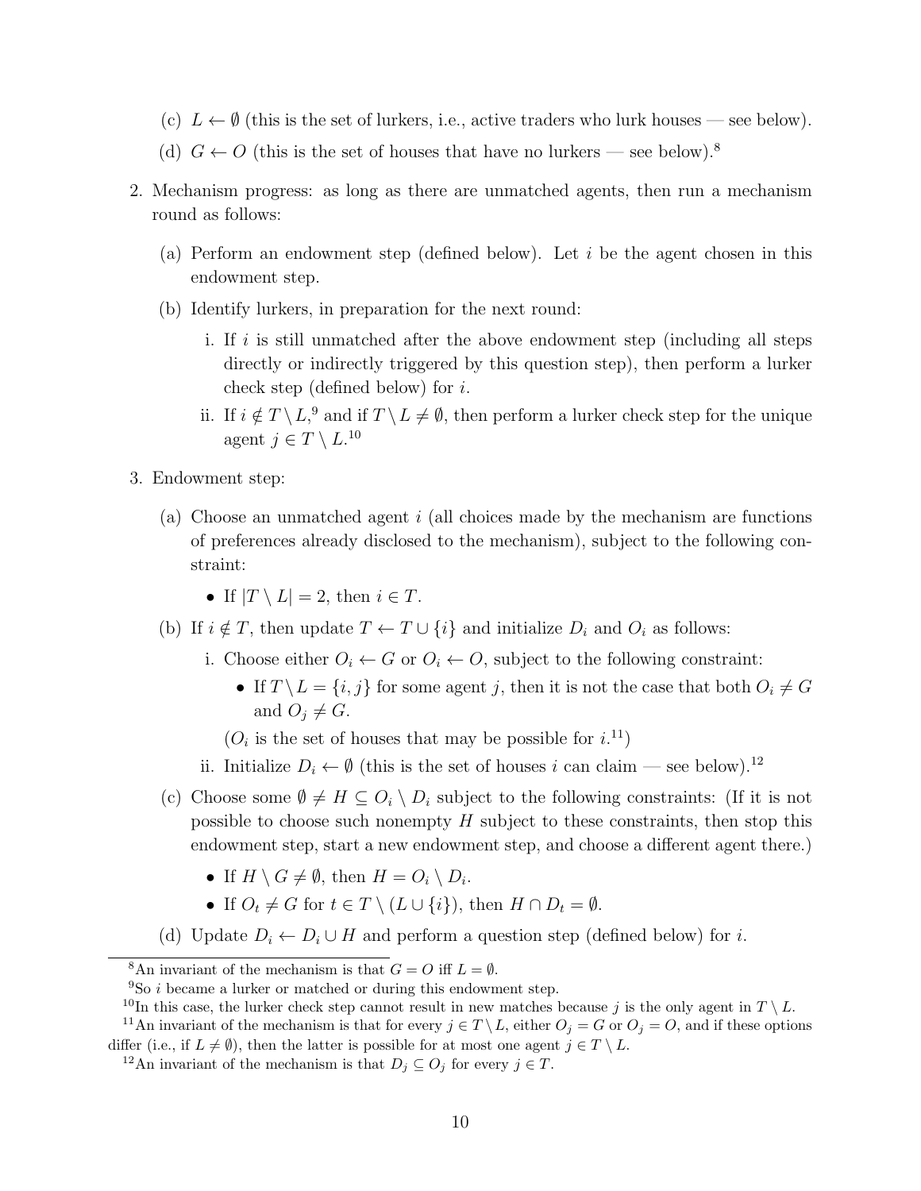(c) $L \leftarrow \emptyset$ (this is the set of lurkers, i.e., active traders who lurk houses — see below).

(d) $G \leftarrow O$ (this is the set of houses that have no lurkers — see below).[8]

2. Mechanism progress: as long as there are unmatched agents, then run a mechanism round as follows:

   (a) Perform an endowment step (defined below). Let $i$ be the agent chosen in this endowment step.

   (b) Identify lurkers, in preparation for the next round:

      i. If $i$ is still unmatched after the above endowment step (including all steps directly or indirectly triggered by this question step), then perform a lurker check step (defined below) for $i$.

      ii. If $i \notin T \setminus L$,[9] and if $T \setminus L \neq \emptyset$, then perform a lurker check step for the unique agent $j \in T \setminus L$.[10]

3. Endowment step:

   (a) Choose an unmatched agent $i$ (all choices made by the mechanism are functions of preferences already disclosed to the mechanism), subject to the following constraint:

      - If $|T \setminus L| = 2$, then $i \in T$.

   (b) If $i \notin T$, then update $T \leftarrow T \cup \{i\}$ and initialize $D_i$ and $O_i$ as follows:

      i. Choose either $O_i \leftarrow G$ or $O_i \leftarrow O$, subject to the following constraint:

         - If $T \setminus L = \{i, j\}$ for some agent $j$, then it is not the case that both $O_i \neq G$ and $O_j \neq G$.

         ($O_i$ is the set of houses that may be possible for $i$.[11])

      ii. Initialize $D_i \leftarrow \emptyset$ (this is the set of houses $i$ can claim — see below).[12]

   (c) Choose some $\emptyset \neq H \subseteq O_i \setminus D_i$ subject to the following constraints: (If it is not possible to choose such nonempty $H$ subject to these constraints, then stop this endowment step, start a new endowment step, and choose a different agent there.)

      - If $H \setminus G \neq \emptyset$, then $H = O_i \setminus D_i$.
      - If $O_t \neq G$ for $t \in T \setminus (L \cup \{i\})$, then $H \cap D_t = \emptyset$.

   (d) Update $D_i \leftarrow D_i \cup H$ and perform a question step (defined below) for $i$.

---

[8] An invariant of the mechanism is that $G = O$ iff $L = \emptyset$.

[9] So $i$ became a lurker or matched or during this endowment step.

[10] In this case, the lurker check step cannot result in new matches because $j$ is the only agent in $T \setminus L$.

[11] An invariant of the mechanism is that for every $j \in T \setminus L$, either $O_j = G$ or $O_j = O$, and if these options differ (i.e., if $L \neq \emptyset$), then the latter is possible for at most one agent $j \in T \setminus L$.

[12] An invariant of the mechanism is that $D_j \subseteq O_j$ for every $j \in T$.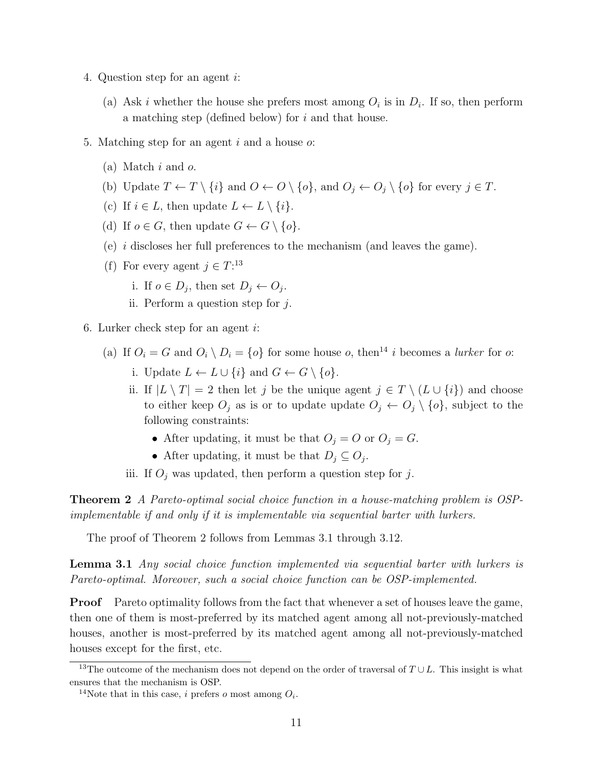4. Question step for an agent $i$:

   (a) Ask $i$ whether the house she prefers most among $O_i$ is in $D_i$. If so, then perform a matching step (defined below) for $i$ and that house.

5. Matching step for an agent $i$ and a house $o$:

   (a) Match $i$ and $o$.

   (b) Update $T \leftarrow T \setminus \{i\}$ and $O \leftarrow O \setminus \{o\}$, and $O_j \leftarrow O_j \setminus \{o\}$ for every $j \in T$.

   (c) If $i \in L$, then update $L \leftarrow L \setminus \{i\}$.

   (d) If $o \in G$, then update $G \leftarrow G \setminus \{o\}$.

   (e) $i$ discloses her full preferences to the mechanism (and leaves the game).

   (f) For every agent $j \in T$:[13]

      i. If $o \in D_j$, then set $D_j \leftarrow O_j$.

      ii. Perform a question step for $j$.

6. Lurker check step for an agent $i$:

   (a) If $O_i = G$ and $O_i \setminus D_i = \{o\}$ for some house $o$, then[14] $i$ becomes a *lurker* for $o$:

      i. Update $L \leftarrow L \cup \{i\}$ and $G \leftarrow G \setminus \{o\}$.

      ii. If $|L \setminus T| = 2$ then let $j$ be the unique agent $j \in T \setminus (L \cup \{i\})$ and choose to either keep $O_j$ as is or to update update $O_j \leftarrow O_j \setminus \{o\}$, subject to the following constraints:

         - After updating, it must be that $O_j = O$ or $O_j = G$.
         - After updating, it must be that $D_j \subseteq O_j$.

      iii. If $O_j$ was updated, then perform a question step for $j$.

**Theorem 2** *A Pareto-optimal social choice function in a house-matching problem is OSP-implementable if and only if it is implementable via sequential barter with lurkers.*

The proof of Theorem 2 follows from Lemmas 3.1 through 3.12.

**Lemma 3.1** *Any social choice function implemented via sequential barter with lurkers is Pareto-optimal. Moreover, such a social choice function can be OSP-implemented.*

**Proof** Pareto optimality follows from the fact that whenever a set of houses leave the game, then one of them is most-preferred by its matched agent among all not-previously-matched houses, another is most-preferred by its matched agent among all not-previously-matched houses except for the first, etc.

---

[13] The outcome of the mechanism does not depend on the order of traversal of $T \cup L$. This insight is what ensures that the mechanism is OSP.

[14] Note that in this case, $i$ prefers $o$ most among $O_i$.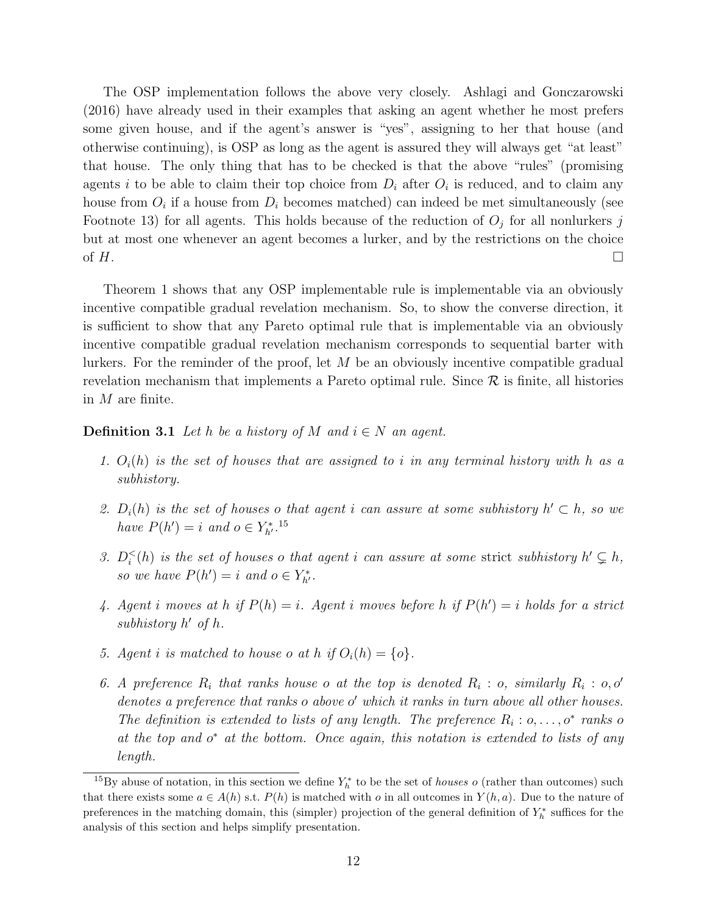The OSP implementation follows the above very closely. Ashlagi and Gonczarowski (2016) have already used in their examples that asking an agent whether he most prefers some given house, and if the agent's answer is "yes", assigning to her that house (and otherwise continuing), is OSP as long as the agent is assured they will always get "at least" that house. The only thing that has to be checked is that the above "rules" (promising agents $i$ to be able to claim their top choice from $D_i$ after $O_i$ is reduced, and to claim any house from $O_i$ if a house from $D_i$ becomes matched) can indeed be met simultaneously (see Footnote 13) for all agents. This holds because of the reduction of $O_j$ for all nonlurkers $j$ but at most one whenever an agent becomes a lurker, and by the restrictions on the choice of $H$. □

Theorem 1 shows that any OSP implementable rule is implementable via an obviously incentive compatible gradual revelation mechanism. So, to show the converse direction, it is sufficient to show that any Pareto optimal rule that is implementable via an obviously incentive compatible gradual revelation mechanism corresponds to sequential barter with lurkers. For the reminder of the proof, let $M$ be an obviously incentive compatible gradual revelation mechanism that implements a Pareto optimal rule. Since $\mathcal{R}$ is finite, all histories in $M$ are finite.

**Definition 3.1** *Let $h$ be a history of $M$ and $i \in N$ an agent.*

1. *$O_i(h)$ is the set of houses that are assigned to $i$ in any terminal history with $h$ as a subhistory.*
2. *$D_i(h)$ is the set of houses $o$ that agent $i$ can assure at some subhistory $h' \subset h$, so we have $P(h') = i$ and $o \in Y^*_{h'}$.*[15]
3. *$D_i^<(h)$ is the set of houses $o$ that agent $i$ can assure at some* strict *subhistory $h' \subsetneq h$, so we have $P(h') = i$ and $o \in Y^*_{h'}$.*
4. *Agent $i$ moves at $h$ if $P(h) = i$. Agent $i$ moves before $h$ if $P(h') = i$ holds for a strict subhistory $h'$ of $h$.*
5. *Agent $i$ is matched to house $o$ at $h$ if $O_i(h) = \{o\}$.*
6. *A preference $R_i$ that ranks house $o$ at the top is denoted $R_i : o$, similarly $R_i : o, o'$ denotes a preference that ranks $o$ above $o'$ which it ranks in turn above all other houses. The definition is extended to lists of any length. The preference $R_i : o, \ldots, o^*$ ranks $o$ at the top and $o^*$ at the bottom. Once again, this notation is extended to lists of any length.*

[15] By abuse of notation, in this section we define $Y^*_h$ to be the set of *houses $o$* (rather than outcomes) such that there exists some $a \in A(h)$ s.t. $P(h)$ is matched with $o$ in all outcomes in $Y(h, a)$. Due to the nature of preferences in the matching domain, this (simpler) projection of the general definition of $Y^*_h$ suffices for the analysis of this section and helps simplify presentation.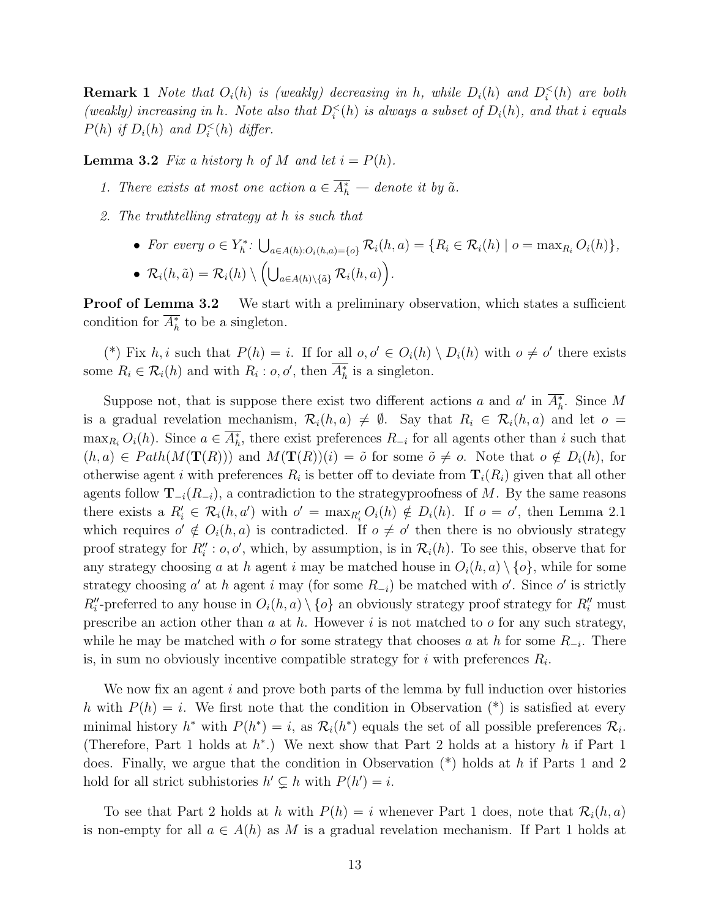**Remark 1** *Note that $O_i(h)$ is (weakly) decreasing in $h$, while $D_i(h)$ and $D_i^<(h)$ are both (weakly) increasing in $h$. Note also that $D_i^<(h)$ is always a subset of $D_i(h)$, and that $i$ equals $P(h)$ if $D_i(h)$ and $D_i^<(h)$ differ.*

**Lemma 3.2** *Fix a history $h$ of $M$ and let $i = P(h)$.*

1. *There exists at most one action $a \in \overline{A_h^*}$ — denote it by $\tilde{a}$.*
2. *The truthtelling strategy at $h$ is such that*
   - *For every $o \in Y_h^*$: $\bigcup_{a \in A(h): O_i(h,a)=\{o\}} \mathcal{R}_i(h,a) = \{R_i \in \mathcal{R}_i(h) \mid o = \max_{R_i} O_i(h)\}$,*
   - *$\mathcal{R}_i(h,\tilde{a}) = \mathcal{R}_i(h) \setminus \left(\bigcup_{a \in A(h)\setminus\{\tilde{a}\}} \mathcal{R}_i(h,a)\right)$.*

**Proof of Lemma 3.2** We start with a preliminary observation, which states a sufficient condition for $\overline{A_h^*}$ to be a singleton.

(\*) Fix $h, i$ such that $P(h) = i$. If for all $o, o' \in O_i(h) \setminus D_i(h)$ with $o \neq o'$ there exists some $R_i \in \mathcal{R}_i(h)$ and with $R_i : o, o'$, then $\overline{A_h^*}$ is a singleton.

Suppose not, that is suppose there exist two different actions $a$ and $a'$ in $\overline{A_h^*}$. Since $M$ is a gradual revelation mechanism, $\mathcal{R}_i(h,a) \neq \emptyset$. Say that $R_i \in \mathcal{R}_i(h,a)$ and let $o = \max_{R_i} O_i(h)$. Since $a \in \overline{A_h^*}$, there exist preferences $R_{-i}$ for all agents other than $i$ such that $(h,a) \in Path(M(\mathbf{T}(R)))$ and $M(\mathbf{T}(R))(i) = \tilde{o}$ for some $\tilde{o} \neq o$. Note that $o \notin D_i(h)$, for otherwise agent $i$ with preferences $R_i$ is better off to deviate from $\mathbf{T}_i(R_i)$ given that all other agents follow $\mathbf{T}_{-i}(R_{-i})$, a contradiction to the strategyproofness of $M$. By the same reasons there exists a $R_i' \in \mathcal{R}_i(h,a')$ with $o' = \max_{R_i'} O_i(h) \notin D_i(h)$. If $o = o'$, then Lemma 2.1 which requires $o' \notin O_i(h,a)$ is contradicted. If $o \neq o'$ then there is no obviously strategy proof strategy for $R_i'' : o, o'$, which, by assumption, is in $\mathcal{R}_i(h)$. To see this, observe that for any strategy choosing $a$ at $h$ agent $i$ may be matched house in $O_i(h,a) \setminus \{o\}$, while for some strategy choosing $a'$ at $h$ agent $i$ may (for some $R_{-i}$) be matched with $o'$. Since $o'$ is strictly $R_i''$-preferred to any house in $O_i(h,a) \setminus \{o\}$ an obviously strategy proof strategy for $R_i''$ must prescribe an action other than $a$ at $h$. However $i$ is not matched to $o$ for any such strategy, while he may be matched with $o$ for some strategy that chooses $a$ at $h$ for some $R_{-i}$. There is, in sum no obviously incentive compatible strategy for $i$ with preferences $R_i$.

We now fix an agent $i$ and prove both parts of the lemma by full induction over histories $h$ with $P(h) = i$. We first note that the condition in Observation (\*) is satisfied at every minimal history $h^*$ with $P(h^*) = i$, as $\mathcal{R}_i(h^*)$ equals the set of all possible preferences $\mathcal{R}_i$. (Therefore, Part 1 holds at $h^*$.) We next show that Part 2 holds at a history $h$ if Part 1 does. Finally, we argue that the condition in Observation (\*) holds at $h$ if Parts 1 and 2 hold for all strict subhistories $h' \subsetneq h$ with $P(h') = i$.

To see that Part 2 holds at $h$ with $P(h) = i$ whenever Part 1 does, note that $\mathcal{R}_i(h,a)$ is non-empty for all $a \in A(h)$ as $M$ is a gradual revelation mechanism. If Part 1 holds at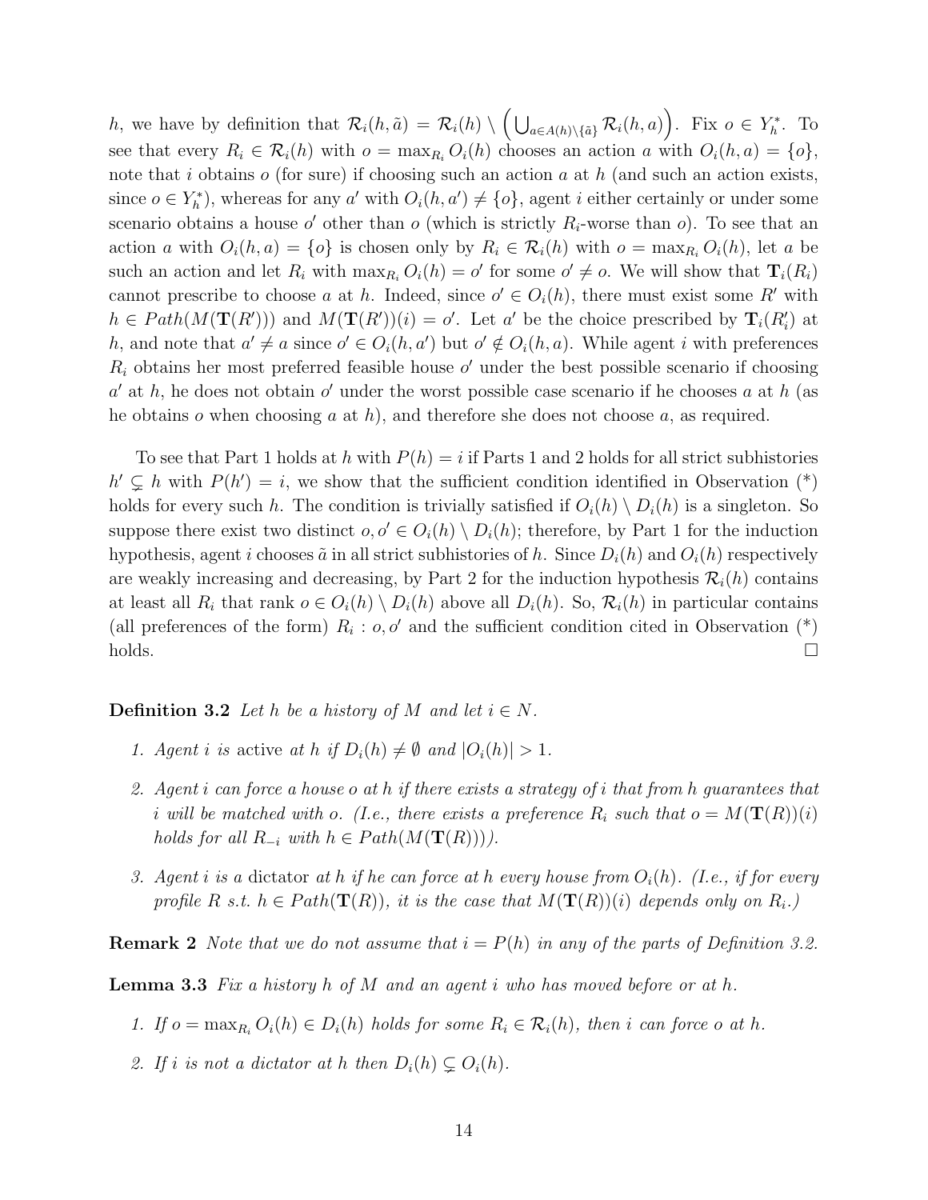$h$, we have by definition that $\mathcal{R}_i(h,\tilde{a}) = \mathcal{R}_i(h) \setminus \left(\bigcup_{a\in A(h)\setminus\{\tilde{a}\}} \mathcal{R}_i(h,a)\right)$. Fix $o \in Y_h^*$. To see that every $R_i \in \mathcal{R}_i(h)$ with $o = \max_{R_i} O_i(h)$ chooses an action $a$ with $O_i(h,a) = \{o\}$, note that $i$ obtains $o$ (for sure) if choosing such an action $a$ at $h$ (and such an action exists, since $o \in Y_h^*$), whereas for any $a'$ with $O_i(h,a') \neq \{o\}$, agent $i$ either certainly or under some scenario obtains a house $o'$ other than $o$ (which is strictly $R_i$-worse than $o$). To see that an action $a$ with $O_i(h,a) = \{o\}$ is chosen only by $R_i \in \mathcal{R}_i(h)$ with $o = \max_{R_i} O_i(h)$, let $a$ be such an action and let $R_i$ with $\max_{R_i} O_i(h) = o'$ for some $o' \neq o$. We will show that $\mathbf{T}_i(R_i)$ cannot prescribe to choose $a$ at $h$. Indeed, since $o' \in O_i(h)$, there must exist some $R'$ with $h \in Path(M(\mathbf{T}(R')))$ and $M(\mathbf{T}(R'))(i) = o'$. Let $a'$ be the choice prescribed by $\mathbf{T}_i(R'_i)$ at $h$, and note that $a' \neq a$ since $o' \in O_i(h,a')$ but $o' \notin O_i(h,a)$. While agent $i$ with preferences $R_i$ obtains her most preferred feasible house $o'$ under the best possible scenario if choosing $a'$ at $h$, he does not obtain $o'$ under the worst possible case scenario if he chooses $a$ at $h$ (as he obtains $o$ when choosing $a$ at $h$), and therefore she does not choose $a$, as required.

To see that Part 1 holds at $h$ with $P(h) = i$ if Parts 1 and 2 holds for all strict subhistories $h' \subsetneq h$ with $P(h') = i$, we show that the sufficient condition identified in Observation (*) holds for every such $h$. The condition is trivially satisfied if $O_i(h) \setminus D_i(h)$ is a singleton. So suppose there exist two distinct $o, o' \in O_i(h) \setminus D_i(h)$; therefore, by Part 1 for the induction hypothesis, agent $i$ chooses $\tilde{a}$ in all strict subhistories of $h$. Since $D_i(h)$ and $O_i(h)$ respectively are weakly increasing and decreasing, by Part 2 for the induction hypothesis $\mathcal{R}_i(h)$ contains at least all $R_i$ that rank $o \in O_i(h) \setminus D_i(h)$ above all $D_i(h)$. So, $\mathcal{R}_i(h)$ in particular contains (all preferences of the form) $R_i : o, o'$ and the sufficient condition cited in Observation (*) holds. $\square$

**Definition 3.2** *Let $h$ be a history of $M$ and let $i \in N$.*

1. *Agent $i$ is* active *at $h$ if $D_i(h) \neq \emptyset$ and $|O_i(h)| > 1$.*
2. *Agent $i$ can force a house $o$ at $h$ if there exists a strategy of $i$ that from $h$ guarantees that $i$ will be matched with $o$. (I.e., there exists a preference $R_i$ such that $o = M(\mathbf{T}(R))(i)$ holds for all $R_{-i}$ with $h \in Path(M(\mathbf{T}(R)))$).*
3. *Agent $i$ is a* dictator *at $h$ if he can force at $h$ every house from $O_i(h)$. (I.e., if for every profile $R$ s.t. $h \in Path(\mathbf{T}(R))$, it is the case that $M(\mathbf{T}(R))(i)$ depends only on $R_i$.)*

**Remark 2** *Note that we do not assume that $i = P(h)$ in any of the parts of Definition 3.2.*

**Lemma 3.3** *Fix a history $h$ of $M$ and an agent $i$ who has moved before or at $h$.*

1. *If $o = \max_{R_i} O_i(h) \in D_i(h)$ holds for some $R_i \in \mathcal{R}_i(h)$, then $i$ can force $o$ at $h$.*
2. *If $i$ is not a dictator at $h$ then $D_i(h) \subsetneq O_i(h)$.*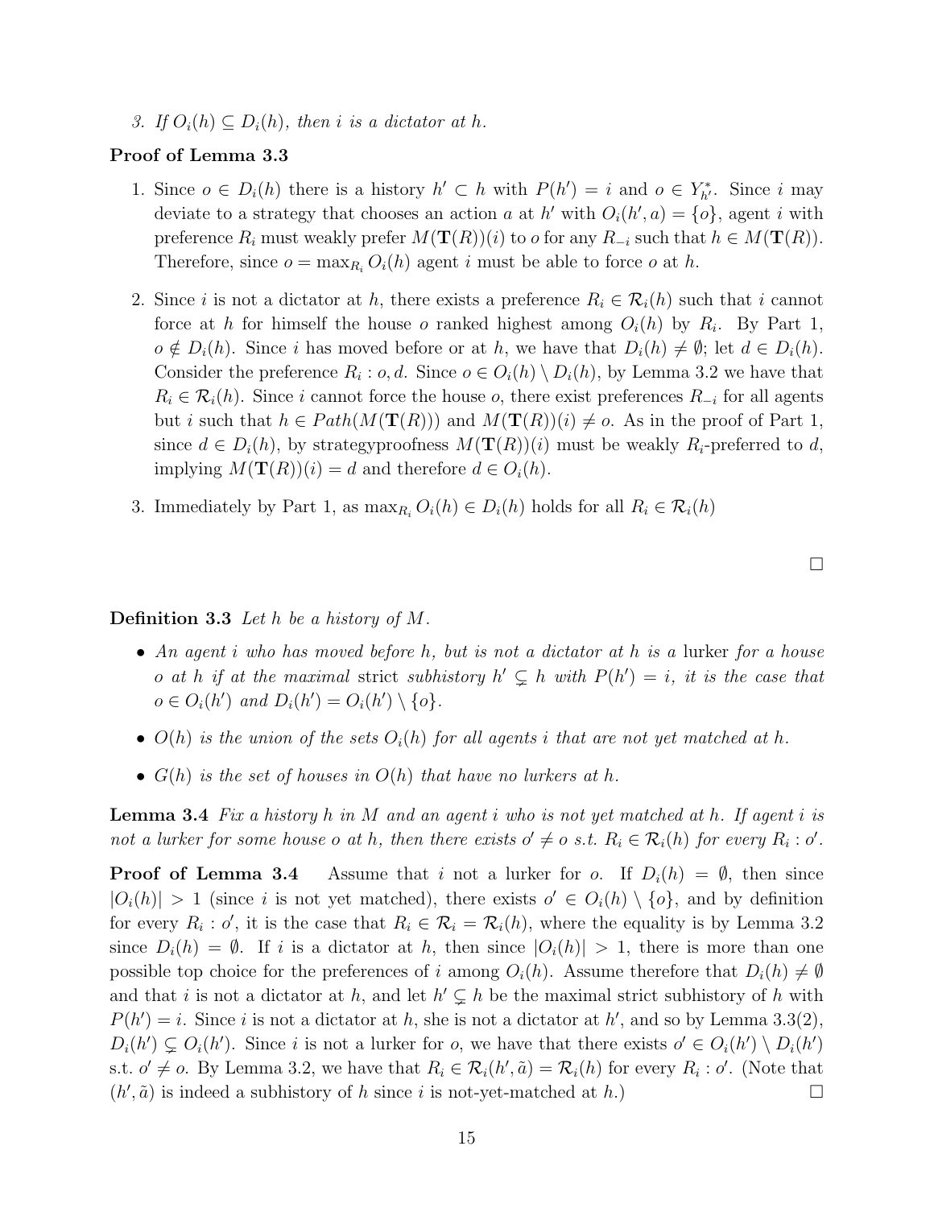3. *If $O_i(h) \subseteq D_i(h)$, then $i$ is a dictator at $h$.*

**Proof of Lemma 3.3**

1. Since $o \in D_i(h)$ there is a history $h' \subset h$ with $P(h') = i$ and $o \in Y^*_{h'}$. Since $i$ may deviate to a strategy that chooses an action $a$ at $h'$ with $O_i(h', a) = \{o\}$, agent $i$ with preference $R_i$ must weakly prefer $M(\mathbf{T}(R))(i)$ to $o$ for any $R_{-i}$ such that $h \in M(\mathbf{T}(R))$. Therefore, since $o = \max_{R_i} O_i(h)$ agent $i$ must be able to force $o$ at $h$.

2. Since $i$ is not a dictator at $h$, there exists a preference $R_i \in \mathcal{R}_i(h)$ such that $i$ cannot force at $h$ for himself the house $o$ ranked highest among $O_i(h)$ by $R_i$. By Part 1, $o \notin D_i(h)$. Since $i$ has moved before or at $h$, we have that $D_i(h) \neq \emptyset$; let $d \in D_i(h)$. Consider the preference $R_i : o, d$. Since $o \in O_i(h) \setminus D_i(h)$, by Lemma 3.2 we have that $R_i \in \mathcal{R}_i(h)$. Since $i$ cannot force the house $o$, there exist preferences $R_{-i}$ for all agents but $i$ such that $h \in Path(M(\mathbf{T}(R)))$ and $M(\mathbf{T}(R))(i) \neq o$. As in the proof of Part 1, since $d \in D_i(h)$, by strategyproofness $M(\mathbf{T}(R))(i)$ must be weakly $R_i$-preferred to $d$, implying $M(\mathbf{T}(R))(i) = d$ and therefore $d \in O_i(h)$.

3. Immediately by Part 1, as $\max_{R_i} O_i(h) \in D_i(h)$ holds for all $R_i \in \mathcal{R}_i(h)$

$\square$

**Definition 3.3** *Let $h$ be a history of $M$.*

- *An agent $i$ who has moved before $h$, but is not a dictator at $h$ is a* lurker *for a house $o$ at $h$ if at the* maximal *strict subhistory $h' \subsetneq h$ with $P(h') = i$, it is the case that $o \in O_i(h')$ and $D_i(h') = O_i(h') \setminus \{o\}$.*
- *$O(h)$ is the union of the sets $O_i(h)$ for all agents $i$ that are not yet matched at $h$.*
- *$G(h)$ is the set of houses in $O(h)$ that have no lurkers at $h$.*

**Lemma 3.4** *Fix a history $h$ in $M$ and an agent $i$ who is not yet matched at $h$. If agent $i$ is not a lurker for some house $o$ at $h$, then there exists $o' \neq o$ s.t. $R_i \in \mathcal{R}_i(h)$ for every $R_i : o'$.*

**Proof of Lemma 3.4** Assume that $i$ not a lurker for $o$. If $D_i(h) = \emptyset$, then since $|O_i(h)| > 1$ (since $i$ is not yet matched), there exists $o' \in O_i(h) \setminus \{o\}$, and by definition for every $R_i : o'$, it is the case that $R_i \in \mathcal{R}_i = \mathcal{R}_i(h)$, where the equality is by Lemma 3.2 since $D_i(h) = \emptyset$. If $i$ is a dictator at $h$, then since $|O_i(h)| > 1$, there is more than one possible top choice for the preferences of $i$ among $O_i(h)$. Assume therefore that $D_i(h) \neq \emptyset$ and that $i$ is not a dictator at $h$, and let $h' \subsetneq h$ be the maximal strict subhistory of $h$ with $P(h') = i$. Since $i$ is not a dictator at $h$, she is not a dictator at $h'$, and so by Lemma 3.3(2), $D_i(h') \subsetneq O_i(h')$. Since $i$ is not a lurker for $o$, we have that there exists $o' \in O_i(h') \setminus D_i(h')$ s.t. $o' \neq o$. By Lemma 3.2, we have that $R_i \in \mathcal{R}_i(h', \tilde{a}) = \mathcal{R}_i(h)$ for every $R_i : o'$. (Note that $(h', \tilde{a})$ is indeed a subhistory of $h$ since $i$ is not-yet-matched at $h$.) $\square$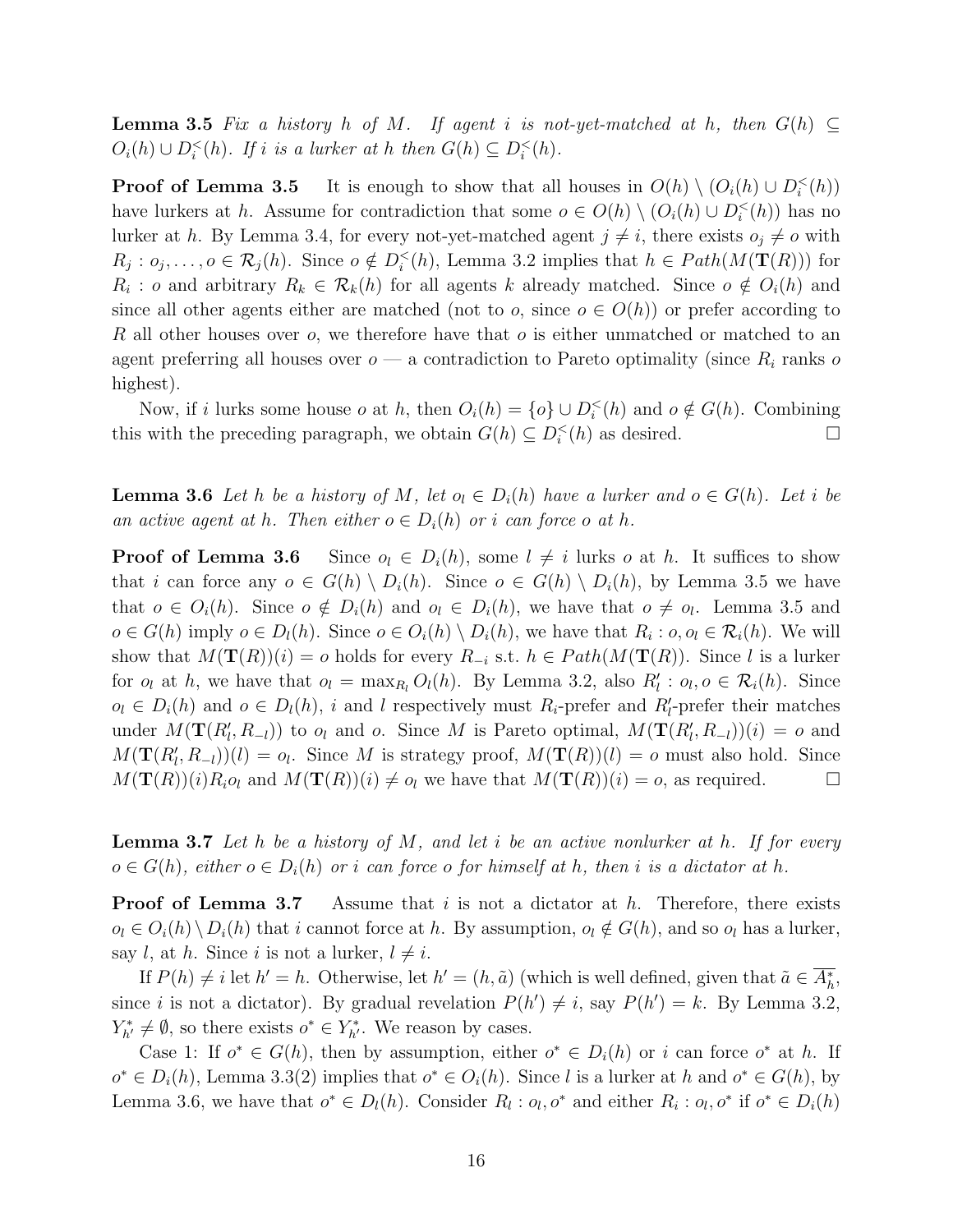**Lemma 3.5** *Fix a history $h$ of $M$. If agent $i$ is not-yet-matched at $h$, then $G(h) \subseteq O_i(h) \cup D_i^<(h)$. If $i$ is a lurker at $h$ then $G(h) \subseteq D_i^<(h)$.*

**Proof of Lemma 3.5** It is enough to show that all houses in $O(h) \setminus (O_i(h) \cup D_i^<(h))$ have lurkers at $h$. Assume for contradiction that some $o \in O(h) \setminus (O_i(h) \cup D_i^<(h))$ has no lurker at $h$. By Lemma 3.4, for every not-yet-matched agent $j \neq i$, there exists $o_j \neq o$ with $R_j : o_j, \ldots, o \in \mathcal{R}_j(h)$. Since $o \notin D_i^<(h)$, Lemma 3.2 implies that $h \in Path(M(\mathbf{T}(R)))$ for $R_i : o$ and arbitrary $R_k \in \mathcal{R}_k(h)$ for all agents $k$ already matched. Since $o \notin O_i(h)$ and since all other agents either are matched (not to $o$, since $o \in O(h)$) or prefer according to $R$ all other houses over $o$, we therefore have that $o$ is either unmatched or matched to an agent preferring all houses over $o$ — a contradiction to Pareto optimality (since $R_i$ ranks $o$ highest).

Now, if $i$ lurks some house $o$ at $h$, then $O_i(h) = \{o\} \cup D_i^<(h)$ and $o \notin G(h)$. Combining this with the preceding paragraph, we obtain $G(h) \subseteq D_i^<(h)$ as desired. □

**Lemma 3.6** *Let $h$ be a history of $M$, let $o_l \in D_i(h)$ have a lurker and $o \in G(h)$. Let $i$ be an active agent at $h$. Then either $o \in D_i(h)$ or $i$ can force $o$ at $h$.*

**Proof of Lemma 3.6** Since $o_l \in D_i(h)$, some $l \neq i$ lurks $o$ at $h$. It suffices to show that $i$ can force any $o \in G(h) \setminus D_i(h)$. Since $o \in G(h) \setminus D_i(h)$, by Lemma 3.5 we have that $o \in O_i(h)$. Since $o \notin D_i(h)$ and $o_l \in D_i(h)$, we have that $o \neq o_l$. Lemma 3.5 and $o \in G(h)$ imply $o \in D_l(h)$. Since $o \in O_i(h) \setminus D_i(h)$, we have that $R_i : o, o_l \in \mathcal{R}_i(h)$. We will show that $M(\mathbf{T}(R))(i) = o$ holds for every $R_{-i}$ s.t. $h \in Path(M(\mathbf{T}(R)))$. Since $l$ is a lurker for $o_l$ at $h$, we have that $o_l = \max_{R_l} O_l(h)$. By Lemma 3.2, also $R'_l : o_l, o \in \mathcal{R}_i(h)$. Since $o_l \in D_i(h)$ and $o \in D_l(h)$, $i$ and $l$ respectively must $R_i$-prefer and $R'_l$-prefer their matches under $M(\mathbf{T}(R'_l, R_{-l}))$ to $o_l$ and $o$. Since $M$ is Pareto optimal, $M(\mathbf{T}(R'_l, R_{-l}))(i) = o$ and $M(\mathbf{T}(R'_l, R_{-l}))(l) = o_l$. Since $M$ is strategy proof, $M(\mathbf{T}(R))(l) = o$ must also hold. Since $M(\mathbf{T}(R))(i) R_i o_l$ and $M(\mathbf{T}(R))(i) \neq o_l$ we have that $M(\mathbf{T}(R))(i) = o$, as required. □

**Lemma 3.7** *Let $h$ be a history of $M$, and let $i$ be an active nonlurker at $h$. If for every $o \in G(h)$, either $o \in D_i(h)$ or $i$ can force $o$ for himself at $h$, then $i$ is a dictator at $h$.*

**Proof of Lemma 3.7** Assume that $i$ is not a dictator at $h$. Therefore, there exists $o_l \in O_i(h) \setminus D_i(h)$ that $i$ cannot force at $h$. By assumption, $o_l \notin G(h)$, and so $o_l$ has a lurker, say $l$, at $h$. Since $i$ is not a lurker, $l \neq i$.

If $P(h) \neq i$ let $h' = h$. Otherwise, let $h' = (h, \tilde{a})$ (which is well defined, given that $\tilde{a} \in \overline{A_h^*}$, since $i$ is not a dictator). By gradual revelation $P(h') \neq i$, say $P(h') = k$. By Lemma 3.2, $Y_{h'}^* \neq \emptyset$, so there exists $o^* \in Y_{h'}^*$. We reason by cases.

Case 1: If $o^* \in G(h)$, then by assumption, either $o^* \in D_i(h)$ or $i$ can force $o^*$ at $h$. If $o^* \in D_i(h)$, Lemma 3.3(2) implies that $o^* \in O_i(h)$. Since $l$ is a lurker at $h$ and $o^* \in G(h)$, by Lemma 3.6, we have that $o^* \in D_l(h)$. Consider $R_l : o_l, o^*$ and either $R_i : o_l, o^*$ if $o^* \in D_i(h)$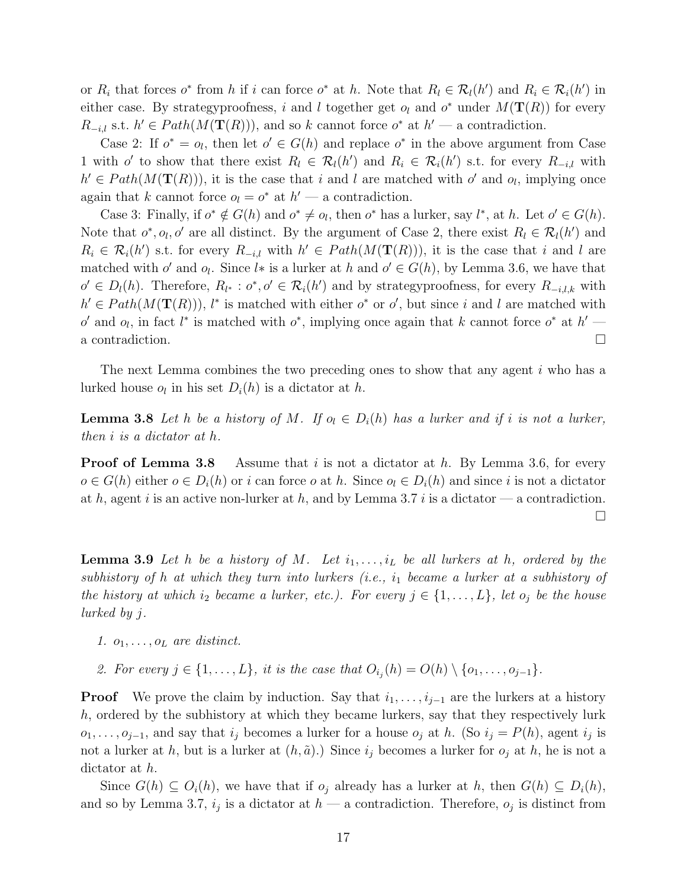or $R_i$ that forces $o^*$ from $h$ if $i$ can force $o^*$ at $h$. Note that $R_l \in \mathcal{R}_l(h')$ and $R_i \in \mathcal{R}_i(h')$ in either case. By strategyproofness, $i$ and $l$ together get $o_l$ and $o^*$ under $M(\mathbf{T}(R))$ for every $R_{-i,l}$ s.t. $h' \in Path(M(\mathbf{T}(R)))$, and so $k$ cannot force $o^*$ at $h'$ — a contradiction.

Case 2: If $o^* = o_l$, then let $o' \in G(h)$ and replace $o^*$ in the above argument from Case 1 with $o'$ to show that there exist $R_l \in \mathcal{R}_l(h')$ and $R_i \in \mathcal{R}_i(h')$ s.t. for every $R_{-i,l}$ with $h' \in Path(M(\mathbf{T}(R)))$, it is the case that $i$ and $l$ are matched with $o'$ and $o_l$, implying once again that $k$ cannot force $o_l = o^*$ at $h'$ — a contradiction.

Case 3: Finally, if $o^* \notin G(h)$ and $o^* \neq o_l$, then $o^*$ has a lurker, say $l^*$, at $h$. Let $o' \in G(h)$. Note that $o^*, o_l, o'$ are all distinct. By the argument of Case 2, there exist $R_l \in \mathcal{R}_l(h')$ and $R_i \in \mathcal{R}_i(h')$ s.t. for every $R_{-i,l}$ with $h' \in Path(M(\mathbf{T}(R)))$, it is the case that $i$ and $l$ are matched with $o'$ and $o_l$. Since $l*$ is a lurker at $h$ and $o' \in G(h)$, by Lemma 3.6, we have that $o' \in D_l(h)$. Therefore, $R_{l^*} : o^*, o' \in \mathcal{R}_i(h')$ and by strategyproofness, for every $R_{-i,l,k}$ with $h' \in Path(M(\mathbf{T}(R)))$, $l^*$ is matched with either $o^*$ or $o'$, but since $i$ and $l$ are matched with $o'$ and $o_l$, in fact $l^*$ is matched with $o^*$, implying once again that $k$ cannot force $o^*$ at $h'$ — a contradiction. $\square$

The next Lemma combines the two preceding ones to show that any agent $i$ who has a lurked house $o_l$ in his set $D_i(h)$ is a dictator at $h$.

**Lemma 3.8** *Let $h$ be a history of $M$. If $o_l \in D_i(h)$ has a lurker and if $i$ is not a lurker, then $i$ is a dictator at $h$.*

**Proof of Lemma 3.8** Assume that $i$ is not a dictator at $h$. By Lemma 3.6, for every $o \in G(h)$ either $o \in D_i(h)$ or $i$ can force $o$ at $h$. Since $o_l \in D_i(h)$ and since $i$ is not a dictator at $h$, agent $i$ is an active non-lurker at $h$, and by Lemma 3.7 $i$ is a dictator — a contradiction. $\square$

**Lemma 3.9** *Let $h$ be a history of $M$. Let $i_1, \ldots, i_L$ be all lurkers at $h$, ordered by the subhistory of $h$ at which they turn into lurkers (i.e., $i_1$ became a lurker at a subhistory of the history at which $i_2$ became a lurker, etc.). For every $j \in \{1, \ldots, L\}$, let $o_j$ be the house lurked by $j$.*

1. *$o_1, \ldots, o_L$ are distinct.*
2. *For every $j \in \{1, \ldots, L\}$, it is the case that $O_{i_j}(h) = O(h) \setminus \{o_1, \ldots, o_{j-1}\}$.*

**Proof** We prove the claim by induction. Say that $i_1, \ldots, i_{j-1}$ are the lurkers at a history $h$, ordered by the subhistory at which they became lurkers, say that they respectively lurk $o_1, \ldots, o_{j-1}$, and say that $i_j$ becomes a lurker for a house $o_j$ at $h$. (So $i_j = P(h)$, agent $i_j$ is not a lurker at $h$, but is a lurker at $(h, \tilde{a})$.) Since $i_j$ becomes a lurker for $o_j$ at $h$, he is not a dictator at $h$.

Since $G(h) \subseteq O_i(h)$, we have that if $o_j$ already has a lurker at $h$, then $G(h) \subseteq D_i(h)$, and so by Lemma 3.7, $i_j$ is a dictator at $h$ — a contradiction. Therefore, $o_j$ is distinct from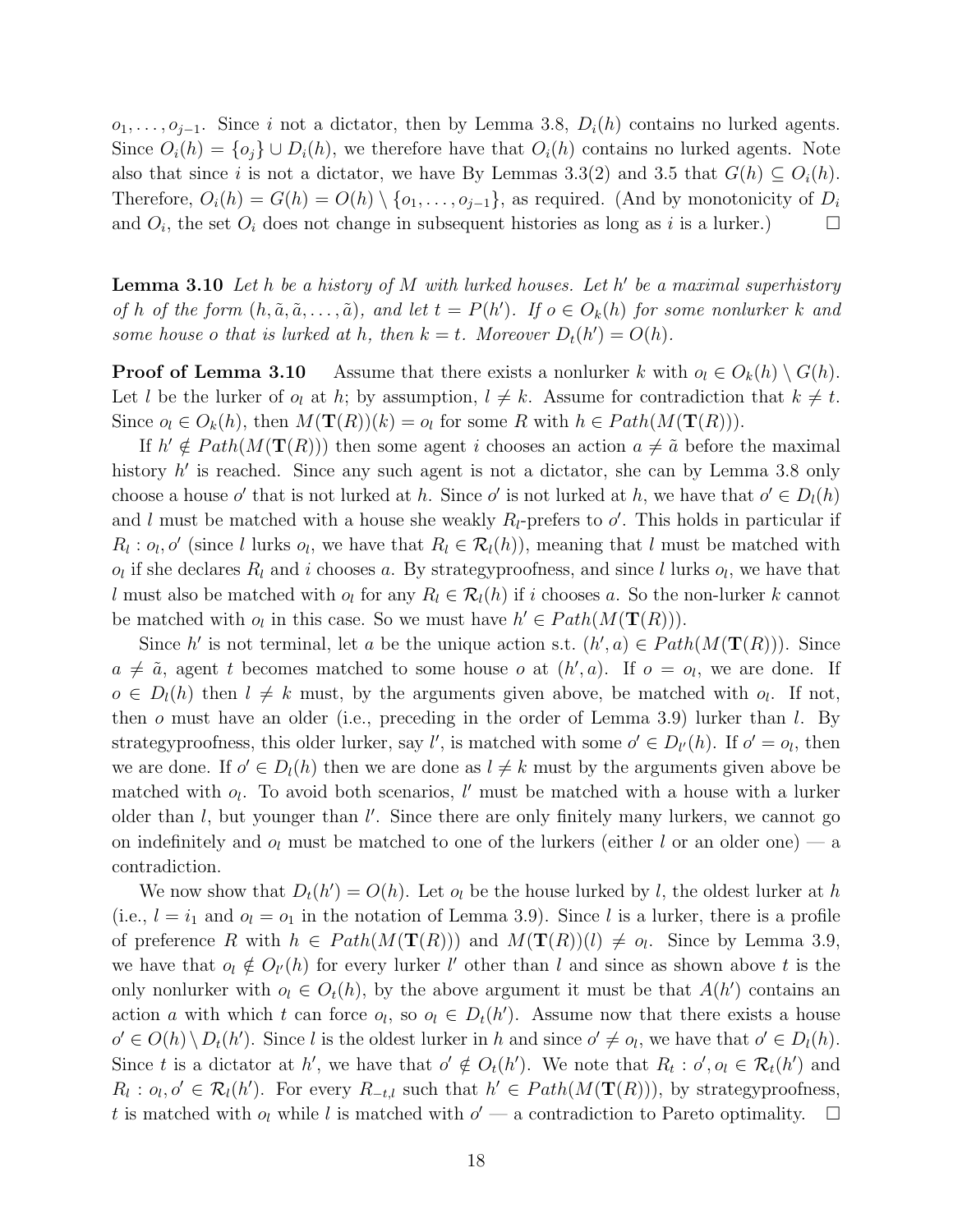$o_1, \ldots, o_{j-1}$. Since $i$ not a dictator, then by Lemma 3.8, $D_i(h)$ contains no lurked agents. Since $O_i(h) = \{o_j\} \cup D_i(h)$, we therefore have that $O_i(h)$ contains no lurked agents. Note also that since $i$ is not a dictator, we have By Lemmas 3.3(2) and 3.5 that $G(h) \subseteq O_i(h)$. Therefore, $O_i(h) = G(h) = O(h) \setminus \{o_1, \ldots, o_{j-1}\}$, as required. (And by monotonicity of $D_i$ and $O_i$, the set $O_i$ does not change in subsequent histories as long as $i$ is a lurker.) $\square$

**Lemma 3.10** *Let $h$ be a history of $M$ with lurked houses. Let $h'$ be a maximal superhistory of $h$ of the form $(h, \tilde{a}, \tilde{a}, \ldots, \tilde{a})$, and let $t = P(h')$. If $o \in O_k(h)$ for some nonlurker $k$ and some house $o$ that is lurked at $h$, then $k = t$. Moreover $D_t(h') = O(h)$.*

**Proof of Lemma 3.10** Assume that there exists a nonlurker $k$ with $o_l \in O_k(h) \setminus G(h)$. Let $l$ be the lurker of $o_l$ at $h$; by assumption, $l \neq k$. Assume for contradiction that $k \neq t$. Since $o_l \in O_k(h)$, then $M(\mathbf{T}(R))(k) = o_l$ for some $R$ with $h \in Path(M(\mathbf{T}(R)))$.

If $h' \notin Path(M(\mathbf{T}(R)))$ then some agent $i$ chooses an action $a \neq \tilde{a}$ before the maximal history $h'$ is reached. Since any such agent is not a dictator, she can by Lemma 3.8 only choose a house $o'$ that is not lurked at $h$. Since $o'$ is not lurked at $h$, we have that $o' \in D_l(h)$ and $l$ must be matched with a house she weakly $R_l$-prefers to $o'$. This holds in particular if $R_l : o_l, o'$ (since $l$ lurks $o_l$, we have that $R_l \in \mathcal{R}_l(h)$), meaning that $l$ must be matched with $o_l$ if she declares $R_l$ and $i$ chooses $a$. By strategyproofness, and since $l$ lurks $o_l$, we have that $l$ must also be matched with $o_l$ for any $R_l \in \mathcal{R}_l(h)$ if $i$ chooses $a$. So the non-lurker $k$ cannot be matched with $o_l$ in this case. So we must have $h' \in Path(M(\mathbf{T}(R)))$.

Since $h'$ is not terminal, let $a$ be the unique action s.t. $(h', a) \in Path(M(\mathbf{T}(R)))$. Since $a \neq \tilde{a}$, agent $t$ becomes matched to some house $o$ at $(h', a)$. If $o = o_l$, we are done. If $o \in D_l(h)$ then $l \neq k$ must, by the arguments given above, be matched with $o_l$. If not, then $o$ must have an older (i.e., preceding in the order of Lemma 3.9) lurker than $l$. By strategyproofness, this older lurker, say $l'$, is matched with some $o' \in D_{l'}(h)$. If $o' = o_l$, then we are done. If $o' \in D_l(h)$ then we are done as $l \neq k$ must by the arguments given above be matched with $o_l$. To avoid both scenarios, $l'$ must be matched with a house with a lurker older than $l$, but younger than $l'$. Since there are only finitely many lurkers, we cannot go on indefinitely and $o_l$ must be matched to one of the lurkers (either $l$ or an older one) — a contradiction.

We now show that $D_t(h') = O(h)$. Let $o_l$ be the house lurked by $l$, the oldest lurker at $h$ (i.e., $l = i_1$ and $o_l = o_1$ in the notation of Lemma 3.9). Since $l$ is a lurker, there is a profile of preference $R$ with $h \in Path(M(\mathbf{T}(R)))$ and $M(\mathbf{T}(R))(l) \neq o_l$. Since by Lemma 3.9, we have that $o_l \notin O_{l'}(h)$ for every lurker $l'$ other than $l$ and since as shown above $t$ is the only nonlurker with $o_l \in O_t(h)$, by the above argument it must be that $A(h')$ contains an action $a$ with which $t$ can force $o_l$, so $o_l \in D_t(h')$. Assume now that there exists a house $o' \in O(h) \setminus D_t(h')$. Since $l$ is the oldest lurker in $h$ and since $o' \neq o_l$, we have that $o' \in D_l(h)$. Since $t$ is a dictator at $h'$, we have that $o' \notin O_t(h')$. We note that $R_t : o', o_l \in \mathcal{R}_t(h')$ and $R_l : o_l, o' \in \mathcal{R}_l(h')$. For every $R_{-t,l}$ such that $h' \in Path(M(\mathbf{T}(R)))$, by strategyproofness, $t$ is matched with $o_l$ while $l$ is matched with $o'$ — a contradiction to Pareto optimality. $\square$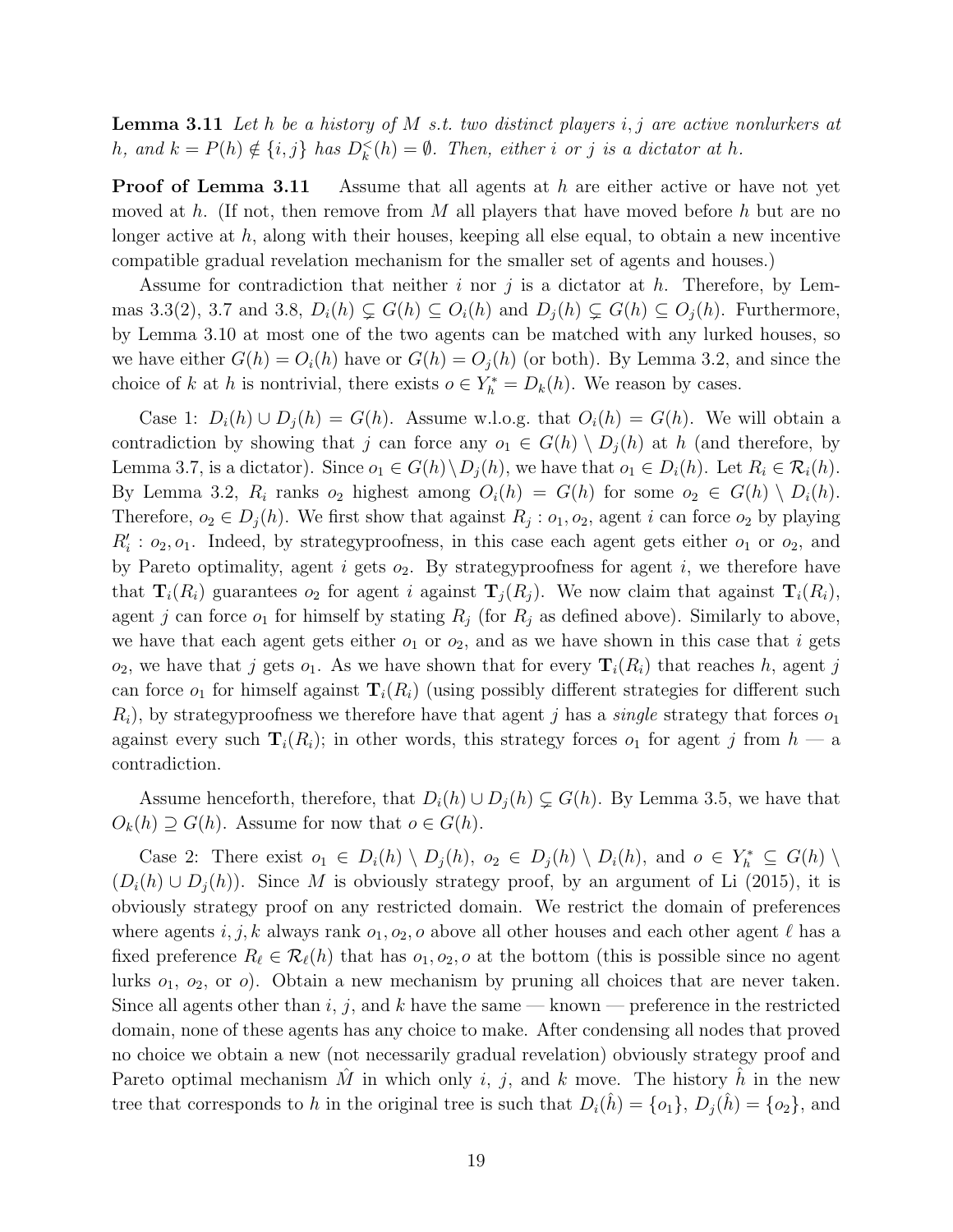**Lemma 3.11** *Let $h$ be a history of $M$ s.t. two distinct players $i, j$ are active nonlurkers at $h$, and $k = P(h) \notin \{i, j\}$ has $D_k^<(h) = \emptyset$. Then, either $i$ or $j$ is a dictator at $h$.*

**Proof of Lemma 3.11** Assume that all agents at $h$ are either active or have not yet moved at $h$. (If not, then remove from $M$ all players that have moved before $h$ but are no longer active at $h$, along with their houses, keeping all else equal, to obtain a new incentive compatible gradual revelation mechanism for the smaller set of agents and houses.)

Assume for contradiction that neither $i$ nor $j$ is a dictator at $h$. Therefore, by Lemmas 3.3(2), 3.7 and 3.8, $D_i(h) \subsetneq G(h) \subseteq O_i(h)$ and $D_j(h) \subsetneq G(h) \subseteq O_j(h)$. Furthermore, by Lemma 3.10 at most one of the two agents can be matched with any lurked houses, so we have either $G(h) = O_i(h)$ have or $G(h) = O_j(h)$ (or both). By Lemma 3.2, and since the choice of $k$ at $h$ is nontrivial, there exists $o \in Y_h^* = D_k(h)$. We reason by cases.

Case 1: $D_i(h) \cup D_j(h) = G(h)$. Assume w.l.o.g. that $O_i(h) = G(h)$. We will obtain a contradiction by showing that $j$ can force any $o_1 \in G(h) \setminus D_j(h)$ at $h$ (and therefore, by Lemma 3.7, is a dictator). Since $o_1 \in G(h) \setminus D_j(h)$, we have that $o_1 \in D_i(h)$. Let $R_i \in \mathcal{R}_i(h)$. By Lemma 3.2, $R_i$ ranks $o_2$ highest among $O_i(h) = G(h)$ for some $o_2 \in G(h) \setminus D_i(h)$. Therefore, $o_2 \in D_j(h)$. We first show that against $R_j : o_1, o_2$, agent $i$ can force $o_2$ by playing $R'_i : o_2, o_1$. Indeed, by strategyproofness, in this case each agent gets either $o_1$ or $o_2$, and by Pareto optimality, agent $i$ gets $o_2$. By strategyproofness for agent $i$, we therefore have that $\mathbf{T}_i(R_i)$ guarantees $o_2$ for agent $i$ against $\mathbf{T}_j(R_j)$. We now claim that against $\mathbf{T}_i(R_i)$, agent $j$ can force $o_1$ for himself by stating $R_j$ (for $R_j$ as defined above). Similarly to above, we have that each agent gets either $o_1$ or $o_2$, and as we have shown in this case that $i$ gets $o_2$, we have that $j$ gets $o_1$. As we have shown that for every $\mathbf{T}_i(R_i)$ that reaches $h$, agent $j$ can force $o_1$ for himself against $\mathbf{T}_i(R_i)$ (using possibly different strategies for different such $R_i$), by strategyproofness we therefore have that agent $j$ has a *single* strategy that forces $o_1$ against every such $\mathbf{T}_i(R_i)$; in other words, this strategy forces $o_1$ for agent $j$ from $h$ — a contradiction.

Assume henceforth, therefore, that $D_i(h) \cup D_j(h) \subsetneq G(h)$. By Lemma 3.5, we have that $O_k(h) \supseteq G(h)$. Assume for now that $o \in G(h)$.

Case 2: There exist $o_1 \in D_i(h) \setminus D_j(h)$, $o_2 \in D_j(h) \setminus D_i(h)$, and $o \in Y_h^* \subseteq G(h) \setminus (D_i(h) \cup D_j(h))$. Since $M$ is obviously strategy proof, by an argument of Li (2015), it is obviously strategy proof on any restricted domain. We restrict the domain of preferences where agents $i, j, k$ always rank $o_1, o_2, o$ above all other houses and each other agent $\ell$ has a fixed preference $R_\ell \in \mathcal{R}_\ell(h)$ that has $o_1, o_2, o$ at the bottom (this is possible since no agent lurks $o_1$, $o_2$, or $o$). Obtain a new mechanism by pruning all choices that are never taken. Since all agents other than $i$, $j$, and $k$ have the same — known — preference in the restricted domain, none of these agents has any choice to make. After condensing all nodes that proved no choice we obtain a new (not necessarily gradual revelation) obviously strategy proof and Pareto optimal mechanism $\hat{M}$ in which only $i$, $j$, and $k$ move. The history $\hat{h}$ in the new tree that corresponds to $h$ in the original tree is such that $D_i(\hat{h}) = \{o_1\}$, $D_j(\hat{h}) = \{o_2\}$, and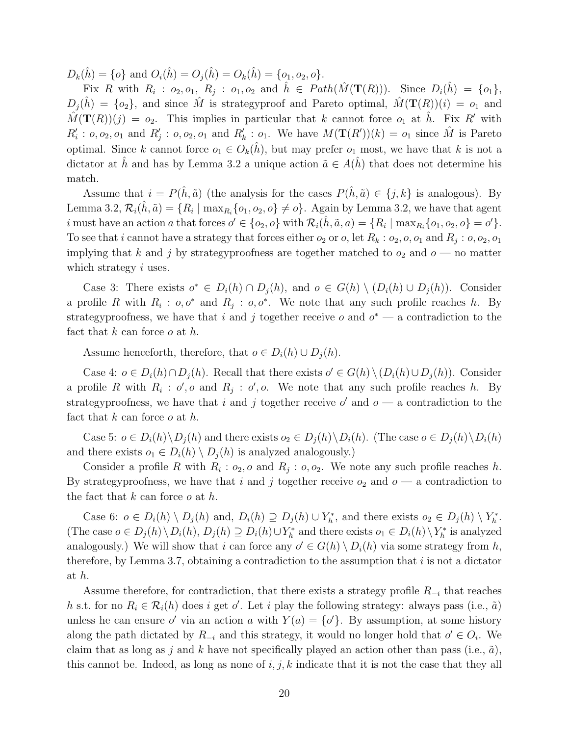$D_k(\hat{h}) = \{o\}$ and $O_i(\hat{h}) = O_j(\hat{h}) = O_k(\hat{h}) = \{o_1, o_2, o\}$.

Fix $R$ with $R_i : o_2, o_1$, $R_j : o_1, o_2$ and $\hat{h} \in Path(\hat{M}(\mathbf{T}(R)))$. Since $D_i(\hat{h}) = \{o_1\}$, $D_j(\hat{h}) = \{o_2\}$, and since $\hat{M}$ is strategyproof and Pareto optimal, $\hat{M}(\mathbf{T}(R))(i) = o_1$ and $\hat{M}(\mathbf{T}(R))(j) = o_2$. This implies in particular that $k$ cannot force $o_1$ at $\hat{h}$. Fix $R'$ with $R'_i : o, o_2, o_1$ and $R'_j : o, o_2, o_1$ and $R'_k : o_1$. We have $M(\mathbf{T}(R'))(k) = o_1$ since $\hat{M}$ is Pareto optimal. Since $k$ cannot force $o_1 \in O_k(\hat{h})$, but may prefer $o_1$ most, we have that $k$ is not a dictator at $\hat{h}$ and has by Lemma 3.2 a unique action $\tilde{a} \in A(\hat{h})$ that does not determine his match.

Assume that $i = P(\hat{h}, \tilde{a})$ (the analysis for the cases $P(\hat{h}, \tilde{a}) \in \{j, k\}$ is analogous). By Lemma 3.2, $\mathcal{R}_i(\hat{h}, \tilde{a}) = \{R_i \mid \max_{R_i}\{o_1, o_2, o\} \neq o\}$. Again by Lemma 3.2, we have that agent $i$ must have an action $a$ that forces $o' \in \{o_2, o\}$ with $\mathcal{R}_i(\hat{h}, \tilde{a}, a) = \{R_i \mid \max_{R_i}\{o_1, o_2, o\} = o'\}$. To see that $i$ cannot have a strategy that forces either $o_2$ or $o$, let $R_k : o_2, o, o_1$ and $R_j : o, o_2, o_1$ implying that $k$ and $j$ by strategyproofness are together matched to $o_2$ and $o$ — no matter which strategy $i$ uses.

Case 3: There exists $o^* \in D_i(h) \cap D_j(h)$, and $o \in G(h) \setminus (D_i(h) \cup D_j(h))$. Consider a profile $R$ with $R_i : o, o^*$ and $R_j : o, o^*$. We note that any such profile reaches $h$. By strategyproofness, we have that $i$ and $j$ together receive $o$ and $o^*$ — a contradiction to the fact that $k$ can force $o$ at $h$.

Assume henceforth, therefore, that $o \in D_i(h) \cup D_j(h)$.

Case 4: $o \in D_i(h) \cap D_j(h)$. Recall that there exists $o' \in G(h) \setminus (D_i(h) \cup D_j(h))$. Consider a profile $R$ with $R_i : o', o$ and $R_j : o', o$. We note that any such profile reaches $h$. By strategyproofness, we have that $i$ and $j$ together receive $o'$ and $o$ — a contradiction to the fact that $k$ can force $o$ at $h$.

Case 5: $o \in D_i(h) \setminus D_j(h)$ and there exists $o_2 \in D_j(h) \setminus D_i(h)$. (The case $o \in D_j(h) \setminus D_i(h)$ and there exists $o_1 \in D_i(h) \setminus D_j(h)$ is analyzed analogously.)

Consider a profile $R$ with $R_i : o_2, o$ and $R_j : o, o_2$. We note any such profile reaches $h$. By strategyproofness, we have that $i$ and $j$ together receive $o_2$ and $o$ — a contradiction to the fact that $k$ can force $o$ at $h$.

Case 6: $o \in D_i(h) \setminus D_j(h)$ and, $D_i(h) \supseteq D_j(h) \cup Y^*_h$, and there exists $o_2 \in D_j(h) \setminus Y^*_h$. (The case $o \in D_j(h) \setminus D_i(h)$, $D_j(h) \supseteq D_i(h) \cup Y^*_h$ and there exists $o_1 \in D_i(h) \setminus Y^*_h$ is analyzed analogously.) We will show that $i$ can force any $o' \in G(h) \setminus D_i(h)$ via some strategy from $h$, therefore, by Lemma 3.7, obtaining a contradiction to the assumption that $i$ is not a dictator at $h$.

Assume therefore, for contradiction, that there exists a strategy profile $R_{-i}$ that reaches $h$ s.t. for no $R_i \in \mathcal{R}_i(h)$ does $i$ get $o'$. Let $i$ play the following strategy: always pass (i.e., $\tilde{a}$) unless he can ensure $o'$ via an action $a$ with $Y(a) = \{o'\}$. By assumption, at some history along the path dictated by $R_{-i}$ and this strategy, it would no longer hold that $o' \in O_i$. We claim that as long as $j$ and $k$ have not specifically played an action other than pass (i.e., $\tilde{a}$), this cannot be. Indeed, as long as none of $i, j, k$ indicate that it is not the case that they all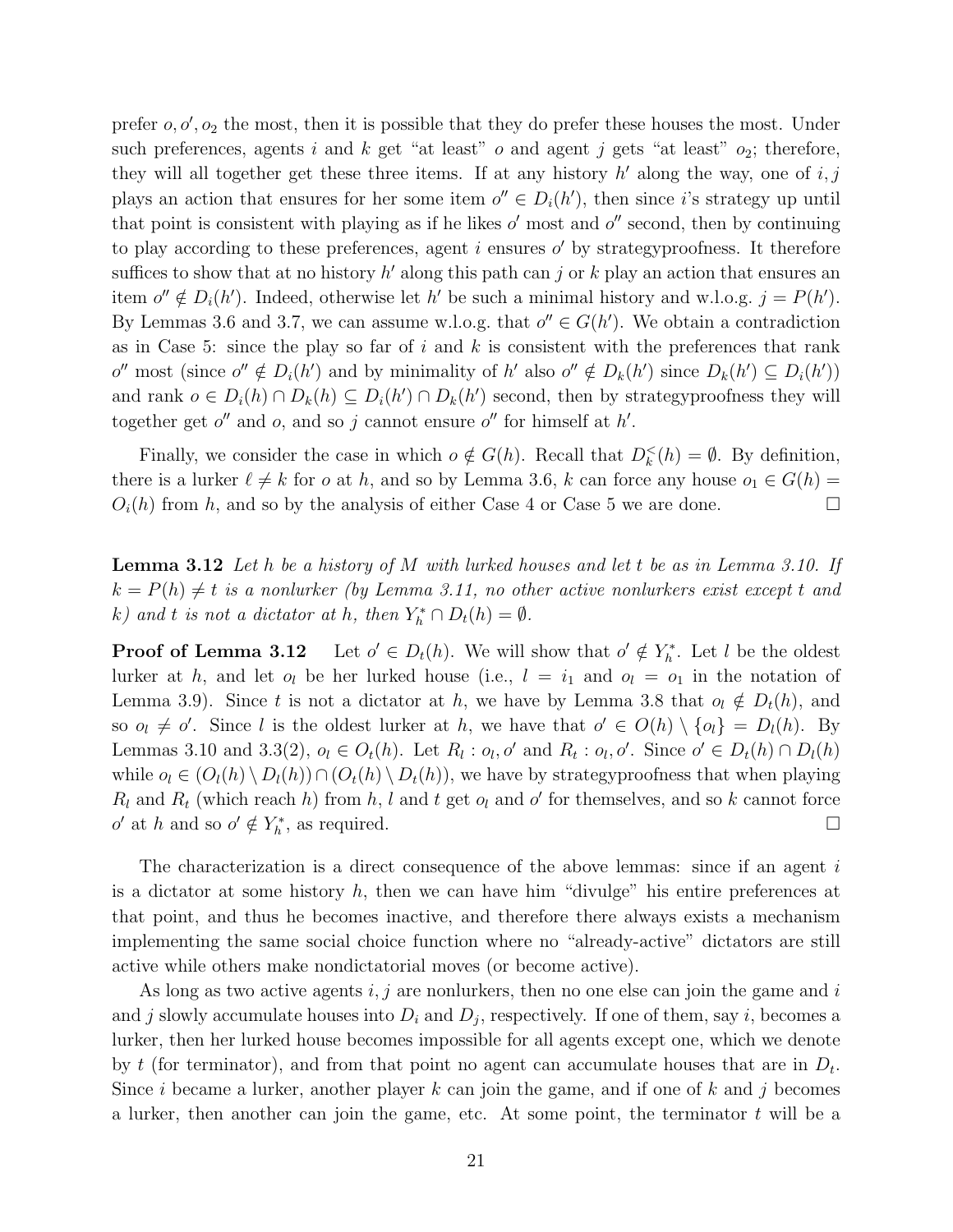prefer $o, o', o_2$ the most, then it is possible that they do prefer these houses the most. Under such preferences, agents $i$ and $k$ get "at least" $o$ and agent $j$ gets "at least" $o_2$; therefore, they will all together get these three items. If at any history $h'$ along the way, one of $i, j$ plays an action that ensures for her some item $o'' \in D_i(h')$, then since $i$'s strategy up until that point is consistent with playing as if he likes $o'$ most and $o''$ second, then by continuing to play according to these preferences, agent $i$ ensures $o'$ by strategyproofness. It therefore suffices to show that at no history $h'$ along this path can $j$ or $k$ play an action that ensures an item $o'' \notin D_i(h')$. Indeed, otherwise let $h'$ be such a minimal history and w.l.o.g. $j = P(h')$. By Lemmas 3.6 and 3.7, we can assume w.l.o.g. that $o'' \in G(h')$. We obtain a contradiction as in Case 5: since the play so far of $i$ and $k$ is consistent with the preferences that rank $o''$ most (since $o'' \notin D_i(h')$ and by minimality of $h'$ also $o'' \notin D_k(h')$ since $D_k(h') \subseteq D_i(h')$) and rank $o \in D_i(h) \cap D_k(h) \subseteq D_i(h') \cap D_k(h')$ second, then by strategyproofness they will together get $o''$ and $o$, and so $j$ cannot ensure $o''$ for himself at $h'$.

Finally, we consider the case in which $o \notin G(h)$. Recall that $D_k^{<}(h) = \emptyset$. By definition, there is a lurker $\ell \neq k$ for $o$ at $h$, and so by Lemma 3.6, $k$ can force any house $o_1 \in G(h) = O_i(h)$ from $h$, and so by the analysis of either Case 4 or Case 5 we are done. $\square$

**Lemma 3.12** *Let $h$ be a history of $M$ with lurked houses and let $t$ be as in Lemma 3.10. If $k = P(h) \neq t$ is a nonlurker (by Lemma 3.11, no other active nonlurkers exist except $t$ and $k$) and $t$ is not a dictator at $h$, then $Y_h^* \cap D_t(h) = \emptyset$.*

**Proof of Lemma 3.12** Let $o' \in D_t(h)$. We will show that $o' \notin Y_h^*$. Let $l$ be the oldest lurker at $h$, and let $o_l$ be her lurked house (i.e., $l = i_1$ and $o_l = o_1$ in the notation of Lemma 3.9). Since $t$ is not a dictator at $h$, we have by Lemma 3.8 that $o_l \notin D_t(h)$, and so $o_l \neq o'$. Since $l$ is the oldest lurker at $h$, we have that $o' \in O(h) \setminus \{o_l\} = D_l(h)$. By Lemmas 3.10 and 3.3(2), $o_l \in O_t(h)$. Let $R_l : o_l, o'$ and $R_t : o_l, o'$. Since $o' \in D_t(h) \cap D_l(h)$ while $o_l \in (O_l(h) \setminus D_l(h)) \cap (O_t(h) \setminus D_t(h))$, we have by strategyproofness that when playing $R_l$ and $R_t$ (which reach $h$) from $h$, $l$ and $t$ get $o_l$ and $o'$ for themselves, and so $k$ cannot force $o'$ at $h$ and so $o' \notin Y_h^*$, as required. $\square$

The characterization is a direct consequence of the above lemmas: since if an agent $i$ is a dictator at some history $h$, then we can have him "divulge" his entire preferences at that point, and thus he becomes inactive, and therefore there always exists a mechanism implementing the same social choice function where no "already-active" dictators are still active while others make nondictatorial moves (or become active).

As long as two active agents $i, j$ are nonlurkers, then no one else can join the game and $i$ and $j$ slowly accumulate houses into $D_i$ and $D_j$, respectively. If one of them, say $i$, becomes a lurker, then her lurked house becomes impossible for all agents except one, which we denote by $t$ (for terminator), and from that point no agent can accumulate houses that are in $D_t$. Since $i$ became a lurker, another player $k$ can join the game, and if one of $k$ and $j$ becomes a lurker, then another can join the game, etc. At some point, the terminator $t$ will be a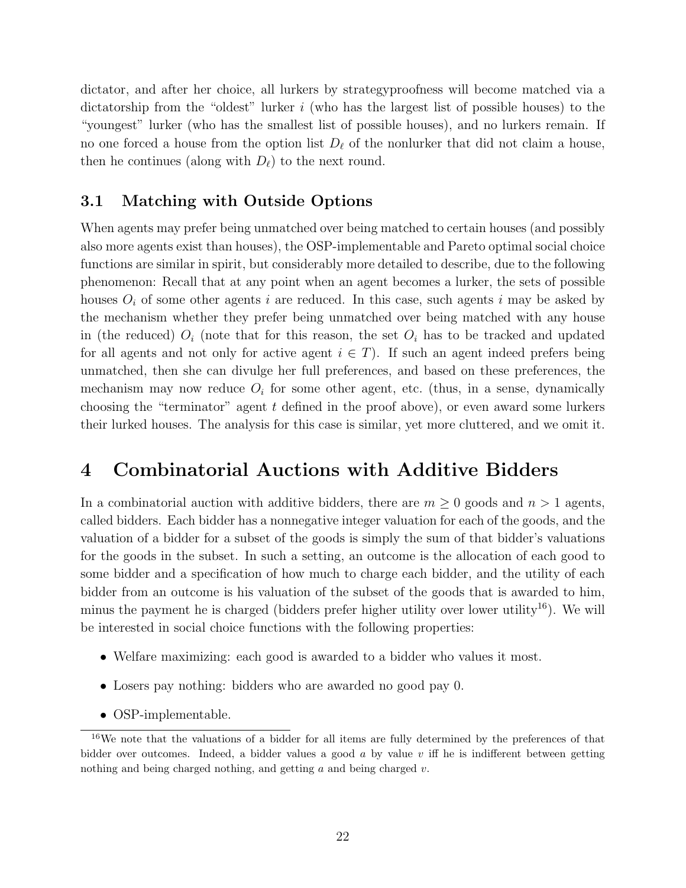dictator, and after her choice, all lurkers by strategyproofness will become matched via a dictatorship from the "oldest" lurker $i$ (who has the largest list of possible houses) to the "youngest" lurker (who has the smallest list of possible houses), and no lurkers remain. If no one forced a house from the option list $D_\ell$ of the nonlurker that did not claim a house, then he continues (along with $D_\ell$) to the next round.

### 3.1 Matching with Outside Options

When agents may prefer being unmatched over being matched to certain houses (and possibly also more agents exist than houses), the OSP-implementable and Pareto optimal social choice functions are similar in spirit, but considerably more detailed to describe, due to the following phenomenon: Recall that at any point when an agent becomes a lurker, the sets of possible houses $O_i$ of some other agents $i$ are reduced. In this case, such agents $i$ may be asked by the mechanism whether they prefer being unmatched over being matched with any house in (the reduced) $O_i$ (note that for this reason, the set $O_i$ has to be tracked and updated for all agents and not only for active agent $i \in T$). If such an agent indeed prefers being unmatched, then she can divulge her full preferences, and based on these preferences, the mechanism may now reduce $O_i$ for some other agent, etc. (thus, in a sense, dynamically choosing the "terminator" agent $t$ defined in the proof above), or even award some lurkers their lurked houses. The analysis for this case is similar, yet more cluttered, and we omit it.

## 4 Combinatorial Auctions with Additive Bidders

In a combinatorial auction with additive bidders, there are $m \geq 0$ goods and $n > 1$ agents, called bidders. Each bidder has a nonnegative integer valuation for each of the goods, and the valuation of a bidder for a subset of the goods is simply the sum of that bidder's valuations for the goods in the subset. In such a setting, an outcome is the allocation of each good to some bidder and a specification of how much to charge each bidder, and the utility of each bidder from an outcome is his valuation of the subset of the goods that is awarded to him, minus the payment he is charged (bidders prefer higher utility over lower utility[16]). We will be interested in social choice functions with the following properties:

- Welfare maximizing: each good is awarded to a bidder who values it most.
- Losers pay nothing: bidders who are awarded no good pay 0.
- OSP-implementable.

[16] We note that the valuations of a bidder for all items are fully determined by the preferences of that bidder over outcomes. Indeed, a bidder values a good $a$ by value $v$ iff he is indifferent between getting nothing and being charged nothing, and getting $a$ and being charged $v$.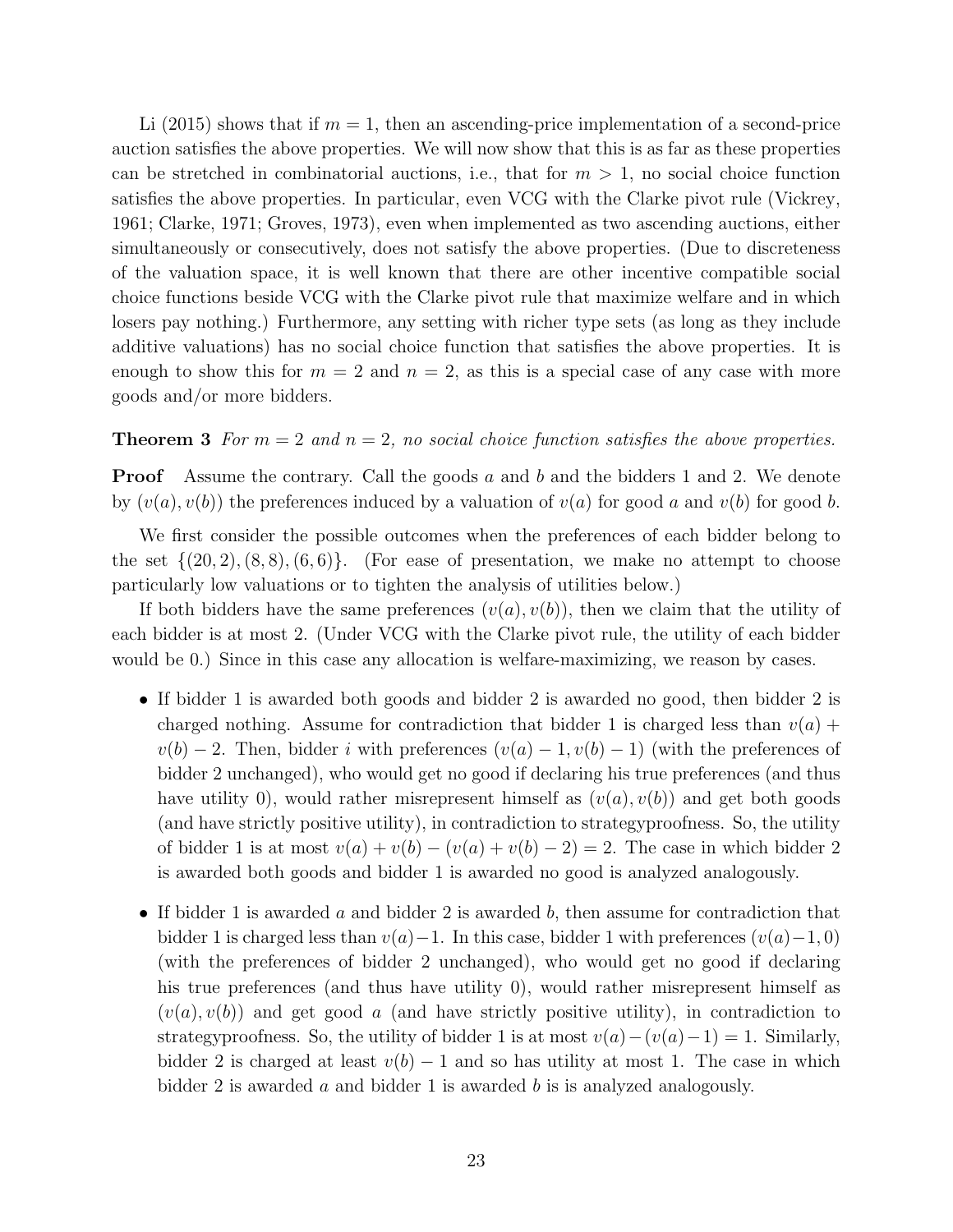Li (2015) shows that if $m = 1$, then an ascending-price implementation of a second-price auction satisfies the above properties. We will now show that this is as far as these properties can be stretched in combinatorial auctions, i.e., that for $m > 1$, no social choice function satisfies the above properties. In particular, even VCG with the Clarke pivot rule (Vickrey, 1961; Clarke, 1971; Groves, 1973), even when implemented as two ascending auctions, either simultaneously or consecutively, does not satisfy the above properties. (Due to discreteness of the valuation space, it is well known that there are other incentive compatible social choice functions beside VCG with the Clarke pivot rule that maximize welfare and in which losers pay nothing.) Furthermore, any setting with richer type sets (as long as they include additive valuations) has no social choice function that satisfies the above properties. It is enough to show this for $m = 2$ and $n = 2$, as this is a special case of any case with more goods and/or more bidders.

**Theorem 3** *For $m = 2$ and $n = 2$, no social choice function satisfies the above properties.*

**Proof** Assume the contrary. Call the goods $a$ and $b$ and the bidders 1 and 2. We denote by $(v(a), v(b))$ the preferences induced by a valuation of $v(a)$ for good $a$ and $v(b)$ for good $b$.

We first consider the possible outcomes when the preferences of each bidder belong to the set $\{(20, 2), (8, 8), (6, 6)\}$. (For ease of presentation, we make no attempt to choose particularly low valuations or to tighten the analysis of utilities below.)

If both bidders have the same preferences $(v(a), v(b))$, then we claim that the utility of each bidder is at most 2. (Under VCG with the Clarke pivot rule, the utility of each bidder would be 0.) Since in this case any allocation is welfare-maximizing, we reason by cases.

- If bidder 1 is awarded both goods and bidder 2 is awarded no good, then bidder 2 is charged nothing. Assume for contradiction that bidder 1 is charged less than $v(a) + v(b) - 2$. Then, bidder $i$ with preferences $(v(a) - 1, v(b) - 1)$ (with the preferences of bidder 2 unchanged), who would get no good if declaring his true preferences (and thus have utility 0), would rather misrepresent himself as $(v(a), v(b))$ and get both goods (and have strictly positive utility), in contradiction to strategyproofness. So, the utility of bidder 1 is at most $v(a) + v(b) - (v(a) + v(b) - 2) = 2$. The case in which bidder 2 is awarded both goods and bidder 1 is awarded no good is analyzed analogously.

- If bidder 1 is awarded $a$ and bidder 2 is awarded $b$, then assume for contradiction that bidder 1 is charged less than $v(a) - 1$. In this case, bidder 1 with preferences $(v(a) - 1, 0)$ (with the preferences of bidder 2 unchanged), who would get no good if declaring his true preferences (and thus have utility 0), would rather misrepresent himself as $(v(a), v(b))$ and get good $a$ (and have strictly positive utility), in contradiction to strategyproofness. So, the utility of bidder 1 is at most $v(a) - (v(a) - 1) = 1$. Similarly, bidder 2 is charged at least $v(b) - 1$ and so has utility at most 1. The case in which bidder 2 is awarded $a$ and bidder 1 is awarded $b$ is is analyzed analogously.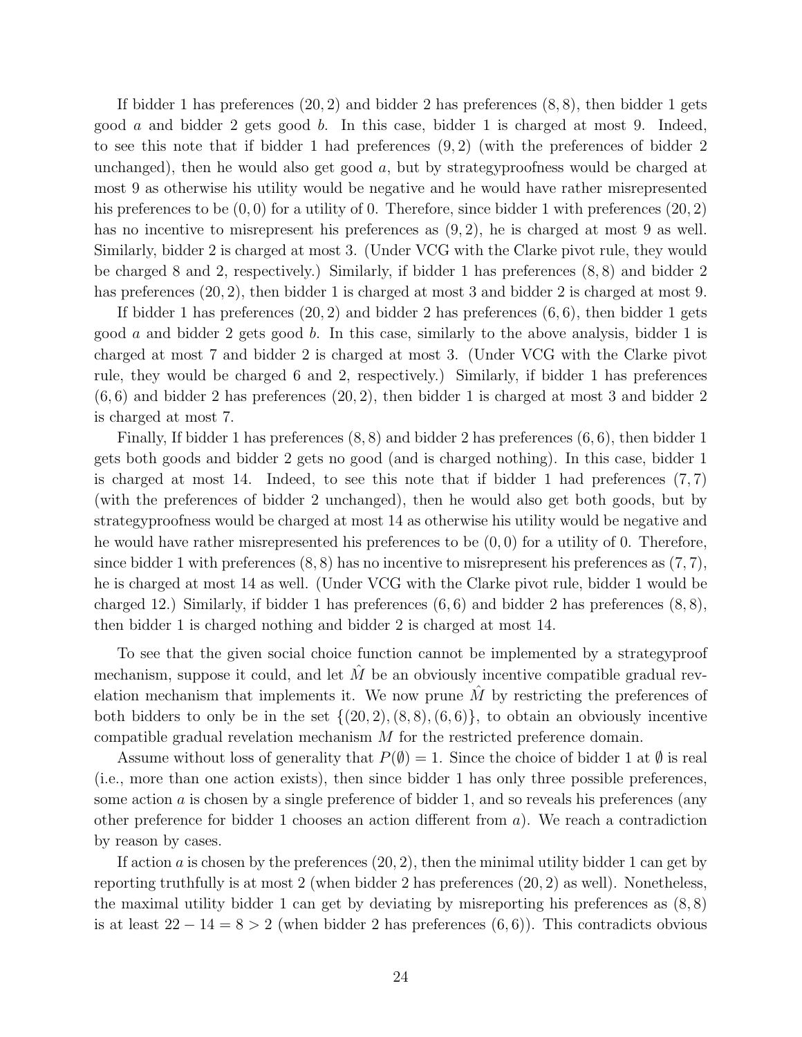If bidder 1 has preferences $(20, 2)$ and bidder 2 has preferences $(8, 8)$, then bidder 1 gets good $a$ and bidder 2 gets good $b$. In this case, bidder 1 is charged at most 9. Indeed, to see this note that if bidder 1 had preferences $(9, 2)$ (with the preferences of bidder 2 unchanged), then he would also get good $a$, but by strategyproofness would be charged at most 9 as otherwise his utility would be negative and he would have rather misrepresented his preferences to be $(0, 0)$ for a utility of 0. Therefore, since bidder 1 with preferences $(20, 2)$ has no incentive to misrepresent his preferences as $(9, 2)$, he is charged at most 9 as well. Similarly, bidder 2 is charged at most 3. (Under VCG with the Clarke pivot rule, they would be charged 8 and 2, respectively.) Similarly, if bidder 1 has preferences $(8, 8)$ and bidder 2 has preferences $(20, 2)$, then bidder 1 is charged at most 3 and bidder 2 is charged at most 9.

If bidder 1 has preferences $(20, 2)$ and bidder 2 has preferences $(6, 6)$, then bidder 1 gets good $a$ and bidder 2 gets good $b$. In this case, similarly to the above analysis, bidder 1 is charged at most 7 and bidder 2 is charged at most 3. (Under VCG with the Clarke pivot rule, they would be charged 6 and 2, respectively.) Similarly, if bidder 1 has preferences $(6, 6)$ and bidder 2 has preferences $(20, 2)$, then bidder 1 is charged at most 3 and bidder 2 is charged at most 7.

Finally, If bidder 1 has preferences $(8, 8)$ and bidder 2 has preferences $(6, 6)$, then bidder 1 gets both goods and bidder 2 gets no good (and is charged nothing). In this case, bidder 1 is charged at most 14. Indeed, to see this note that if bidder 1 had preferences $(7, 7)$ (with the preferences of bidder 2 unchanged), then he would also get both goods, but by strategyproofness would be charged at most 14 as otherwise his utility would be negative and he would have rather misrepresented his preferences to be $(0, 0)$ for a utility of 0. Therefore, since bidder 1 with preferences $(8, 8)$ has no incentive to misrepresent his preferences as $(7, 7)$, he is charged at most 14 as well. (Under VCG with the Clarke pivot rule, bidder 1 would be charged 12.) Similarly, if bidder 1 has preferences $(6, 6)$ and bidder 2 has preferences $(8, 8)$, then bidder 1 is charged nothing and bidder 2 is charged at most 14.

To see that the given social choice function cannot be implemented by a strategyproof mechanism, suppose it could, and let $\hat{M}$ be an obviously incentive compatible gradual revelation mechanism that implements it. We now prune $\hat{M}$ by restricting the preferences of both bidders to only be in the set $\{(20, 2), (8, 8), (6, 6)\}$, to obtain an obviously incentive compatible gradual revelation mechanism $M$ for the restricted preference domain.

Assume without loss of generality that $P(\emptyset) = 1$. Since the choice of bidder 1 at $\emptyset$ is real (i.e., more than one action exists), then since bidder 1 has only three possible preferences, some action $a$ is chosen by a single preference of bidder 1, and so reveals his preferences (any other preference for bidder 1 chooses an action different from $a$). We reach a contradiction by reason by cases.

If action $a$ is chosen by the preferences $(20, 2)$, then the minimal utility bidder 1 can get by reporting truthfully is at most 2 (when bidder 2 has preferences $(20, 2)$ as well). Nonetheless, the maximal utility bidder 1 can get by deviating by misreporting his preferences as $(8, 8)$ is at least $22 - 14 = 8 > 2$ (when bidder 2 has preferences $(6, 6)$). This contradicts obvious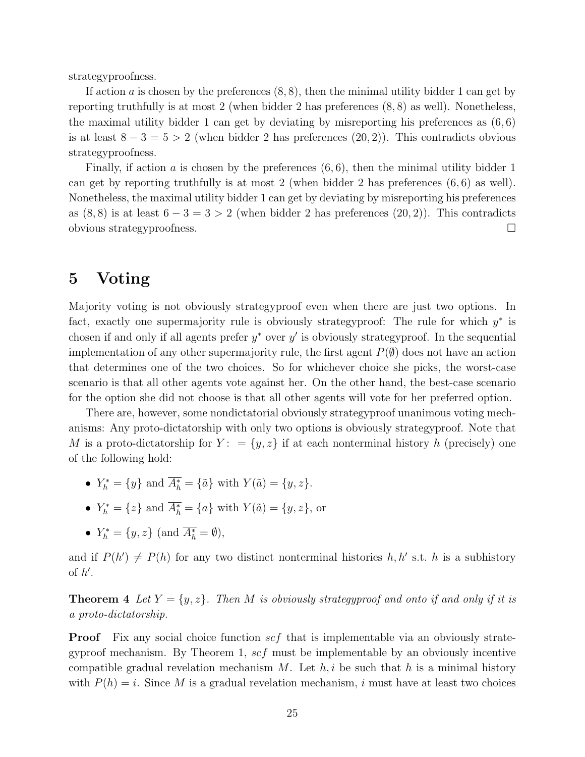strategyproofness.

If action $a$ is chosen by the preferences $(8, 8)$, then the minimal utility bidder 1 can get by reporting truthfully is at most 2 (when bidder 2 has preferences $(8, 8)$ as well). Nonetheless, the maximal utility bidder 1 can get by deviating by misreporting his preferences as $(6, 6)$ is at least $8 - 3 = 5 > 2$ (when bidder 2 has preferences $(20, 2)$). This contradicts obvious strategyproofness.

Finally, if action $a$ is chosen by the preferences $(6, 6)$, then the minimal utility bidder 1 can get by reporting truthfully is at most 2 (when bidder 2 has preferences $(6, 6)$ as well). Nonetheless, the maximal utility bidder 1 can get by deviating by misreporting his preferences as $(8, 8)$ is at least $6 - 3 = 3 > 2$ (when bidder 2 has preferences $(20, 2)$). This contradicts obvious strategyproofness. □

# 5 Voting

Majority voting is not obviously strategyproof even when there are just two options. In fact, exactly one supermajority rule is obviously strategyproof: The rule for which $y^*$ is chosen if and only if all agents prefer $y^*$ over $y'$ is obviously strategyproof. In the sequential implementation of any other supermajority rule, the first agent $P(\emptyset)$ does not have an action that determines one of the two choices. So for whichever choice she picks, the worst-case scenario is that all other agents vote against her. On the other hand, the best-case scenario for the option she did not choose is that all other agents will vote for her preferred option.

There are, however, some nondictatorial obviously strategyproof unanimous voting mechanisms: Any proto-dictatorship with only two options is obviously strategyproof. Note that $M$ is a proto-dictatorship for $Y :=\{y, z\}$ if at each nonterminal history $h$ (precisely) one of the following hold:

- $Y^*_h = \{y\}$ and $\overline{A^*_h} = \{\tilde{a}\}$ with $Y(\tilde{a}) = \{y, z\}$.
- $Y^*_h = \{z\}$ and $\overline{A^*_h} = \{a\}$ with $Y(\tilde{a}) = \{y, z\}$, or
- $Y^*_h = \{y, z\}$ (and $\overline{A^*_h} = \emptyset$),

and if $P(h') \neq P(h)$ for any two distinct nonterminal histories $h, h'$ s.t. $h$ is a subhistory of $h'$.

**Theorem 4** *Let $Y = \{y, z\}$. Then $M$ is obviously strategyproof and onto if and only if it is a proto-dictatorship.*

**Proof** Fix any social choice function $scf$ that is implementable via an obviously strategyproof mechanism. By Theorem 1, $scf$ must be implementable by an obviously incentive compatible gradual revelation mechanism $M$. Let $h, i$ be such that $h$ is a minimal history with $P(h) = i$. Since $M$ is a gradual revelation mechanism, $i$ must have at least two choices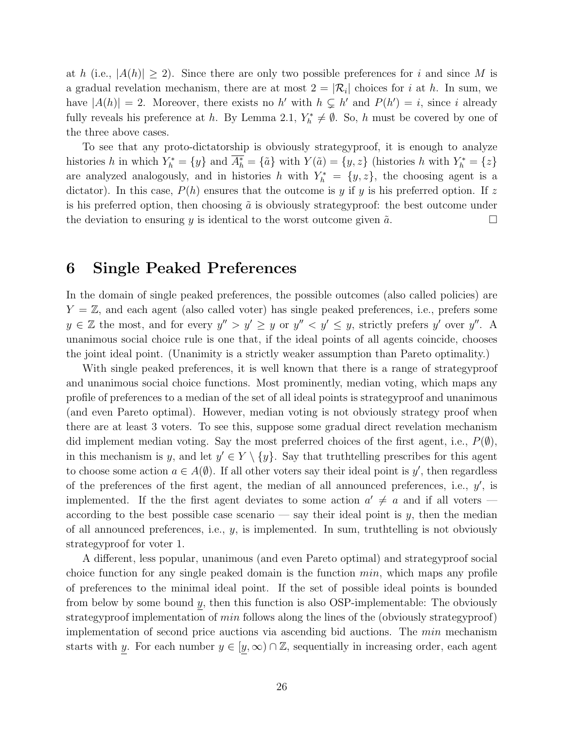at $h$ (i.e., $|A(h)| \geq 2$). Since there are only two possible preferences for $i$ and since $M$ is a gradual revelation mechanism, there are at most $2 = |\mathcal{R}_i|$ choices for $i$ at $h$. In sum, we have $|A(h)| = 2$. Moreover, there exists no $h'$ with $h \subsetneq h'$ and $P(h') = i$, since $i$ already fully reveals his preference at $h$. By Lemma 2.1, $Y^*_h \neq \emptyset$. So, $h$ must be covered by one of the three above cases.

To see that any proto-dictatorship is obviously strategyproof, it is enough to analyze histories $h$ in which $Y^*_h = \{y\}$ and $\overline{A^*_h} = \{\tilde{a}\}$ with $Y(\tilde{a}) = \{y, z\}$ (histories $h$ with $Y^*_h = \{z\}$ are analyzed analogously, and in histories $h$ with $Y^*_h = \{y, z\}$, the choosing agent is a dictator). In this case, $P(h)$ ensures that the outcome is $y$ if $y$ is his preferred option. If $z$ is his preferred option, then choosing $\tilde{a}$ is obviously strategyproof: the best outcome under the deviation to ensuring $y$ is identical to the worst outcome given $\tilde{a}$. $\square$

# 6 Single Peaked Preferences

In the domain of single peaked preferences, the possible outcomes (also called policies) are $Y = \mathbb{Z}$, and each agent (also called voter) has single peaked preferences, i.e., prefers some $y \in \mathbb{Z}$ the most, and for every $y'' > y' \geq y$ or $y'' < y' \leq y$, strictly prefers $y'$ over $y''$. A unanimous social choice rule is one that, if the ideal points of all agents coincide, chooses the joint ideal point. (Unanimity is a strictly weaker assumption than Pareto optimality.)

With single peaked preferences, it is well known that there is a range of strategyproof and unanimous social choice functions. Most prominently, median voting, which maps any profile of preferences to a median of the set of all ideal points is strategyproof and unanimous (and even Pareto optimal). However, median voting is not obviously strategy proof when there are at least 3 voters. To see this, suppose some gradual direct revelation mechanism did implement median voting. Say the most preferred choices of the first agent, i.e., $P(\emptyset)$, in this mechanism is $y$, and let $y' \in Y \setminus \{y\}$. Say that truthtelling prescribes for this agent to choose some action $a \in A(\emptyset)$. If all other voters say their ideal point is $y'$, then regardless of the preferences of the first agent, the median of all announced preferences, i.e., $y'$, is implemented. If the the first agent deviates to some action $a' \neq a$ and if all voters — according to the best possible case scenario — say their ideal point is $y$, then the median of all announced preferences, i.e., $y$, is implemented. In sum, truthtelling is not obviously strategyproof for voter 1.

A different, less popular, unanimous (and even Pareto optimal) and strategyproof social choice function for any single peaked domain is the function *min*, which maps any profile of preferences to the minimal ideal point. If the set of possible ideal points is bounded from below by some bound $\underline{y}$, then this function is also OSP-implementable: The obviously strategyproof implementation of *min* follows along the lines of the (obviously strategyproof) implementation of second price auctions via ascending bid auctions. The *min* mechanism starts with $\underline{y}$. For each number $y \in [\underline{y}, \infty) \cap \mathbb{Z}$, sequentially in increasing order, each agent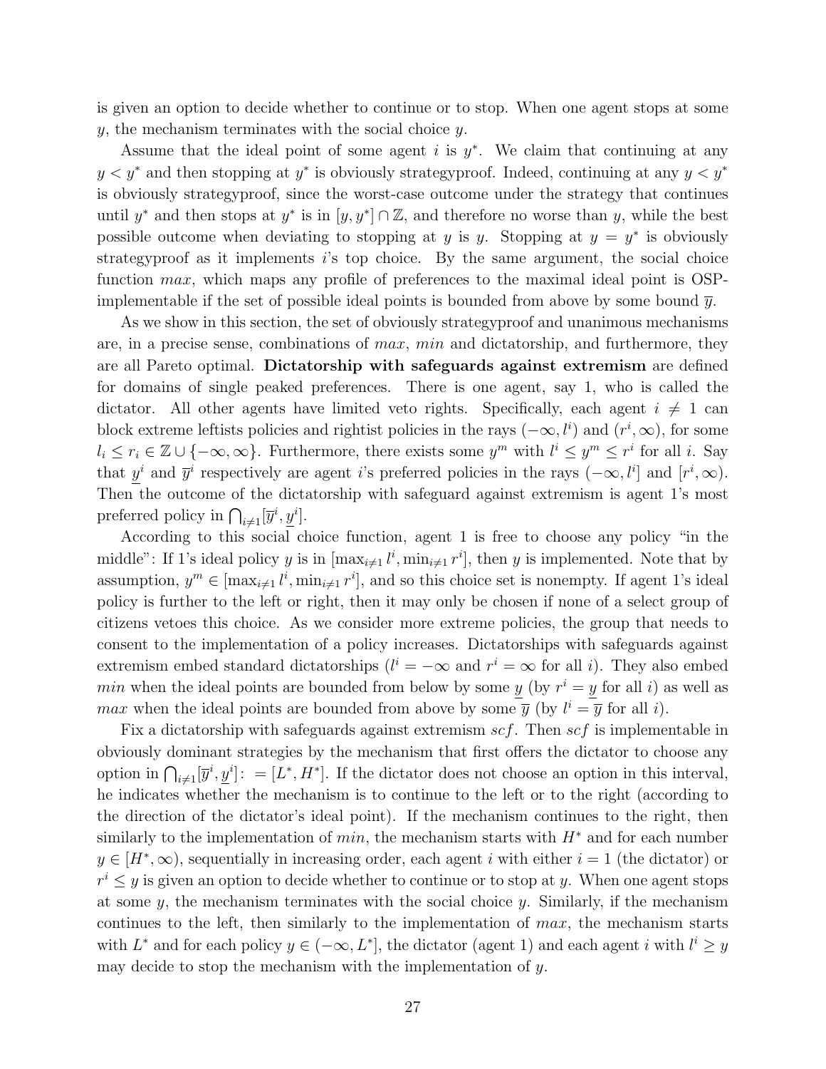is given an option to decide whether to continue or to stop. When one agent stops at some $y$, the mechanism terminates with the social choice $y$.

Assume that the ideal point of some agent $i$ is $y^*$. We claim that continuing at any $y < y^*$ and then stopping at $y^*$ is obviously strategyproof. Indeed, continuing at any $y < y^*$ is obviously strategyproof, since the worst-case outcome under the strategy that continues until $y^*$ and then stops at $y^*$ is in $[y, y^*] \cap \mathbb{Z}$, and therefore no worse than $y$, while the best possible outcome when deviating to stopping at $y$ is $y$. Stopping at $y = y^*$ is obviously strategyproof as it implements $i$'s top choice. By the same argument, the social choice function *max*, which maps any profile of preferences to the maximal ideal point is OSP-implementable if the set of possible ideal points is bounded from above by some bound $\overline{y}$.

As we show in this section, the set of obviously strategyproof and unanimous mechanisms are, in a precise sense, combinations of *max*, *min* and dictatorship, and furthermore, they are all Pareto optimal. **Dictatorship with safeguards against extremism** are defined for domains of single peaked preferences. There is one agent, say 1, who is called the dictator. All other agents have limited veto rights. Specifically, each agent $i \neq 1$ can block extreme leftists policies and rightist policies in the rays $(-\infty, l^i)$ and $(r^i, \infty)$, for some $l_i \leq r_i \in \mathbb{Z} \cup \{-\infty, \infty\}$. Furthermore, there exists some $y^m$ with $l^i \leq y^m \leq r^i$ for all $i$. Say that $\underline{y}^i$ and $\overline{y}^i$ respectively are agent $i$'s preferred policies in the rays $(-\infty, l^i]$ and $[r^i, \infty)$. Then the outcome of the dictatorship with safeguard against extremism is agent 1's most preferred policy in $\bigcap_{i \neq 1} [\overline{y}^i, \underline{y}^i]$.

According to this social choice function, agent 1 is free to choose any policy "in the middle": If 1's ideal policy $y$ is in $[\max_{i \neq 1} l^i, \min_{i \neq 1} r^i]$, then $y$ is implemented. Note that by assumption, $y^m \in [\max_{i \neq 1} l^i, \min_{i \neq 1} r^i]$, and so this choice set is nonempty. If agent 1's ideal policy is further to the left or right, then it may only be chosen if none of a select group of citizens vetoes this choice. As we consider more extreme policies, the group that needs to consent to the implementation of a policy increases. Dictatorships with safeguards against extremism embed standard dictatorships ($l^i = -\infty$ and $r^i = \infty$ for all $i$). They also embed *min* when the ideal points are bounded from below by some $\underline{y}$ (by $r^i = \underline{y}$ for all $i$) as well as *max* when the ideal points are bounded from above by some $\overline{y}$ (by $l^i = \overline{y}$ for all $i$).

Fix a dictatorship with safeguards against extremism *scf*. Then *scf* is implementable in obviously dominant strategies by the mechanism that first offers the dictator to choose any option in $\bigcap_{i \neq 1} [\overline{y}^i, \underline{y}^i] := [L^*, H^*]$. If the dictator does not choose an option in this interval, he indicates whether the mechanism is to continue to the left or to the right (according to the direction of the dictator's ideal point). If the mechanism continues to the right, then similarly to the implementation of *min*, the mechanism starts with $H^*$ and for each number $y \in [H^*, \infty)$, sequentially in increasing order, each agent $i$ with either $i = 1$ (the dictator) or $r^i \leq y$ is given an option to decide whether to continue or to stop at $y$. When one agent stops at some $y$, the mechanism terminates with the social choice $y$. Similarly, if the mechanism continues to the left, then similarly to the implementation of *max*, the mechanism starts with $L^*$ and for each policy $y \in (-\infty, L^*]$, the dictator (agent 1) and each agent $i$ with $l^i \geq y$ may decide to stop the mechanism with the implementation of $y$.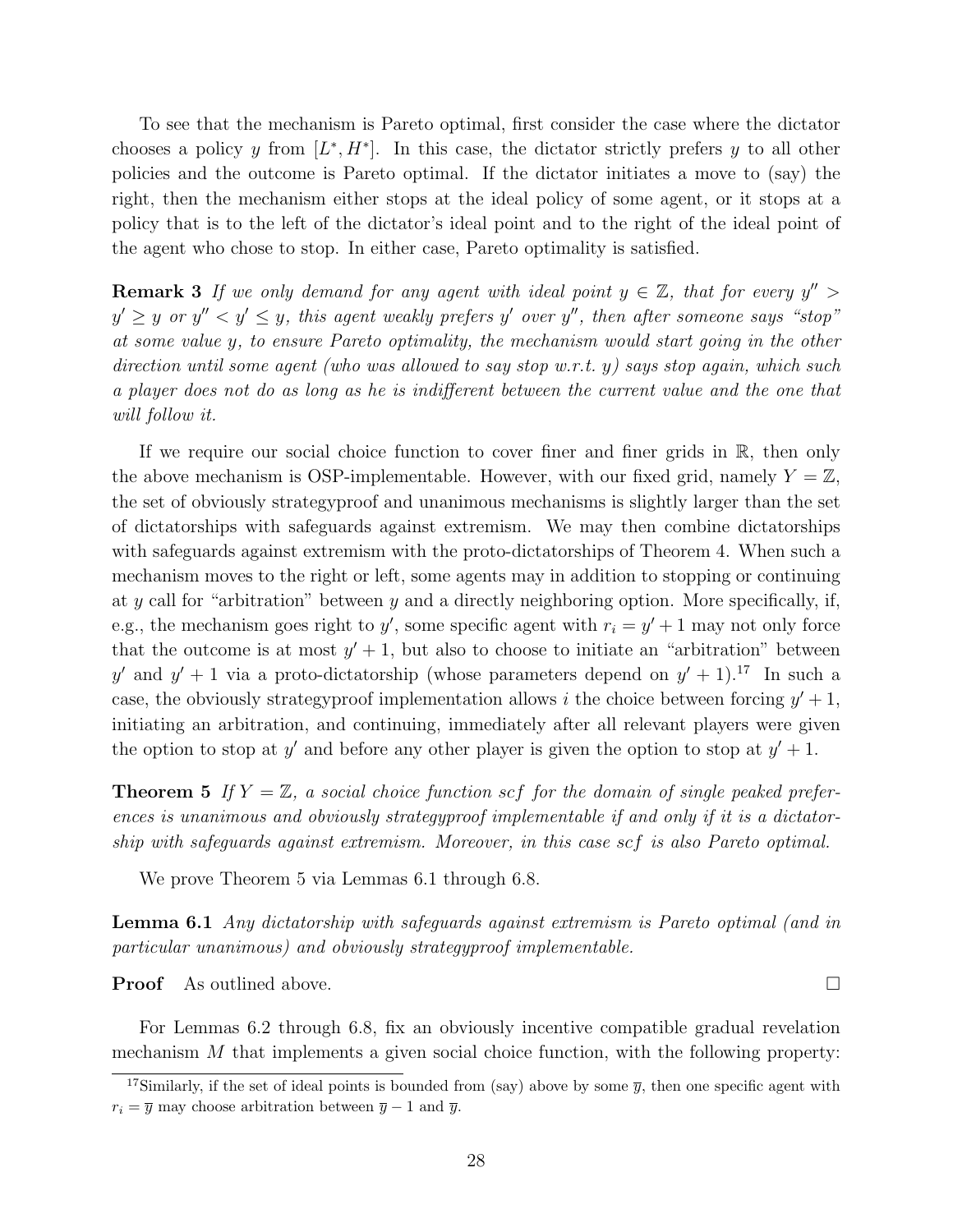To see that the mechanism is Pareto optimal, first consider the case where the dictator chooses a policy $y$ from $[L^*, H^*]$. In this case, the dictator strictly prefers $y$ to all other policies and the outcome is Pareto optimal. If the dictator initiates a move to (say) the right, then the mechanism either stops at the ideal policy of some agent, or it stops at a policy that is to the left of the dictator's ideal point and to the right of the ideal point of the agent who chose to stop. In either case, Pareto optimality is satisfied.

**Remark 3** *If we only demand for any agent with ideal point $y \in \mathbb{Z}$, that for every $y'' > y' \geq y$ or $y'' < y' \leq y$, this agent weakly prefers $y'$ over $y''$, then after someone says "stop" at some value $y$, to ensure Pareto optimality, the mechanism would start going in the other direction until some agent (who was allowed to say stop w.r.t. $y$) says stop again, which such a player does not do as long as he is indifferent between the current value and the one that will follow it.*

If we require our social choice function to cover finer and finer grids in $\mathbb{R}$, then only the above mechanism is OSP-implementable. However, with our fixed grid, namely $Y = \mathbb{Z}$, the set of obviously strategyproof and unanimous mechanisms is slightly larger than the set of dictatorships with safeguards against extremism. We may then combine dictatorships with safeguards against extremism with the proto-dictatorships of Theorem 4. When such a mechanism moves to the right or left, some agents may in addition to stopping or continuing at $y$ call for "arbitration" between $y$ and a directly neighboring option. More specifically, if, e.g., the mechanism goes right to $y'$, some specific agent with $r_i = y' + 1$ may not only force that the outcome is at most $y' + 1$, but also to choose to initiate an "arbitration" between $y'$ and $y' + 1$ via a proto-dictatorship (whose parameters depend on $y' + 1$).[17] In such a case, the obviously strategyproof implementation allows $i$ the choice between forcing $y' + 1$, initiating an arbitration, and continuing, immediately after all relevant players were given the option to stop at $y'$ and before any other player is given the option to stop at $y' + 1$.

**Theorem 5** *If $Y = \mathbb{Z}$, a social choice function scf for the domain of single peaked preferences is unanimous and obviously strategyproof implementable if and only if it is a dictatorship with safeguards against extremism. Moreover, in this case scf is also Pareto optimal.*

We prove Theorem 5 via Lemmas 6.1 through 6.8.

**Lemma 6.1** *Any dictatorship with safeguards against extremism is Pareto optimal (and in particular unanimous) and obviously strategyproof implementable.*

**Proof** As outlined above. □

For Lemmas 6.2 through 6.8, fix an obviously incentive compatible gradual revelation mechanism $M$ that implements a given social choice function, with the following property:

[17] Similarly, if the set of ideal points is bounded from (say) above by some $\overline{y}$, then one specific agent with $r_i = \overline{y}$ may choose arbitration between $\overline{y} - 1$ and $\overline{y}$.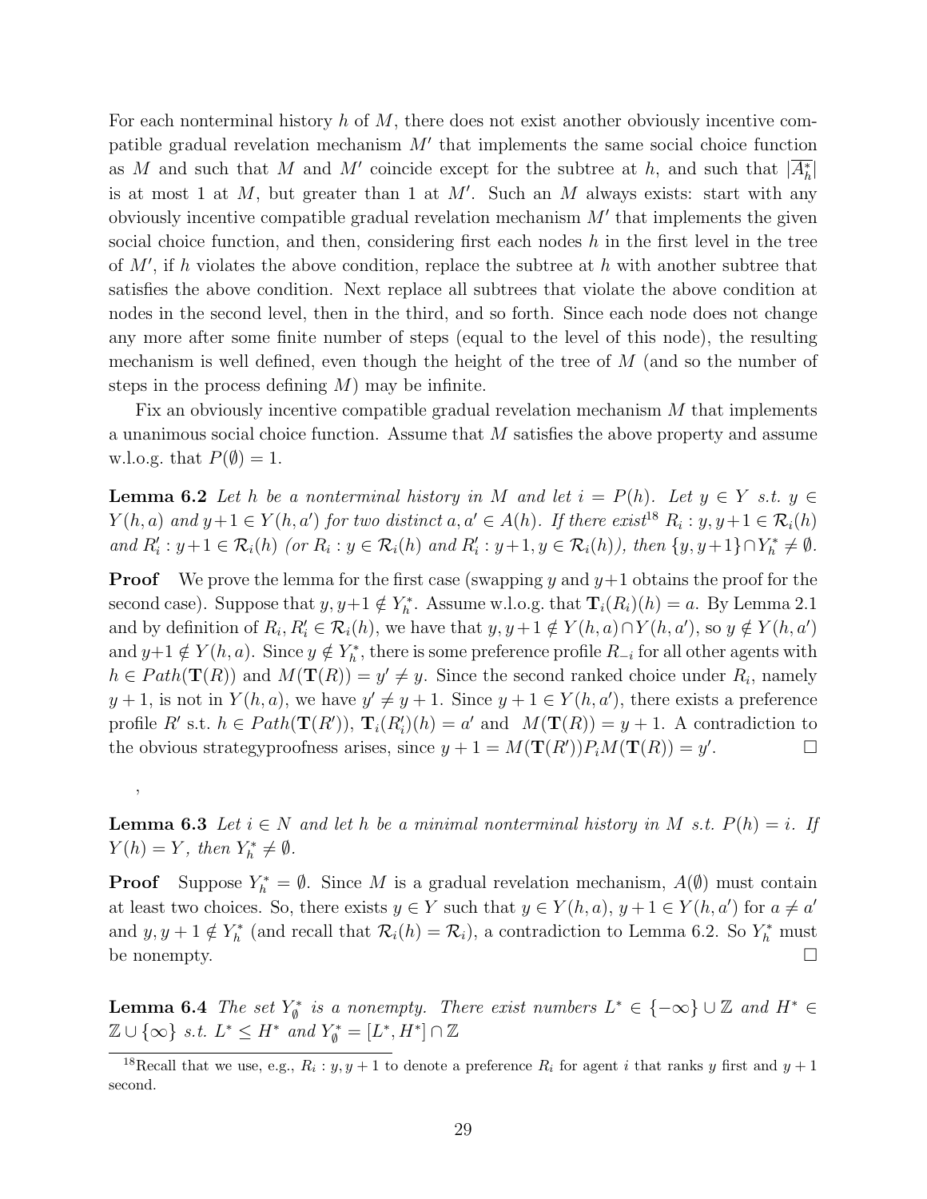For each nonterminal history $h$ of $M$, there does not exist another obviously incentive compatible gradual revelation mechanism $M'$ that implements the same social choice function as $M$ and such that $M$ and $M'$ coincide except for the subtree at $h$, and such that $|\overline{A_h^*}|$ is at most 1 at $M$, but greater than 1 at $M'$. Such an $M$ always exists: start with any obviously incentive compatible gradual revelation mechanism $M'$ that implements the given social choice function, and then, considering first each nodes $h$ in the first level in the tree of $M'$, if $h$ violates the above condition, replace the subtree at $h$ with another subtree that satisfies the above condition. Next replace all subtrees that violate the above condition at nodes in the second level, then in the third, and so forth. Since each node does not change any more after some finite number of steps (equal to the level of this node), the resulting mechanism is well defined, even though the height of the tree of $M$ (and so the number of steps in the process defining $M$) may be infinite.

Fix an obviously incentive compatible gradual revelation mechanism $M$ that implements a unanimous social choice function. Assume that $M$ satisfies the above property and assume w.l.o.g. that $P(\emptyset) = 1$.

**Lemma 6.2** *Let $h$ be a nonterminal history in $M$ and let $i = P(h)$. Let $y \in Y$ s.t. $y \in Y(h, a)$ and $y+1 \in Y(h, a')$ for two distinct $a, a' \in A(h)$. If there exist*[18] *$R_i : y, y+1 \in \mathcal{R}_i(h)$ and $R'_i : y+1 \in \mathcal{R}_i(h)$ (or $R_i : y \in \mathcal{R}_i(h)$ and $R'_i : y+1, y \in \mathcal{R}_i(h)$), then $\{y, y+1\} \cap Y_h^* \neq \emptyset$.*

**Proof** We prove the lemma for the first case (swapping $y$ and $y+1$ obtains the proof for the second case). Suppose that $y, y+1 \notin Y_h^*$. Assume w.l.o.g. that $\mathbf{T}_i(R_i)(h) = a$. By Lemma 2.1 and by definition of $R_i, R'_i \in \mathcal{R}_i(h)$, we have that $y, y+1 \notin Y(h, a) \cap Y(h, a')$, so $y \notin Y(h, a')$ and $y+1 \notin Y(h, a)$. Since $y \notin Y_h^*$, there is some preference profile $R_{-i}$ for all other agents with $h \in Path(\mathbf{T}(R))$ and $M(\mathbf{T}(R)) = y' \neq y$. Since the second ranked choice under $R_i$, namely $y+1$, is not in $Y(h, a)$, we have $y' \neq y+1$. Since $y+1 \in Y(h, a')$, there exists a preference profile $R'$ s.t. $h \in Path(\mathbf{T}(R'))$, $\mathbf{T}_i(R'_i)(h) = a'$ and $M(\mathbf{T}(R)) = y+1$. A contradiction to the obvious strategyproofness arises, since $y+1 = M(\mathbf{T}(R')) P_i M(\mathbf{T}(R)) = y'$. $\square$

,

**Lemma 6.3** *Let $i \in N$ and let $h$ be a minimal nonterminal history in $M$ s.t. $P(h) = i$. If $Y(h) = Y$, then $Y_h^* \neq \emptyset$.*

**Proof** Suppose $Y_h^* = \emptyset$. Since $M$ is a gradual revelation mechanism, $A(\emptyset)$ must contain at least two choices. So, there exists $y \in Y$ such that $y \in Y(h, a)$, $y+1 \in Y(h, a')$ for $a \neq a'$ and $y, y+1 \notin Y_h^*$ (and recall that $\mathcal{R}_i(h) = \mathcal{R}_i$), a contradiction to Lemma 6.2. So $Y_h^*$ must be nonempty. $\square$

**Lemma 6.4** *The set $Y_\emptyset^*$ is a nonempty. There exist numbers $L^* \in \{-\infty\} \cup \mathbb{Z}$ and $H^* \in \mathbb{Z} \cup \{\infty\}$ s.t. $L^* \leq H^*$ and $Y_\emptyset^* = [L^*, H^*] \cap \mathbb{Z}$*

[18] Recall that we use, e.g., $R_i : y, y+1$ to denote a preference $R_i$ for agent $i$ that ranks $y$ first and $y+1$ second.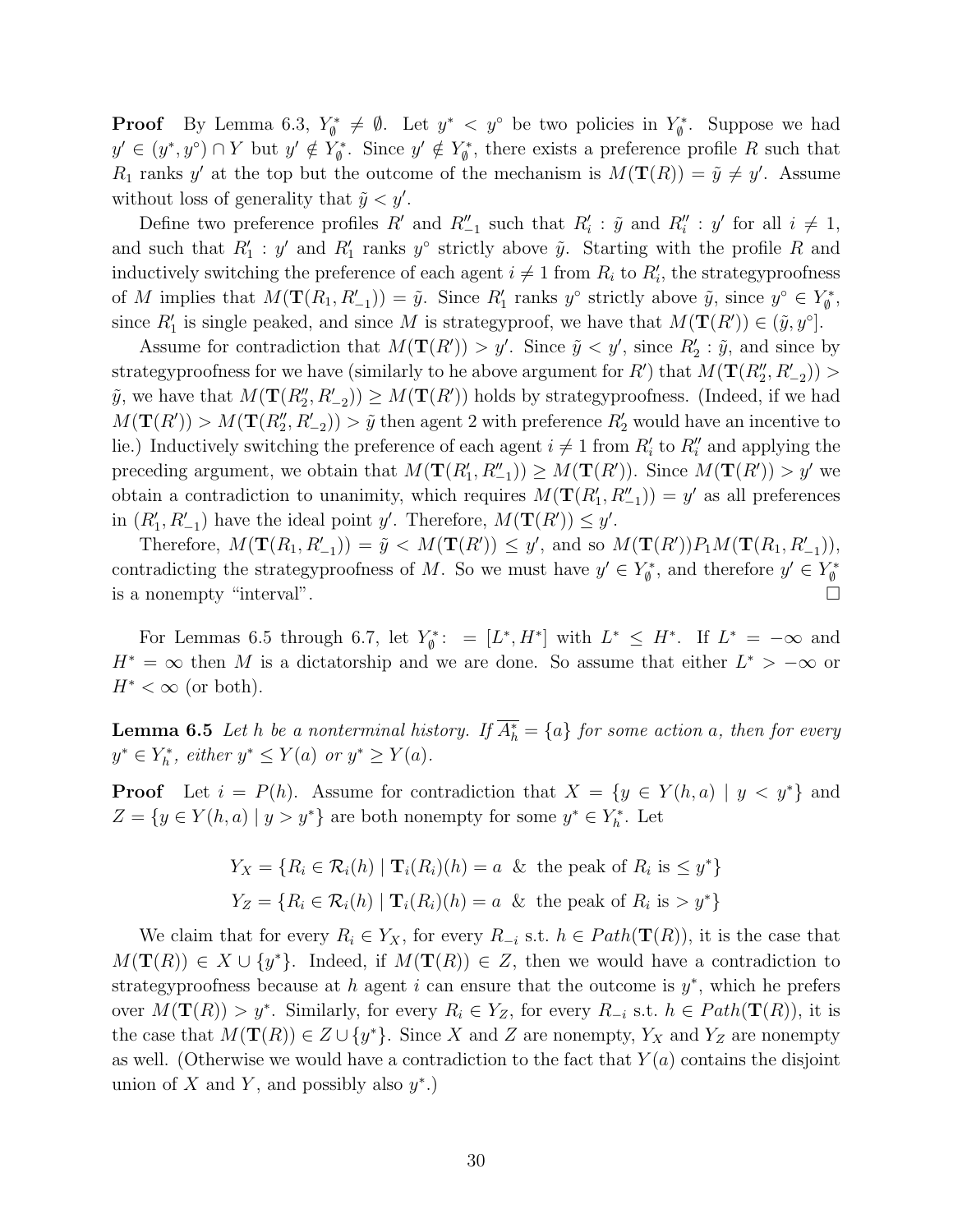**Proof** By Lemma 6.3, $Y^*_\emptyset \neq \emptyset$. Let $y^* < y^\circ$ be two policies in $Y^*_\emptyset$. Suppose we had $y' \in (y^*, y^\circ) \cap Y$ but $y' \notin Y^*_\emptyset$. Since $y' \notin Y^*_\emptyset$, there exists a preference profile $R$ such that $R_1$ ranks $y'$ at the top but the outcome of the mechanism is $M(\mathbf{T}(R)) = \tilde{y} \neq y'$. Assume without loss of generality that $\tilde{y} < y'$.

Define two preference profiles $R'$ and $R''_{-1}$ such that $R'_i : \tilde{y}$ and $R''_i : y'$ for all $i \neq 1$, and such that $R'_1 : y'$ and $R'_1$ ranks $y^\circ$ strictly above $\tilde{y}$. Starting with the profile $R$ and inductively switching the preference of each agent $i \neq 1$ from $R_i$ to $R'_i$, the strategyproofness of $M$ implies that $M(\mathbf{T}(R_1, R'_{-1})) = \tilde{y}$. Since $R'_1$ ranks $y^\circ$ strictly above $\tilde{y}$, since $y^\circ \in Y^*_\emptyset$, since $R'_1$ is single peaked, and since $M$ is strategyproof, we have that $M(\mathbf{T}(R')) \in (\tilde{y}, y^\circ]$.

Assume for contradiction that $M(\mathbf{T}(R')) > y'$. Since $\tilde{y} < y'$, since $R'_2 : \tilde{y}$, and since by strategyproofness for we have (similarly to he above argument for $R'$) that $M(\mathbf{T}(R''_2, R'_{-2})) > \tilde{y}$, we have that $M(\mathbf{T}(R''_2, R'_{-2})) \geq M(\mathbf{T}(R'))$ holds by strategyproofness. (Indeed, if we had $M(\mathbf{T}(R')) > M(\mathbf{T}(R''_2, R'_{-2})) > \tilde{y}$ then agent 2 with preference $R'_2$ would have an incentive to lie.) Inductively switching the preference of each agent $i \neq 1$ from $R'_i$ to $R''_i$ and applying the preceding argument, we obtain that $M(\mathbf{T}(R'_1, R''_{-1})) \geq M(\mathbf{T}(R'))$. Since $M(\mathbf{T}(R')) > y'$ we obtain a contradiction to unanimity, which requires $M(\mathbf{T}(R'_1, R''_{-1})) = y'$ as all preferences in $(R'_1, R'_{-1})$ have the ideal point $y'$. Therefore, $M(\mathbf{T}(R')) \leq y'$.

Therefore, $M(\mathbf{T}(R_1, R'_{-1})) = \tilde{y} < M(\mathbf{T}(R')) \leq y'$, and so $M(\mathbf{T}(R'))P_1 M(\mathbf{T}(R_1, R'_{-1}))$, contradicting the strategyproofness of $M$. So we must have $y' \in Y^*_\emptyset$, and therefore $y' \in Y^*_\emptyset$ is a nonempty "interval". $\square$

For Lemmas 6.5 through 6.7, let $Y^*_\emptyset : = [L^*, H^*]$ with $L^* \leq H^*$. If $L^* = -\infty$ and $H^* = \infty$ then $M$ is a dictatorship and we are done. So assume that either $L^* > -\infty$ or $H^* < \infty$ (or both).

**Lemma 6.5** *Let $h$ be a nonterminal history. If $\overline{A^*_h} = \{a\}$ for some action $a$, then for every $y^* \in Y^*_h$, either $y^* \leq Y(a)$ or $y^* \geq Y(a)$.*

**Proof** Let $i = P(h)$. Assume for contradiction that $X = \{y \in Y(h, a) \mid y < y^*\}$ and $Z = \{y \in Y(h, a) \mid y > y^*\}$ are both nonempty for some $y^* \in Y^*_h$. Let

$$Y_X = \{R_i \in \mathcal{R}_i(h) \mid \mathbf{T}_i(R_i)(h) = a \ \ \& \ \ \text{the peak of } R_i \text{ is} \leq y^*\}$$
$$Y_Z = \{R_i \in \mathcal{R}_i(h) \mid \mathbf{T}_i(R_i)(h) = a \ \ \& \ \ \text{the peak of } R_i \text{ is} > y^*\}$$

We claim that for every $R_i \in Y_X$, for every $R_{-i}$ s.t. $h \in Path(\mathbf{T}(R))$, it is the case that $M(\mathbf{T}(R)) \in X \cup \{y^*\}$. Indeed, if $M(\mathbf{T}(R)) \in Z$, then we would have a contradiction to strategyproofness because at $h$ agent $i$ can ensure that the outcome is $y^*$, which he prefers over $M(\mathbf{T}(R)) > y^*$. Similarly, for every $R_i \in Y_Z$, for every $R_{-i}$ s.t. $h \in Path(\mathbf{T}(R))$, it is the case that $M(\mathbf{T}(R)) \in Z \cup \{y^*\}$. Since $X$ and $Z$ are nonempty, $Y_X$ and $Y_Z$ are nonempty as well. (Otherwise we would have a contradiction to the fact that $Y(a)$ contains the disjoint union of $X$ and $Y$, and possibly also $y^*$.)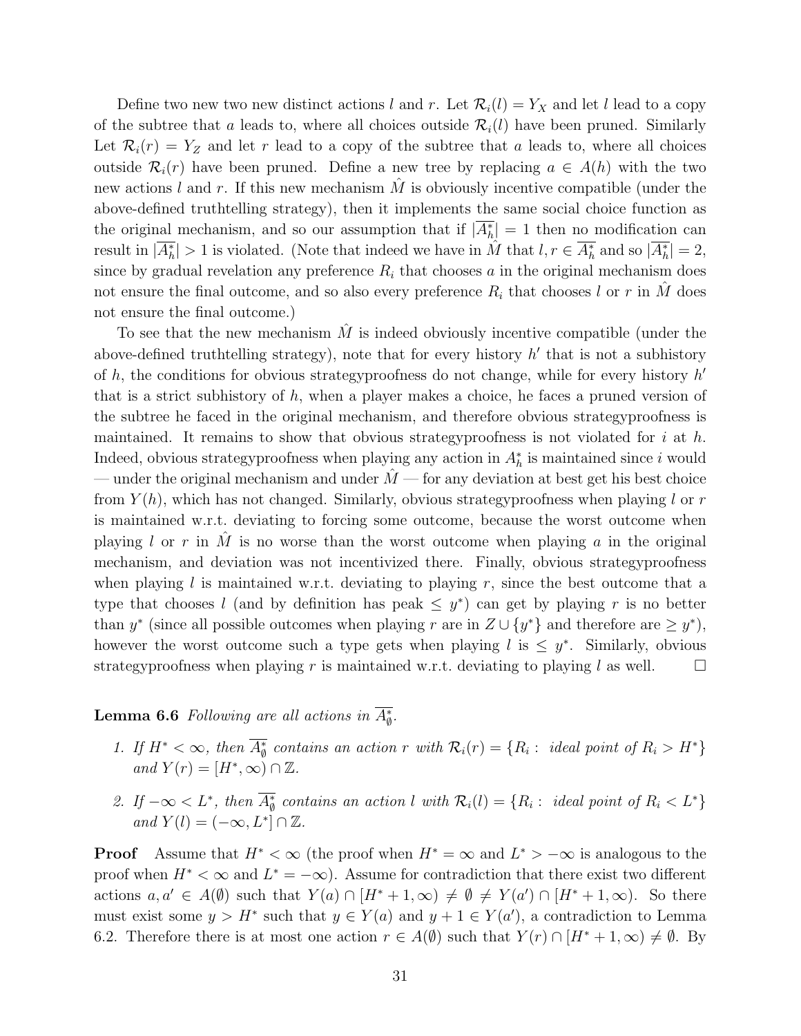Define two new two new distinct actions $l$ and $r$. Let $\mathcal{R}_i(l) = Y_X$ and let $l$ lead to a copy of the subtree that $a$ leads to, where all choices outside $\mathcal{R}_i(l)$ have been pruned. Similarly Let $\mathcal{R}_i(r) = Y_Z$ and let $r$ lead to a copy of the subtree that $a$ leads to, where all choices outside $\mathcal{R}_i(r)$ have been pruned. Define a new tree by replacing $a \in A(h)$ with the two new actions $l$ and $r$. If this new mechanism $\hat{M}$ is obviously incentive compatible (under the above-defined truthtelling strategy), then it implements the same social choice function as the original mechanism, and so our assumption that if $|\overline{A^*_h}| = 1$ then no modification can result in $|\overline{A^*_h}| > 1$ is violated. (Note that indeed we have in $\hat{M}$ that $l, r \in \overline{A^*_h}$ and so $|\overline{A^*_h}| = 2$, since by gradual revelation any preference $R_i$ that chooses $a$ in the original mechanism does not ensure the final outcome, and so also every preference $R_i$ that chooses $l$ or $r$ in $\hat{M}$ does not ensure the final outcome.)

To see that the new mechanism $\hat{M}$ is indeed obviously incentive compatible (under the above-defined truthtelling strategy), note that for every history $h'$ that is not a subhistory of $h$, the conditions for obvious strategyproofness do not change, while for every history $h'$ that is a strict subhistory of $h$, when a player makes a choice, he faces a pruned version of the subtree he faced in the original mechanism, and therefore obvious strategyproofness is maintained. It remains to show that obvious strategyproofness is not violated for $i$ at $h$. Indeed, obvious strategyproofness when playing any action in $A^*_h$ is maintained since $i$ would — under the original mechanism and under $\hat{M}$ — for any deviation at best get his best choice from $Y(h)$, which has not changed. Similarly, obvious strategyproofness when playing $l$ or $r$ is maintained w.r.t. deviating to forcing some outcome, because the worst outcome when playing $l$ or $r$ in $\hat{M}$ is no worse than the worst outcome when playing $a$ in the original mechanism, and deviation was not incentivized there. Finally, obvious strategyproofness when playing $l$ is maintained w.r.t. deviating to playing $r$, since the best outcome that a type that chooses $l$ (and by definition has peak $\leq y^*$) can get by playing $r$ is no better than $y^*$ (since all possible outcomes when playing $r$ are in $Z \cup \{y^*\}$ and therefore are $\geq y^*$), however the worst outcome such a type gets when playing $l$ is $\leq y^*$. Similarly, obvious strategyproofness when playing $r$ is maintained w.r.t. deviating to playing $l$ as well. $\square$

**Lemma 6.6** *Following are all actions in $\overline{A^*_\emptyset}$.*

1. *If $H^* < \infty$, then $\overline{A^*_\emptyset}$ contains an action $r$ with $\mathcal{R}_i(r) = \{R_i : \text{ ideal point of } R_i > H^*\}$ and $Y(r) = [H^*, \infty) \cap \mathbb{Z}$.*
2. *If $-\infty < L^*$, then $\overline{A^*_\emptyset}$ contains an action $l$ with $\mathcal{R}_i(l) = \{R_i : \text{ ideal point of } R_i < L^*\}$ and $Y(l) = (-\infty, L^*] \cap \mathbb{Z}$.*

**Proof** Assume that $H^* < \infty$ (the proof when $H^* = \infty$ and $L^* > -\infty$ is analogous to the proof when $H^* < \infty$ and $L^* = -\infty$). Assume for contradiction that there exist two different actions $a, a' \in A(\emptyset)$ such that $Y(a) \cap [H^* + 1, \infty) \neq \emptyset \neq Y(a') \cap [H^* + 1, \infty)$. So there must exist some $y > H^*$ such that $y \in Y(a)$ and $y + 1 \in Y(a')$, a contradiction to Lemma 6.2. Therefore there is at most one action $r \in A(\emptyset)$ such that $Y(r) \cap [H^* + 1, \infty) \neq \emptyset$. By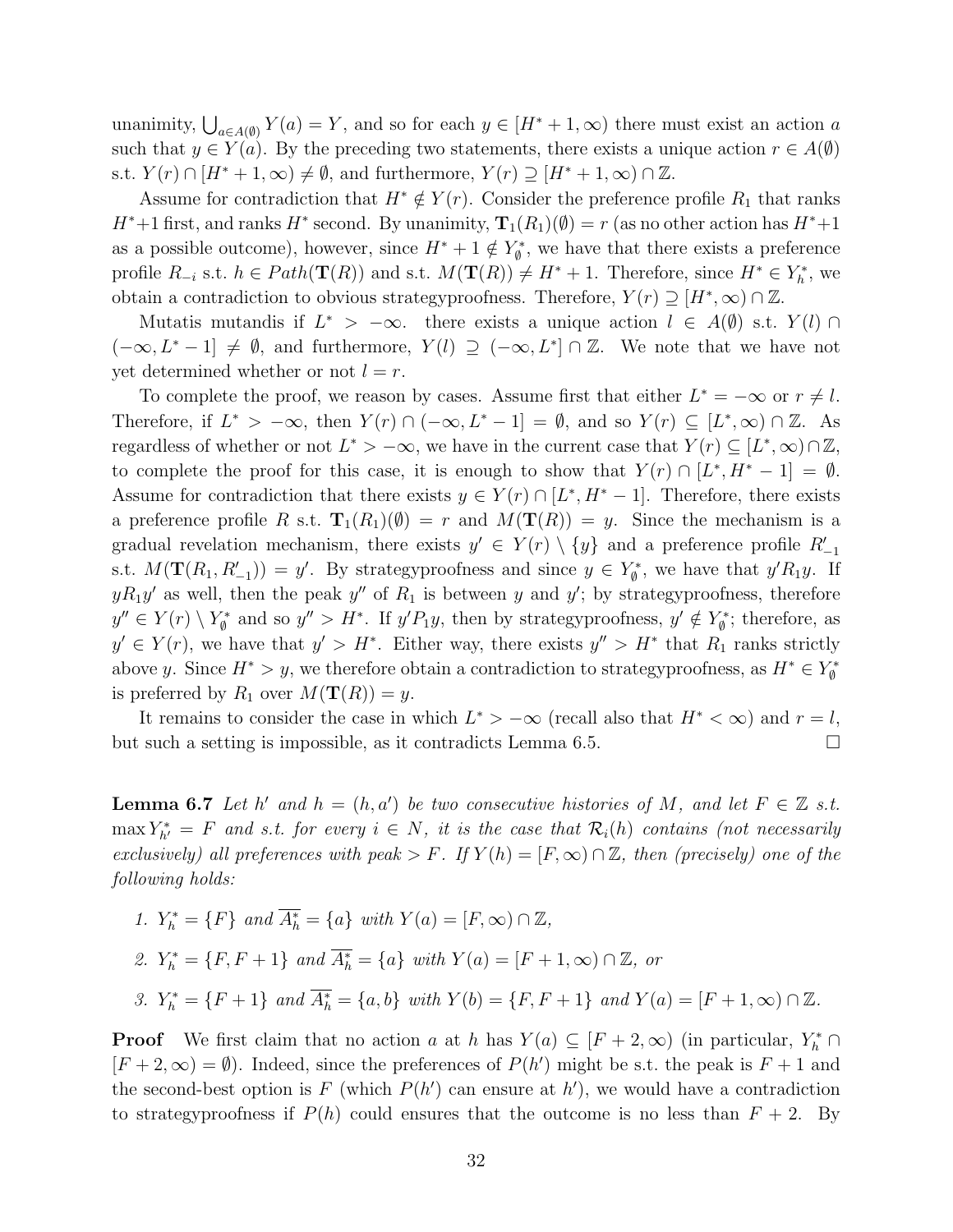unanimity, $\bigcup_{a\in A(\emptyset)} Y(a) = Y$, and so for each $y \in [H^*+1,\infty)$ there must exist an action $a$ such that $y \in Y(a)$. By the preceding two statements, there exists a unique action $r \in A(\emptyset)$ s.t. $Y(r) \cap [H^*+1,\infty) \neq \emptyset$, and furthermore, $Y(r) \supseteq [H^*+1,\infty) \cap \mathbb{Z}$.

Assume for contradiction that $H^* \notin Y(r)$. Consider the preference profile $R_1$ that ranks $H^*+1$ first, and ranks $H^*$ second. By unanimity, $\mathbf{T}_1(R_1)(\emptyset) = r$ (as no other action has $H^*+1$ as a possible outcome), however, since $H^*+1 \notin Y^*_\emptyset$, we have that there exists a preference profile $R_{-i}$ s.t. $h \in Path(\mathbf{T}(R))$ and s.t. $M(\mathbf{T}(R)) \neq H^*+1$. Therefore, since $H^* \in Y^*_h$, we obtain a contradiction to obvious strategyproofness. Therefore, $Y(r) \supseteq [H^*,\infty) \cap \mathbb{Z}$.

Mutatis mutandis if $L^* > -\infty$. there exists a unique action $l \in A(\emptyset)$ s.t. $Y(l) \cap (-\infty, L^*-1] \neq \emptyset$, and furthermore, $Y(l) \supseteq (-\infty, L^*] \cap \mathbb{Z}$. We note that we have not yet determined whether or not $l = r$.

To complete the proof, we reason by cases. Assume first that either $L^* = -\infty$ or $r \neq l$. Therefore, if $L^* > -\infty$, then $Y(r) \cap (-\infty, L^*-1] = \emptyset$, and so $Y(r) \subseteq [L^*,\infty) \cap \mathbb{Z}$. As regardless of whether or not $L^* > -\infty$, we have in the current case that $Y(r) \subseteq [L^*,\infty) \cap \mathbb{Z}$, to complete the proof for this case, it is enough to show that $Y(r) \cap [L^*, H^*-1] = \emptyset$. Assume for contradiction that there exists $y \in Y(r) \cap [L^*, H^*-1]$. Therefore, there exists a preference profile $R$ s.t. $\mathbf{T}_1(R_1)(\emptyset) = r$ and $M(\mathbf{T}(R)) = y$. Since the mechanism is a gradual revelation mechanism, there exists $y' \in Y(r) \setminus \{y\}$ and a preference profile $R'_{-1}$ s.t. $M(\mathbf{T}(R_1, R'_{-1})) = y'$. By strategyproofness and since $y \in Y^*_\emptyset$, we have that $y' R_1 y$. If $y R_1 y'$ as well, then the peak $y''$ of $R_1$ is between $y$ and $y'$; by strategyproofness, therefore $y'' \in Y(r) \setminus Y^*_\emptyset$ and so $y'' > H^*$. If $y' P_1 y$, then by strategyproofness, $y' \notin Y^*_\emptyset$; therefore, as $y' \in Y(r)$, we have that $y' > H^*$. Either way, there exists $y'' > H^*$ that $R_1$ ranks strictly above $y$. Since $H^* > y$, we therefore obtain a contradiction to strategyproofness, as $H^* \in Y^*_\emptyset$ is preferred by $R_1$ over $M(\mathbf{T}(R)) = y$.

It remains to consider the case in which $L^* > -\infty$ (recall also that $H^* < \infty$) and $r = l$, but such a setting is impossible, as it contradicts Lemma 6.5. $\square$

**Lemma 6.7** *Let $h'$ and $h = (h, a')$ be two consecutive histories of $M$, and let $F \in \mathbb{Z}$ s.t. $\max Y^*_{h'} = F$ and s.t. for every $i \in N$, it is the case that $\mathcal{R}_i(h)$ contains (not necessarily exclusively) all preferences with peak $> F$. If $Y(h) = [F,\infty) \cap \mathbb{Z}$, then (precisely) one of the following holds:*

1. *$Y^*_h = \{F\}$ and $\overline{A^*_h} = \{a\}$ with $Y(a) = [F,\infty) \cap \mathbb{Z}$,*
2. *$Y^*_h = \{F, F+1\}$ and $\overline{A^*_h} = \{a\}$ with $Y(a) = [F+1,\infty) \cap \mathbb{Z}$, or*
3. *$Y^*_h = \{F+1\}$ and $\overline{A^*_h} = \{a, b\}$ with $Y(b) = \{F, F+1\}$ and $Y(a) = [F+1,\infty) \cap \mathbb{Z}$.*

**Proof** We first claim that no action $a$ at $h$ has $Y(a) \subseteq [F+2,\infty)$ (in particular, $Y^*_h \cap [F+2,\infty) = \emptyset$). Indeed, since the preferences of $P(h')$ might be s.t. the peak is $F+1$ and the second-best option is $F$ (which $P(h')$ can ensure at $h'$), we would have a contradiction to strategyproofness if $P(h)$ could ensures that the outcome is no less than $F+2$. By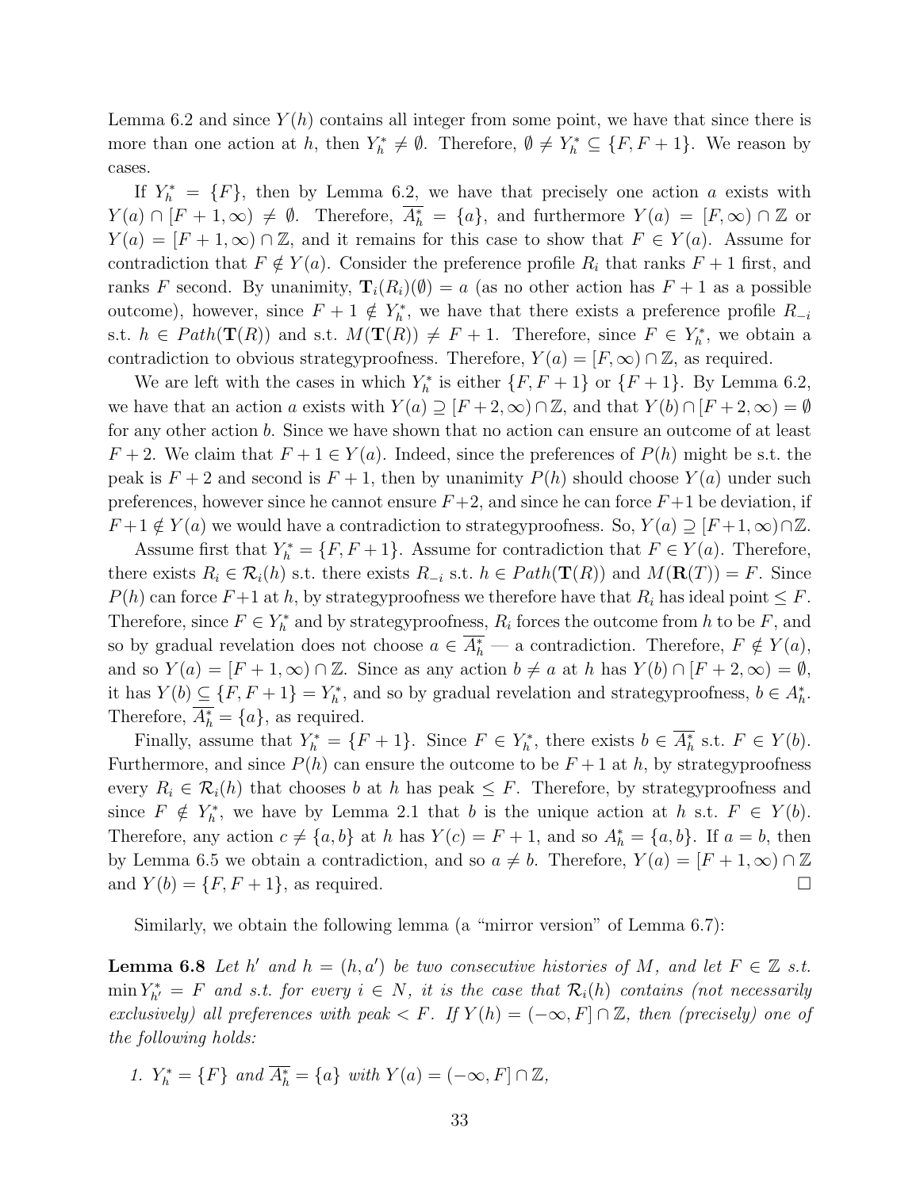Lemma 6.2 and since $Y(h)$ contains all integer from some point, we have that since there is more than one action at $h$, then $Y^*_h \neq \emptyset$. Therefore, $\emptyset \neq Y^*_h \subseteq \{F, F+1\}$. We reason by cases.

If $Y^*_h = \{F\}$, then by Lemma 6.2, we have that precisely one action $a$ exists with $Y(a) \cap [F+1, \infty) \neq \emptyset$. Therefore, $\overline{A^*_h} = \{a\}$, and furthermore $Y(a) = [F, \infty) \cap \mathbb{Z}$ or $Y(a) = [F+1, \infty) \cap \mathbb{Z}$, and it remains for this case to show that $F \in Y(a)$. Assume for contradiction that $F \notin Y(a)$. Consider the preference profile $R_i$ that ranks $F+1$ first, and ranks $F$ second. By unanimity, $\mathbf{T}_i(R_i)(\emptyset) = a$ (as no other action has $F+1$ as a possible outcome), however, since $F+1 \notin Y^*_h$, we have that there exists a preference profile $R_{-i}$ s.t. $h \in Path(\mathbf{T}(R))$ and s.t. $M(\mathbf{T}(R)) \neq F+1$. Therefore, since $F \in Y^*_h$, we obtain a contradiction to obvious strategyproofness. Therefore, $Y(a) = [F, \infty) \cap \mathbb{Z}$, as required.

We are left with the cases in which $Y^*_h$ is either $\{F, F+1\}$ or $\{F+1\}$. By Lemma 6.2, we have that an action $a$ exists with $Y(a) \supseteq [F+2, \infty) \cap \mathbb{Z}$, and that $Y(b) \cap [F+2, \infty) = \emptyset$ for any other action $b$. Since we have shown that no action can ensure an outcome of at least $F+2$. We claim that $F+1 \in Y(a)$. Indeed, since the preferences of $P(h)$ might be s.t. the peak is $F+2$ and second is $F+1$, then by unanimity $P(h)$ should choose $Y(a)$ under such preferences, however since he cannot ensure $F+2$, and since he can force $F+1$ be deviation, if $F+1 \notin Y(a)$ we would have a contradiction to strategyproofness. So, $Y(a) \supseteq [F+1, \infty) \cap \mathbb{Z}$.

Assume first that $Y^*_h = \{F, F+1\}$. Assume for contradiction that $F \in Y(a)$. Therefore, there exists $R_i \in \mathcal{R}_i(h)$ s.t. there exists $R_{-i}$ s.t. $h \in Path(\mathbf{T}(R))$ and $M(\mathbf{R}(T)) = F$. Since $P(h)$ can force $F+1$ at $h$, by strategyproofness we therefore have that $R_i$ has ideal point $\leq F$. Therefore, since $F \in Y^*_h$ and by strategyproofness, $R_i$ forces the outcome from $h$ to be $F$, and so by gradual revelation does not choose $a \in \overline{A^*_h}$ — a contradiction. Therefore, $F \notin Y(a)$, and so $Y(a) = [F+1, \infty) \cap \mathbb{Z}$. Since as any action $b \neq a$ at $h$ has $Y(b) \cap [F+2, \infty) = \emptyset$, it has $Y(b) \subseteq \{F, F+1\} = Y^*_h$, and so by gradual revelation and strategyproofness, $b \in A^*_h$. Therefore, $\overline{A^*_h} = \{a\}$, as required.

Finally, assume that $Y^*_h = \{F+1\}$. Since $F \in Y^*_h$, there exists $b \in \overline{A^*_h}$ s.t. $F \in Y(b)$. Furthermore, and since $P(h)$ can ensure the outcome to be $F+1$ at $h$, by strategyproofness every $R_i \in \mathcal{R}_i(h)$ that chooses $b$ at $h$ has peak $\leq F$. Therefore, by strategyproofness and since $F \notin Y^*_h$, we have by Lemma 2.1 that $b$ is the unique action at $h$ s.t. $F \in Y(b)$. Therefore, any action $c \neq \{a, b\}$ at $h$ has $Y(c) = F+1$, and so $A^*_h = \{a, b\}$. If $a = b$, then by Lemma 6.5 we obtain a contradiction, and so $a \neq b$. Therefore, $Y(a) = [F+1, \infty) \cap \mathbb{Z}$ and $Y(b) = \{F, F+1\}$, as required. $\square$

Similarly, we obtain the following lemma (a "mirror version" of Lemma 6.7):

**Lemma 6.8** *Let $h'$ and $h = (h, a')$ be two consecutive histories of $M$, and let $F \in \mathbb{Z}$ s.t. $\min Y^*_{h'} = F$ and s.t. for every $i \in N$, it is the case that $\mathcal{R}_i(h)$ contains (not necessarily exclusively) all preferences with peak $< F$. If $Y(h) = (-\infty, F] \cap \mathbb{Z}$, then (precisely) one of the following holds:*

1. *$Y^*_h = \{F\}$ and $\overline{A^*_h} = \{a\}$ with $Y(a) = (-\infty, F] \cap \mathbb{Z}$,*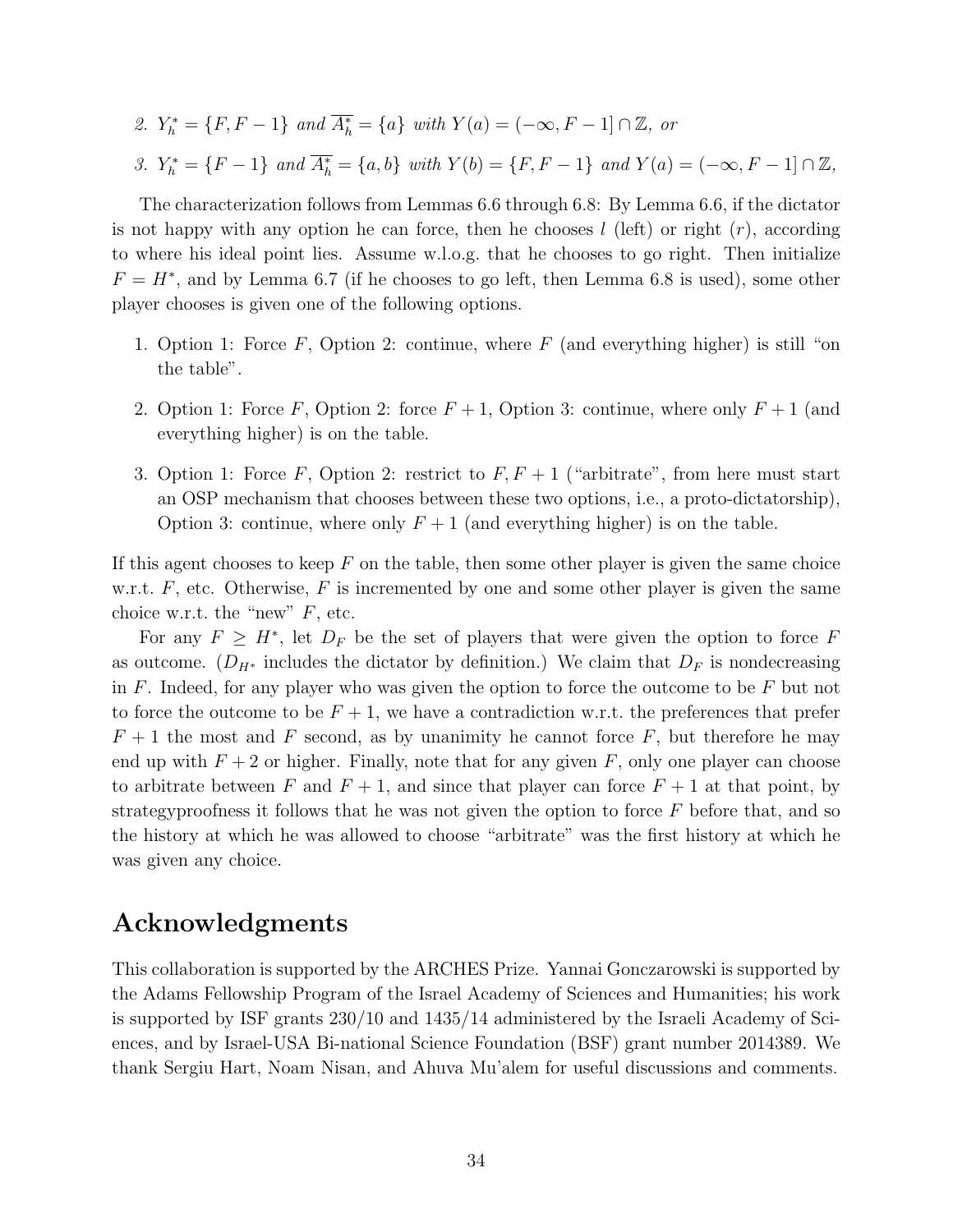2. $Y_h^* = \{F, F-1\}$ *and* $\overline{A_h^*} = \{a\}$ *with* $Y(a) = (-\infty, F-1] \cap \mathbb{Z}$, *or*

3. $Y_h^* = \{F-1\}$ *and* $\overline{A_h^*} = \{a, b\}$ *with* $Y(b) = \{F, F-1\}$ *and* $Y(a) = (-\infty, F-1] \cap \mathbb{Z}$,

The characterization follows from Lemmas 6.6 through 6.8: By Lemma 6.6, if the dictator is not happy with any option he can force, then he chooses $l$ (left) or right ($r$), according to where his ideal point lies. Assume w.l.o.g. that he chooses to go right. Then initialize $F = H^*$, and by Lemma 6.7 (if he chooses to go left, then Lemma 6.8 is used), some other player chooses is given one of the following options.

1. Option 1: Force $F$, Option 2: continue, where $F$ (and everything higher) is still "on the table".

2. Option 1: Force $F$, Option 2: force $F+1$, Option 3: continue, where only $F+1$ (and everything higher) is on the table.

3. Option 1: Force $F$, Option 2: restrict to $F, F+1$ ("arbitrate", from here must start an OSP mechanism that chooses between these two options, i.e., a proto-dictatorship), Option 3: continue, where only $F+1$ (and everything higher) is on the table.

If this agent chooses to keep $F$ on the table, then some other player is given the same choice w.r.t. $F$, etc. Otherwise, $F$ is incremented by one and some other player is given the same choice w.r.t. the "new" $F$, etc.

For any $F \geq H^*$, let $D_F$ be the set of players that were given the option to force $F$ as outcome. ($D_{H^*}$ includes the dictator by definition.) We claim that $D_F$ is nondecreasing in $F$. Indeed, for any player who was given the option to force the outcome to be $F$ but not to force the outcome to be $F+1$, we have a contradiction w.r.t. the preferences that prefer $F+1$ the most and $F$ second, as by unanimity he cannot force $F$, but therefore he may end up with $F+2$ or higher. Finally, note that for any given $F$, only one player can choose to arbitrate between $F$ and $F+1$, and since that player can force $F+1$ at that point, by strategyproofness it follows that he was not given the option to force $F$ before that, and so the history at which he was allowed to choose "arbitrate" was the first history at which he was given any choice.

## Acknowledgments

This collaboration is supported by the ARCHES Prize. Yannai Gonczarowski is supported by the Adams Fellowship Program of the Israel Academy of Sciences and Humanities; his work is supported by ISF grants 230/10 and 1435/14 administered by the Israeli Academy of Sciences, and by Israel-USA Bi-national Science Foundation (BSF) grant number 2014389. We thank Sergiu Hart, Noam Nisan, and Ahuva Mu'alem for useful discussions and comments.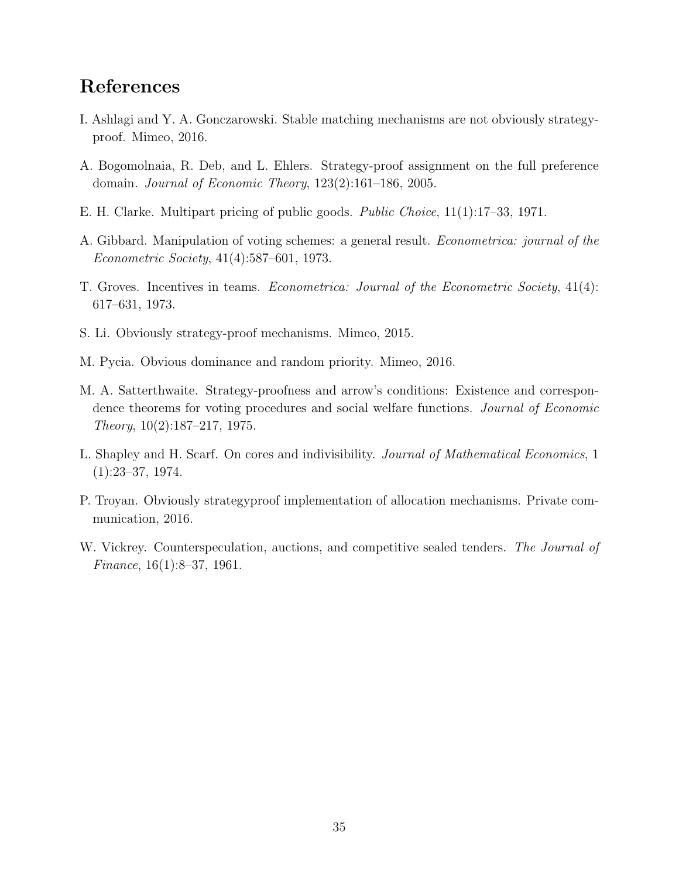## References

I. Ashlagi and Y. A. Gonczarowski. Stable matching mechanisms are not obviously strategy-proof. Mimeo, 2016.

A. Bogomolnaia, R. Deb, and L. Ehlers. Strategy-proof assignment on the full preference domain. *Journal of Economic Theory*, 123(2):161–186, 2005.

E. H. Clarke. Multipart pricing of public goods. *Public Choice*, 11(1):17–33, 1971.

A. Gibbard. Manipulation of voting schemes: a general result. *Econometrica: journal of the Econometric Society*, 41(4):587–601, 1973.

T. Groves. Incentives in teams. *Econometrica: Journal of the Econometric Society*, 41(4): 617–631, 1973.

S. Li. Obviously strategy-proof mechanisms. Mimeo, 2015.

M. Pycia. Obvious dominance and random priority. Mimeo, 2016.

M. A. Satterthwaite. Strategy-proofness and arrow's conditions: Existence and correspondence theorems for voting procedures and social welfare functions. *Journal of Economic Theory*, 10(2):187–217, 1975.

L. Shapley and H. Scarf. On cores and indivisibility. *Journal of Mathematical Economics*, 1 (1):23–37, 1974.

P. Troyan. Obviously strategyproof implementation of allocation mechanisms. Private communication, 2016.

W. Vickrey. Counterspeculation, auctions, and competitive sealed tenders. *The Journal of Finance*, 16(1):8–37, 1961.